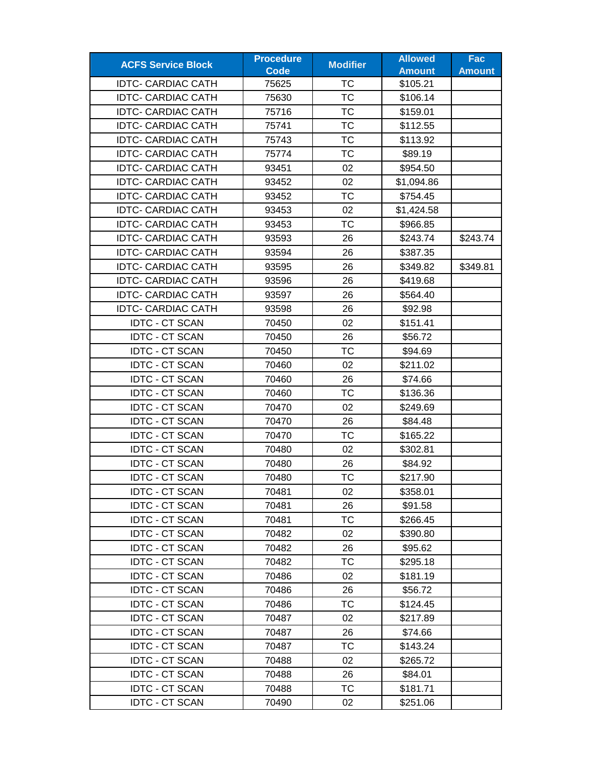| ACFS Service Block | Procedure Code | Modifier | Allowed Amount | Fac Amount |
|---|---|---|---|---|
| IDTC- CARDIAC CATH | 75625 | TC | $105.21 | |
| IDTC- CARDIAC CATH | 75630 | TC | $106.14 | |
| IDTC- CARDIAC CATH | 75716 | TC | $159.01 | |
| IDTC- CARDIAC CATH | 75741 | TC | $112.55 | |
| IDTC- CARDIAC CATH | 75743 | TC | $113.92 | |
| IDTC- CARDIAC CATH | 75774 | TC | $89.19 | |
| IDTC- CARDIAC CATH | 93451 | 02 | $954.50 | |
| IDTC- CARDIAC CATH | 93452 | 02 | $1,094.86 | |
| IDTC- CARDIAC CATH | 93452 | TC | $754.45 | |
| IDTC- CARDIAC CATH | 93453 | 02 | $1,424.58 | |
| IDTC- CARDIAC CATH | 93453 | TC | $966.85 | |
| IDTC- CARDIAC CATH | 93593 | 26 | $243.74 | $243.74 |
| IDTC- CARDIAC CATH | 93594 | 26 | $387.35 | |
| IDTC- CARDIAC CATH | 93595 | 26 | $349.82 | $349.81 |
| IDTC- CARDIAC CATH | 93596 | 26 | $419.68 | |
| IDTC- CARDIAC CATH | 93597 | 26 | $564.40 | |
| IDTC- CARDIAC CATH | 93598 | 26 | $92.98 | |
| IDTC - CT SCAN | 70450 | 02 | $151.41 | |
| IDTC - CT SCAN | 70450 | 26 | $56.72 | |
| IDTC - CT SCAN | 70450 | TC | $94.69 | |
| IDTC - CT SCAN | 70460 | 02 | $211.02 | |
| IDTC - CT SCAN | 70460 | 26 | $74.66 | |
| IDTC - CT SCAN | 70460 | TC | $136.36 | |
| IDTC - CT SCAN | 70470 | 02 | $249.69 | |
| IDTC - CT SCAN | 70470 | 26 | $84.48 | |
| IDTC - CT SCAN | 70470 | TC | $165.22 | |
| IDTC - CT SCAN | 70480 | 02 | $302.81 | |
| IDTC - CT SCAN | 70480 | 26 | $84.92 | |
| IDTC - CT SCAN | 70480 | TC | $217.90 | |
| IDTC - CT SCAN | 70481 | 02 | $358.01 | |
| IDTC - CT SCAN | 70481 | 26 | $91.58 | |
| IDTC - CT SCAN | 70481 | TC | $266.45 | |
| IDTC - CT SCAN | 70482 | 02 | $390.80 | |
| IDTC - CT SCAN | 70482 | 26 | $95.62 | |
| IDTC - CT SCAN | 70482 | TC | $295.18 | |
| IDTC - CT SCAN | 70486 | 02 | $181.19 | |
| IDTC - CT SCAN | 70486 | 26 | $56.72 | |
| IDTC - CT SCAN | 70486 | TC | $124.45 | |
| IDTC - CT SCAN | 70487 | 02 | $217.89 | |
| IDTC - CT SCAN | 70487 | 26 | $74.66 | |
| IDTC - CT SCAN | 70487 | TC | $143.24 | |
| IDTC - CT SCAN | 70488 | 02 | $265.72 | |
| IDTC - CT SCAN | 70488 | 26 | $84.01 | |
| IDTC - CT SCAN | 70488 | TC | $181.71 | |
| IDTC - CT SCAN | 70490 | 02 | $251.06 | |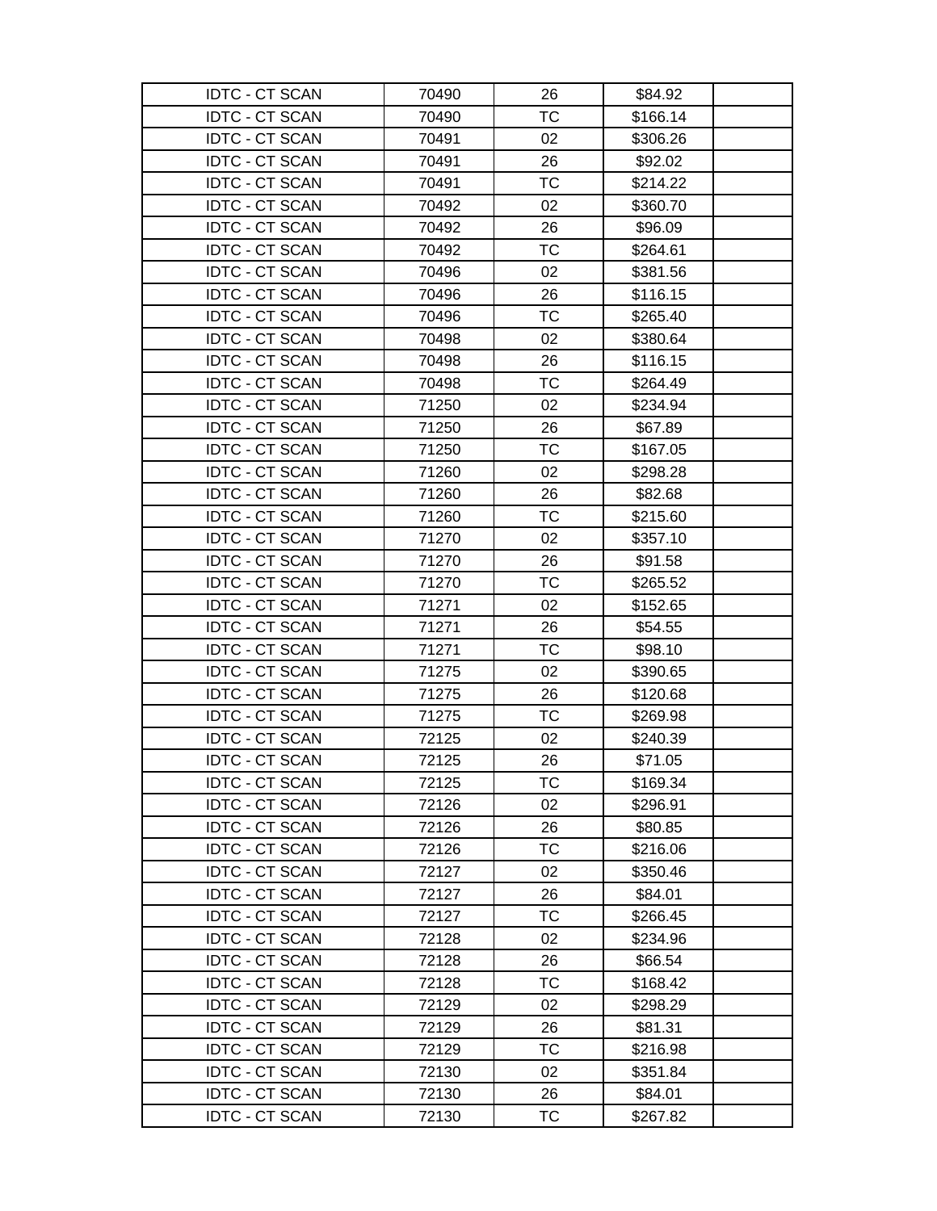| | | | | |
|---|---|---|---|---|
| IDTC - CT SCAN | 70490 | 26 | $84.92 | |
| IDTC - CT SCAN | 70490 | TC | $166.14 | |
| IDTC - CT SCAN | 70491 | 02 | $306.26 | |
| IDTC - CT SCAN | 70491 | 26 | $92.02 | |
| IDTC - CT SCAN | 70491 | TC | $214.22 | |
| IDTC - CT SCAN | 70492 | 02 | $360.70 | |
| IDTC - CT SCAN | 70492 | 26 | $96.09 | |
| IDTC - CT SCAN | 70492 | TC | $264.61 | |
| IDTC - CT SCAN | 70496 | 02 | $381.56 | |
| IDTC - CT SCAN | 70496 | 26 | $116.15 | |
| IDTC - CT SCAN | 70496 | TC | $265.40 | |
| IDTC - CT SCAN | 70498 | 02 | $380.64 | |
| IDTC - CT SCAN | 70498 | 26 | $116.15 | |
| IDTC - CT SCAN | 70498 | TC | $264.49 | |
| IDTC - CT SCAN | 71250 | 02 | $234.94 | |
| IDTC - CT SCAN | 71250 | 26 | $67.89 | |
| IDTC - CT SCAN | 71250 | TC | $167.05 | |
| IDTC - CT SCAN | 71260 | 02 | $298.28 | |
| IDTC - CT SCAN | 71260 | 26 | $82.68 | |
| IDTC - CT SCAN | 71260 | TC | $215.60 | |
| IDTC - CT SCAN | 71270 | 02 | $357.10 | |
| IDTC - CT SCAN | 71270 | 26 | $91.58 | |
| IDTC - CT SCAN | 71270 | TC | $265.52 | |
| IDTC - CT SCAN | 71271 | 02 | $152.65 | |
| IDTC - CT SCAN | 71271 | 26 | $54.55 | |
| IDTC - CT SCAN | 71271 | TC | $98.10 | |
| IDTC - CT SCAN | 71275 | 02 | $390.65 | |
| IDTC - CT SCAN | 71275 | 26 | $120.68 | |
| IDTC - CT SCAN | 71275 | TC | $269.98 | |
| IDTC - CT SCAN | 72125 | 02 | $240.39 | |
| IDTC - CT SCAN | 72125 | 26 | $71.05 | |
| IDTC - CT SCAN | 72125 | TC | $169.34 | |
| IDTC - CT SCAN | 72126 | 02 | $296.91 | |
| IDTC - CT SCAN | 72126 | 26 | $80.85 | |
| IDTC - CT SCAN | 72126 | TC | $216.06 | |
| IDTC - CT SCAN | 72127 | 02 | $350.46 | |
| IDTC - CT SCAN | 72127 | 26 | $84.01 | |
| IDTC - CT SCAN | 72127 | TC | $266.45 | |
| IDTC - CT SCAN | 72128 | 02 | $234.96 | |
| IDTC - CT SCAN | 72128 | 26 | $66.54 | |
| IDTC - CT SCAN | 72128 | TC | $168.42 | |
| IDTC - CT SCAN | 72129 | 02 | $298.29 | |
| IDTC - CT SCAN | 72129 | 26 | $81.31 | |
| IDTC - CT SCAN | 72129 | TC | $216.98 | |
| IDTC - CT SCAN | 72130 | 02 | $351.84 | |
| IDTC - CT SCAN | 72130 | 26 | $84.01 | |
| IDTC - CT SCAN | 72130 | TC | $267.82 | |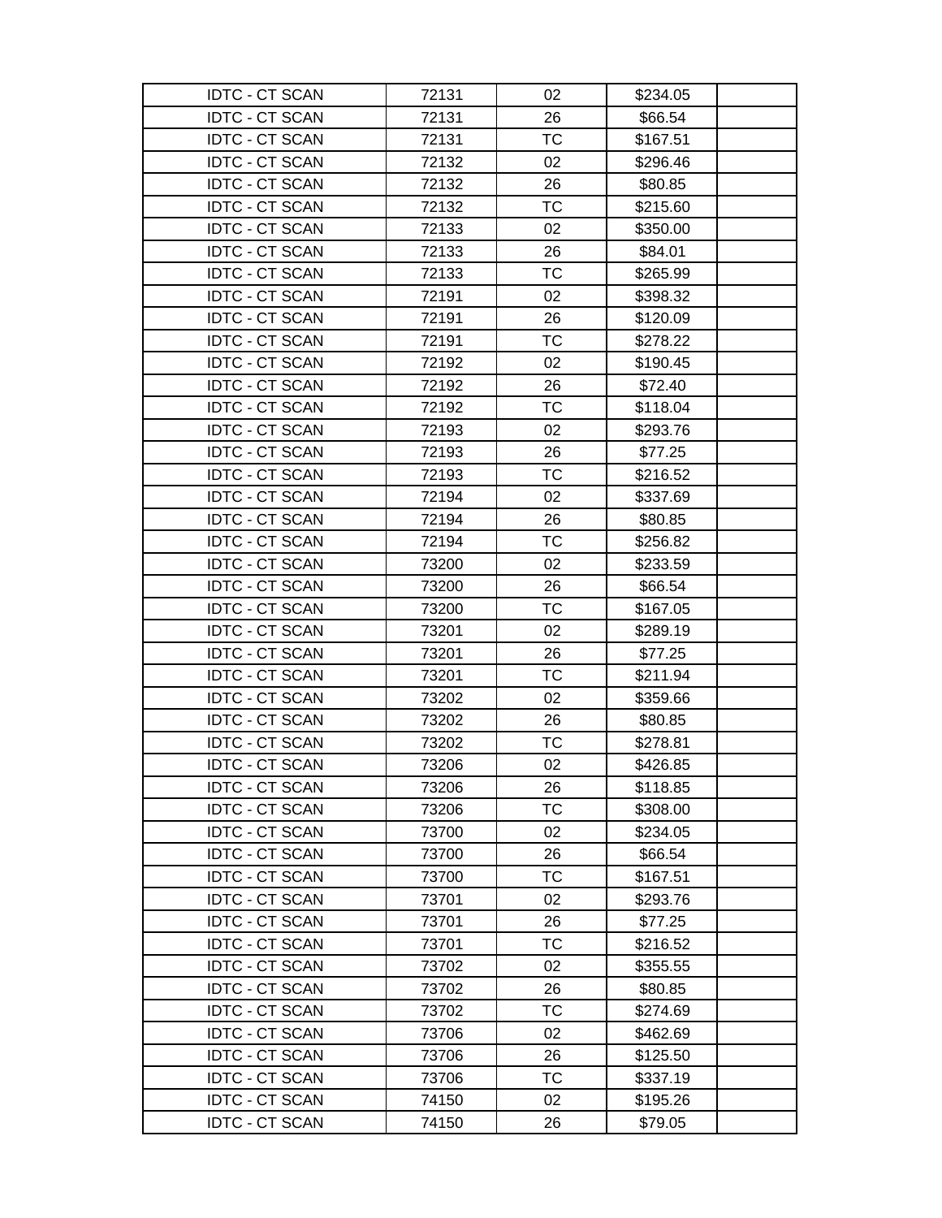| | | | | |
|---|---|---|---|---|
| IDTC - CT SCAN | 72131 | 02 | $234.05 | |
| IDTC - CT SCAN | 72131 | 26 | $66.54 | |
| IDTC - CT SCAN | 72131 | TC | $167.51 | |
| IDTC - CT SCAN | 72132 | 02 | $296.46 | |
| IDTC - CT SCAN | 72132 | 26 | $80.85 | |
| IDTC - CT SCAN | 72132 | TC | $215.60 | |
| IDTC - CT SCAN | 72133 | 02 | $350.00 | |
| IDTC - CT SCAN | 72133 | 26 | $84.01 | |
| IDTC - CT SCAN | 72133 | TC | $265.99 | |
| IDTC - CT SCAN | 72191 | 02 | $398.32 | |
| IDTC - CT SCAN | 72191 | 26 | $120.09 | |
| IDTC - CT SCAN | 72191 | TC | $278.22 | |
| IDTC - CT SCAN | 72192 | 02 | $190.45 | |
| IDTC - CT SCAN | 72192 | 26 | $72.40 | |
| IDTC - CT SCAN | 72192 | TC | $118.04 | |
| IDTC - CT SCAN | 72193 | 02 | $293.76 | |
| IDTC - CT SCAN | 72193 | 26 | $77.25 | |
| IDTC - CT SCAN | 72193 | TC | $216.52 | |
| IDTC - CT SCAN | 72194 | 02 | $337.69 | |
| IDTC - CT SCAN | 72194 | 26 | $80.85 | |
| IDTC - CT SCAN | 72194 | TC | $256.82 | |
| IDTC - CT SCAN | 73200 | 02 | $233.59 | |
| IDTC - CT SCAN | 73200 | 26 | $66.54 | |
| IDTC - CT SCAN | 73200 | TC | $167.05 | |
| IDTC - CT SCAN | 73201 | 02 | $289.19 | |
| IDTC - CT SCAN | 73201 | 26 | $77.25 | |
| IDTC - CT SCAN | 73201 | TC | $211.94 | |
| IDTC - CT SCAN | 73202 | 02 | $359.66 | |
| IDTC - CT SCAN | 73202 | 26 | $80.85 | |
| IDTC - CT SCAN | 73202 | TC | $278.81 | |
| IDTC - CT SCAN | 73206 | 02 | $426.85 | |
| IDTC - CT SCAN | 73206 | 26 | $118.85 | |
| IDTC - CT SCAN | 73206 | TC | $308.00 | |
| IDTC - CT SCAN | 73700 | 02 | $234.05 | |
| IDTC - CT SCAN | 73700 | 26 | $66.54 | |
| IDTC - CT SCAN | 73700 | TC | $167.51 | |
| IDTC - CT SCAN | 73701 | 02 | $293.76 | |
| IDTC - CT SCAN | 73701 | 26 | $77.25 | |
| IDTC - CT SCAN | 73701 | TC | $216.52 | |
| IDTC - CT SCAN | 73702 | 02 | $355.55 | |
| IDTC - CT SCAN | 73702 | 26 | $80.85 | |
| IDTC - CT SCAN | 73702 | TC | $274.69 | |
| IDTC - CT SCAN | 73706 | 02 | $462.69 | |
| IDTC - CT SCAN | 73706 | 26 | $125.50 | |
| IDTC - CT SCAN | 73706 | TC | $337.19 | |
| IDTC - CT SCAN | 74150 | 02 | $195.26 | |
| IDTC - CT SCAN | 74150 | 26 | $79.05 | |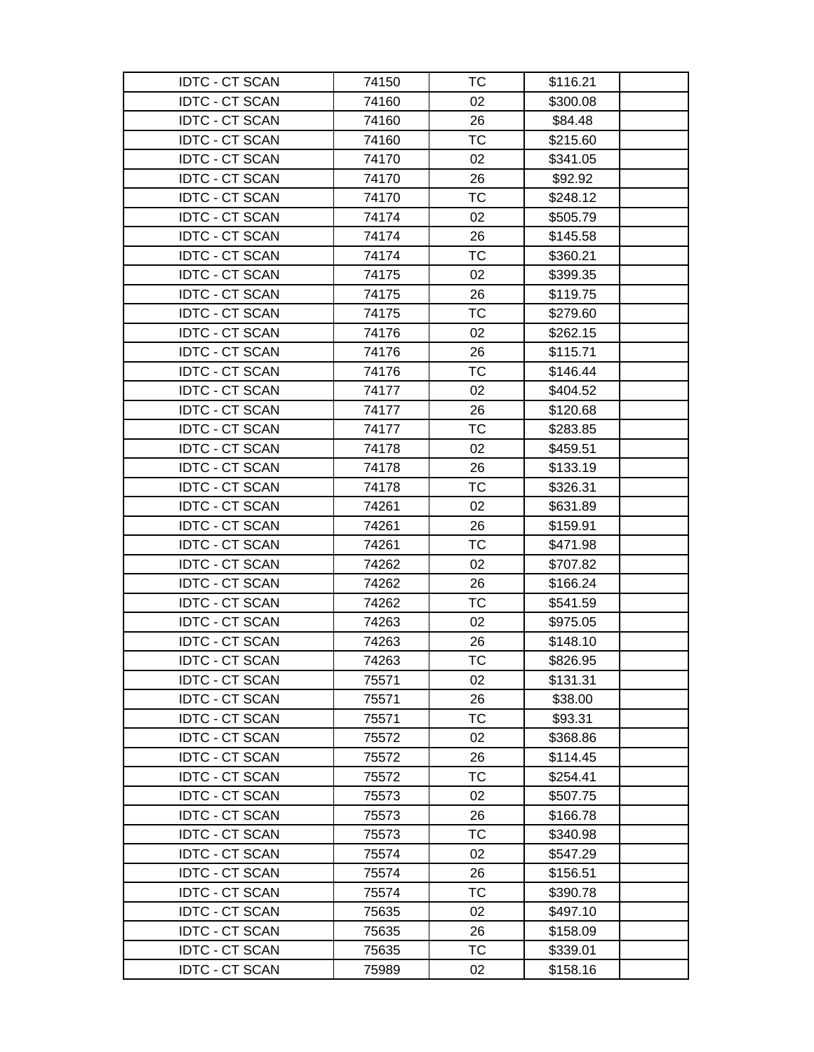| | | | | |
|---|---|---|---|---|
| IDTC - CT SCAN | 74150 | TC | $116.21 | |
| IDTC - CT SCAN | 74160 | 02 | $300.08 | |
| IDTC - CT SCAN | 74160 | 26 | $84.48 | |
| IDTC - CT SCAN | 74160 | TC | $215.60 | |
| IDTC - CT SCAN | 74170 | 02 | $341.05 | |
| IDTC - CT SCAN | 74170 | 26 | $92.92 | |
| IDTC - CT SCAN | 74170 | TC | $248.12 | |
| IDTC - CT SCAN | 74174 | 02 | $505.79 | |
| IDTC - CT SCAN | 74174 | 26 | $145.58 | |
| IDTC - CT SCAN | 74174 | TC | $360.21 | |
| IDTC - CT SCAN | 74175 | 02 | $399.35 | |
| IDTC - CT SCAN | 74175 | 26 | $119.75 | |
| IDTC - CT SCAN | 74175 | TC | $279.60 | |
| IDTC - CT SCAN | 74176 | 02 | $262.15 | |
| IDTC - CT SCAN | 74176 | 26 | $115.71 | |
| IDTC - CT SCAN | 74176 | TC | $146.44 | |
| IDTC - CT SCAN | 74177 | 02 | $404.52 | |
| IDTC - CT SCAN | 74177 | 26 | $120.68 | |
| IDTC - CT SCAN | 74177 | TC | $283.85 | |
| IDTC - CT SCAN | 74178 | 02 | $459.51 | |
| IDTC - CT SCAN | 74178 | 26 | $133.19 | |
| IDTC - CT SCAN | 74178 | TC | $326.31 | |
| IDTC - CT SCAN | 74261 | 02 | $631.89 | |
| IDTC - CT SCAN | 74261 | 26 | $159.91 | |
| IDTC - CT SCAN | 74261 | TC | $471.98 | |
| IDTC - CT SCAN | 74262 | 02 | $707.82 | |
| IDTC - CT SCAN | 74262 | 26 | $166.24 | |
| IDTC - CT SCAN | 74262 | TC | $541.59 | |
| IDTC - CT SCAN | 74263 | 02 | $975.05 | |
| IDTC - CT SCAN | 74263 | 26 | $148.10 | |
| IDTC - CT SCAN | 74263 | TC | $826.95 | |
| IDTC - CT SCAN | 75571 | 02 | $131.31 | |
| IDTC - CT SCAN | 75571 | 26 | $38.00 | |
| IDTC - CT SCAN | 75571 | TC | $93.31 | |
| IDTC - CT SCAN | 75572 | 02 | $368.86 | |
| IDTC - CT SCAN | 75572 | 26 | $114.45 | |
| IDTC - CT SCAN | 75572 | TC | $254.41 | |
| IDTC - CT SCAN | 75573 | 02 | $507.75 | |
| IDTC - CT SCAN | 75573 | 26 | $166.78 | |
| IDTC - CT SCAN | 75573 | TC | $340.98 | |
| IDTC - CT SCAN | 75574 | 02 | $547.29 | |
| IDTC - CT SCAN | 75574 | 26 | $156.51 | |
| IDTC - CT SCAN | 75574 | TC | $390.78 | |
| IDTC - CT SCAN | 75635 | 02 | $497.10 | |
| IDTC - CT SCAN | 75635 | 26 | $158.09 | |
| IDTC - CT SCAN | 75635 | TC | $339.01 | |
| IDTC - CT SCAN | 75989 | 02 | $158.16 | |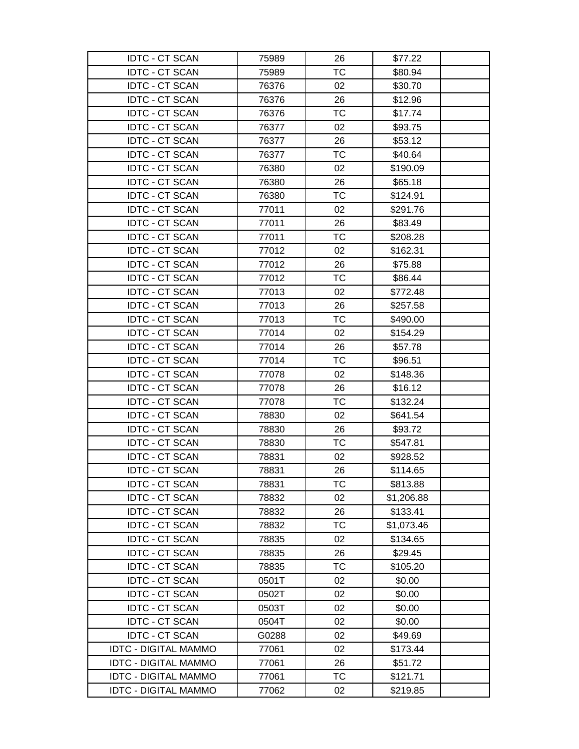| | | | | |
|---|---|---|---|---|
| IDTC - CT SCAN | 75989 | 26 | $77.22 | |
| IDTC - CT SCAN | 75989 | TC | $80.94 | |
| IDTC - CT SCAN | 76376 | 02 | $30.70 | |
| IDTC - CT SCAN | 76376 | 26 | $12.96 | |
| IDTC - CT SCAN | 76376 | TC | $17.74 | |
| IDTC - CT SCAN | 76377 | 02 | $93.75 | |
| IDTC - CT SCAN | 76377 | 26 | $53.12 | |
| IDTC - CT SCAN | 76377 | TC | $40.64 | |
| IDTC - CT SCAN | 76380 | 02 | $190.09 | |
| IDTC - CT SCAN | 76380 | 26 | $65.18 | |
| IDTC - CT SCAN | 76380 | TC | $124.91 | |
| IDTC - CT SCAN | 77011 | 02 | $291.76 | |
| IDTC - CT SCAN | 77011 | 26 | $83.49 | |
| IDTC - CT SCAN | 77011 | TC | $208.28 | |
| IDTC - CT SCAN | 77012 | 02 | $162.31 | |
| IDTC - CT SCAN | 77012 | 26 | $75.88 | |
| IDTC - CT SCAN | 77012 | TC | $86.44 | |
| IDTC - CT SCAN | 77013 | 02 | $772.48 | |
| IDTC - CT SCAN | 77013 | 26 | $257.58 | |
| IDTC - CT SCAN | 77013 | TC | $490.00 | |
| IDTC - CT SCAN | 77014 | 02 | $154.29 | |
| IDTC - CT SCAN | 77014 | 26 | $57.78 | |
| IDTC - CT SCAN | 77014 | TC | $96.51 | |
| IDTC - CT SCAN | 77078 | 02 | $148.36 | |
| IDTC - CT SCAN | 77078 | 26 | $16.12 | |
| IDTC - CT SCAN | 77078 | TC | $132.24 | |
| IDTC - CT SCAN | 78830 | 02 | $641.54 | |
| IDTC - CT SCAN | 78830 | 26 | $93.72 | |
| IDTC - CT SCAN | 78830 | TC | $547.81 | |
| IDTC - CT SCAN | 78831 | 02 | $928.52 | |
| IDTC - CT SCAN | 78831 | 26 | $114.65 | |
| IDTC - CT SCAN | 78831 | TC | $813.88 | |
| IDTC - CT SCAN | 78832 | 02 | $1,206.88 | |
| IDTC - CT SCAN | 78832 | 26 | $133.41 | |
| IDTC - CT SCAN | 78832 | TC | $1,073.46 | |
| IDTC - CT SCAN | 78835 | 02 | $134.65 | |
| IDTC - CT SCAN | 78835 | 26 | $29.45 | |
| IDTC - CT SCAN | 78835 | TC | $105.20 | |
| IDTC - CT SCAN | 0501T | 02 | $0.00 | |
| IDTC - CT SCAN | 0502T | 02 | $0.00 | |
| IDTC - CT SCAN | 0503T | 02 | $0.00 | |
| IDTC - CT SCAN | 0504T | 02 | $0.00 | |
| IDTC - CT SCAN | G0288 | 02 | $49.69 | |
| IDTC - DIGITAL MAMMO | 77061 | 02 | $173.44 | |
| IDTC - DIGITAL MAMMO | 77061 | 26 | $51.72 | |
| IDTC - DIGITAL MAMMO | 77061 | TC | $121.71 | |
| IDTC - DIGITAL MAMMO | 77062 | 02 | $219.85 | |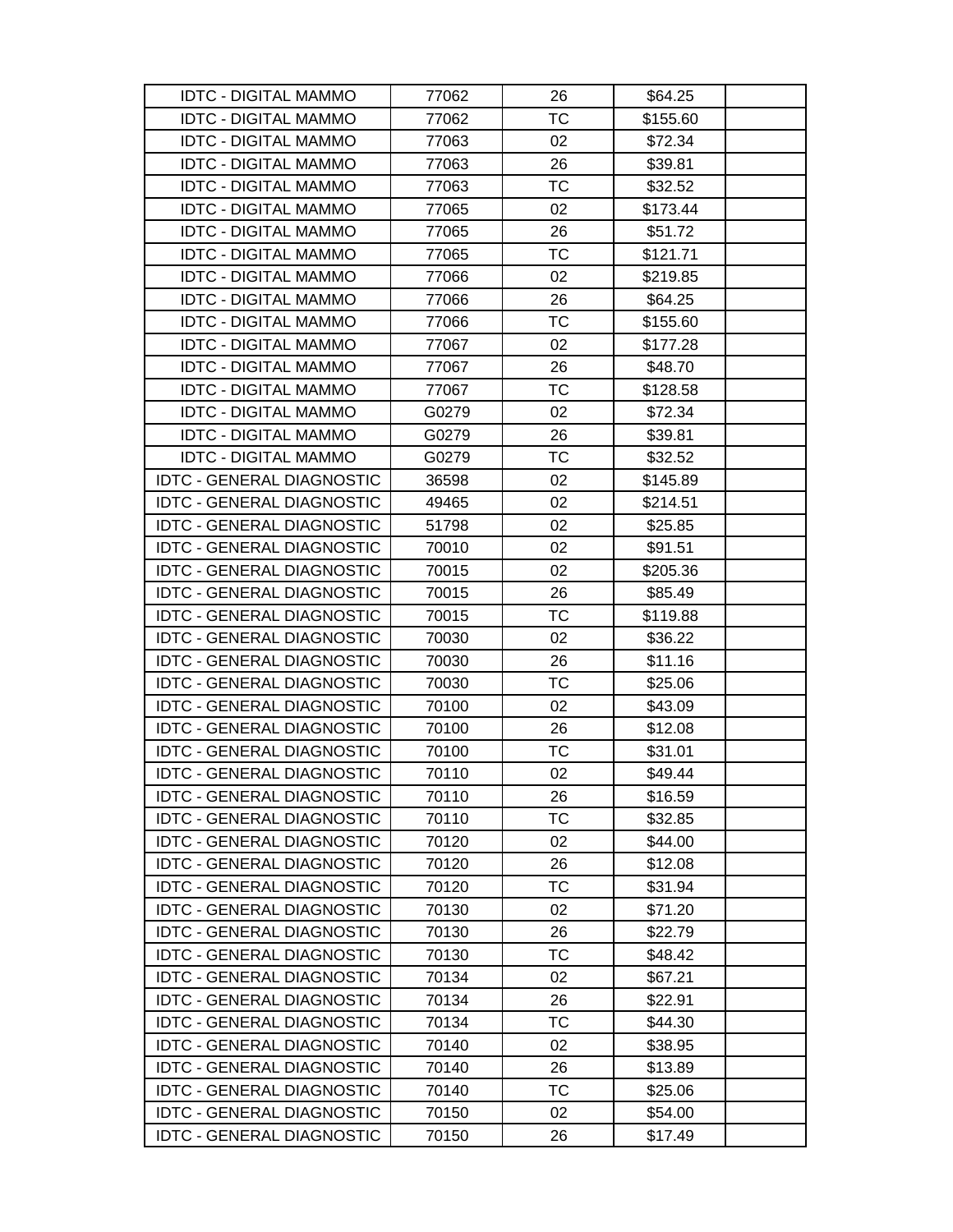| | | | | |
|---|---|---|---|---|
| IDTC - DIGITAL MAMMO | 77062 | 26 | $64.25 | |
| IDTC - DIGITAL MAMMO | 77062 | TC | $155.60 | |
| IDTC - DIGITAL MAMMO | 77063 | 02 | $72.34 | |
| IDTC - DIGITAL MAMMO | 77063 | 26 | $39.81 | |
| IDTC - DIGITAL MAMMO | 77063 | TC | $32.52 | |
| IDTC - DIGITAL MAMMO | 77065 | 02 | $173.44 | |
| IDTC - DIGITAL MAMMO | 77065 | 26 | $51.72 | |
| IDTC - DIGITAL MAMMO | 77065 | TC | $121.71 | |
| IDTC - DIGITAL MAMMO | 77066 | 02 | $219.85 | |
| IDTC - DIGITAL MAMMO | 77066 | 26 | $64.25 | |
| IDTC - DIGITAL MAMMO | 77066 | TC | $155.60 | |
| IDTC - DIGITAL MAMMO | 77067 | 02 | $177.28 | |
| IDTC - DIGITAL MAMMO | 77067 | 26 | $48.70 | |
| IDTC - DIGITAL MAMMO | 77067 | TC | $128.58 | |
| IDTC - DIGITAL MAMMO | G0279 | 02 | $72.34 | |
| IDTC - DIGITAL MAMMO | G0279 | 26 | $39.81 | |
| IDTC - DIGITAL MAMMO | G0279 | TC | $32.52 | |
| IDTC - GENERAL DIAGNOSTIC | 36598 | 02 | $145.89 | |
| IDTC - GENERAL DIAGNOSTIC | 49465 | 02 | $214.51 | |
| IDTC - GENERAL DIAGNOSTIC | 51798 | 02 | $25.85 | |
| IDTC - GENERAL DIAGNOSTIC | 70010 | 02 | $91.51 | |
| IDTC - GENERAL DIAGNOSTIC | 70015 | 02 | $205.36 | |
| IDTC - GENERAL DIAGNOSTIC | 70015 | 26 | $85.49 | |
| IDTC - GENERAL DIAGNOSTIC | 70015 | TC | $119.88 | |
| IDTC - GENERAL DIAGNOSTIC | 70030 | 02 | $36.22 | |
| IDTC - GENERAL DIAGNOSTIC | 70030 | 26 | $11.16 | |
| IDTC - GENERAL DIAGNOSTIC | 70030 | TC | $25.06 | |
| IDTC - GENERAL DIAGNOSTIC | 70100 | 02 | $43.09 | |
| IDTC - GENERAL DIAGNOSTIC | 70100 | 26 | $12.08 | |
| IDTC - GENERAL DIAGNOSTIC | 70100 | TC | $31.01 | |
| IDTC - GENERAL DIAGNOSTIC | 70110 | 02 | $49.44 | |
| IDTC - GENERAL DIAGNOSTIC | 70110 | 26 | $16.59 | |
| IDTC - GENERAL DIAGNOSTIC | 70110 | TC | $32.85 | |
| IDTC - GENERAL DIAGNOSTIC | 70120 | 02 | $44.00 | |
| IDTC - GENERAL DIAGNOSTIC | 70120 | 26 | $12.08 | |
| IDTC - GENERAL DIAGNOSTIC | 70120 | TC | $31.94 | |
| IDTC - GENERAL DIAGNOSTIC | 70130 | 02 | $71.20 | |
| IDTC - GENERAL DIAGNOSTIC | 70130 | 26 | $22.79 | |
| IDTC - GENERAL DIAGNOSTIC | 70130 | TC | $48.42 | |
| IDTC - GENERAL DIAGNOSTIC | 70134 | 02 | $67.21 | |
| IDTC - GENERAL DIAGNOSTIC | 70134 | 26 | $22.91 | |
| IDTC - GENERAL DIAGNOSTIC | 70134 | TC | $44.30 | |
| IDTC - GENERAL DIAGNOSTIC | 70140 | 02 | $38.95 | |
| IDTC - GENERAL DIAGNOSTIC | 70140 | 26 | $13.89 | |
| IDTC - GENERAL DIAGNOSTIC | 70140 | TC | $25.06 | |
| IDTC - GENERAL DIAGNOSTIC | 70150 | 02 | $54.00 | |
| IDTC - GENERAL DIAGNOSTIC | 70150 | 26 | $17.49 | |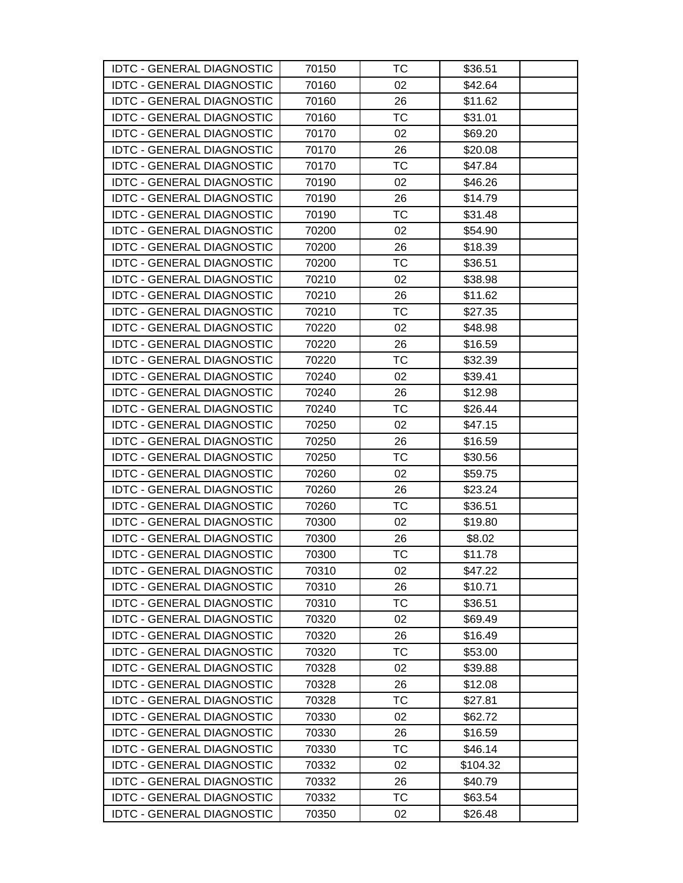| | | | | |
|---|---|---|---|---|
| IDTC - GENERAL DIAGNOSTIC | 70150 | TC | $36.51 | |
| IDTC - GENERAL DIAGNOSTIC | 70160 | 02 | $42.64 | |
| IDTC - GENERAL DIAGNOSTIC | 70160 | 26 | $11.62 | |
| IDTC - GENERAL DIAGNOSTIC | 70160 | TC | $31.01 | |
| IDTC - GENERAL DIAGNOSTIC | 70170 | 02 | $69.20 | |
| IDTC - GENERAL DIAGNOSTIC | 70170 | 26 | $20.08 | |
| IDTC - GENERAL DIAGNOSTIC | 70170 | TC | $47.84 | |
| IDTC - GENERAL DIAGNOSTIC | 70190 | 02 | $46.26 | |
| IDTC - GENERAL DIAGNOSTIC | 70190 | 26 | $14.79 | |
| IDTC - GENERAL DIAGNOSTIC | 70190 | TC | $31.48 | |
| IDTC - GENERAL DIAGNOSTIC | 70200 | 02 | $54.90 | |
| IDTC - GENERAL DIAGNOSTIC | 70200 | 26 | $18.39 | |
| IDTC - GENERAL DIAGNOSTIC | 70200 | TC | $36.51 | |
| IDTC - GENERAL DIAGNOSTIC | 70210 | 02 | $38.98 | |
| IDTC - GENERAL DIAGNOSTIC | 70210 | 26 | $11.62 | |
| IDTC - GENERAL DIAGNOSTIC | 70210 | TC | $27.35 | |
| IDTC - GENERAL DIAGNOSTIC | 70220 | 02 | $48.98 | |
| IDTC - GENERAL DIAGNOSTIC | 70220 | 26 | $16.59 | |
| IDTC - GENERAL DIAGNOSTIC | 70220 | TC | $32.39 | |
| IDTC - GENERAL DIAGNOSTIC | 70240 | 02 | $39.41 | |
| IDTC - GENERAL DIAGNOSTIC | 70240 | 26 | $12.98 | |
| IDTC - GENERAL DIAGNOSTIC | 70240 | TC | $26.44 | |
| IDTC - GENERAL DIAGNOSTIC | 70250 | 02 | $47.15 | |
| IDTC - GENERAL DIAGNOSTIC | 70250 | 26 | $16.59 | |
| IDTC - GENERAL DIAGNOSTIC | 70250 | TC | $30.56 | |
| IDTC - GENERAL DIAGNOSTIC | 70260 | 02 | $59.75 | |
| IDTC - GENERAL DIAGNOSTIC | 70260 | 26 | $23.24 | |
| IDTC - GENERAL DIAGNOSTIC | 70260 | TC | $36.51 | |
| IDTC - GENERAL DIAGNOSTIC | 70300 | 02 | $19.80 | |
| IDTC - GENERAL DIAGNOSTIC | 70300 | 26 | $8.02 | |
| IDTC - GENERAL DIAGNOSTIC | 70300 | TC | $11.78 | |
| IDTC - GENERAL DIAGNOSTIC | 70310 | 02 | $47.22 | |
| IDTC - GENERAL DIAGNOSTIC | 70310 | 26 | $10.71 | |
| IDTC - GENERAL DIAGNOSTIC | 70310 | TC | $36.51 | |
| IDTC - GENERAL DIAGNOSTIC | 70320 | 02 | $69.49 | |
| IDTC - GENERAL DIAGNOSTIC | 70320 | 26 | $16.49 | |
| IDTC - GENERAL DIAGNOSTIC | 70320 | TC | $53.00 | |
| IDTC - GENERAL DIAGNOSTIC | 70328 | 02 | $39.88 | |
| IDTC - GENERAL DIAGNOSTIC | 70328 | 26 | $12.08 | |
| IDTC - GENERAL DIAGNOSTIC | 70328 | TC | $27.81 | |
| IDTC - GENERAL DIAGNOSTIC | 70330 | 02 | $62.72 | |
| IDTC - GENERAL DIAGNOSTIC | 70330 | 26 | $16.59 | |
| IDTC - GENERAL DIAGNOSTIC | 70330 | TC | $46.14 | |
| IDTC - GENERAL DIAGNOSTIC | 70332 | 02 | $104.32 | |
| IDTC - GENERAL DIAGNOSTIC | 70332 | 26 | $40.79 | |
| IDTC - GENERAL DIAGNOSTIC | 70332 | TC | $63.54 | |
| IDTC - GENERAL DIAGNOSTIC | 70350 | 02 | $26.48 | |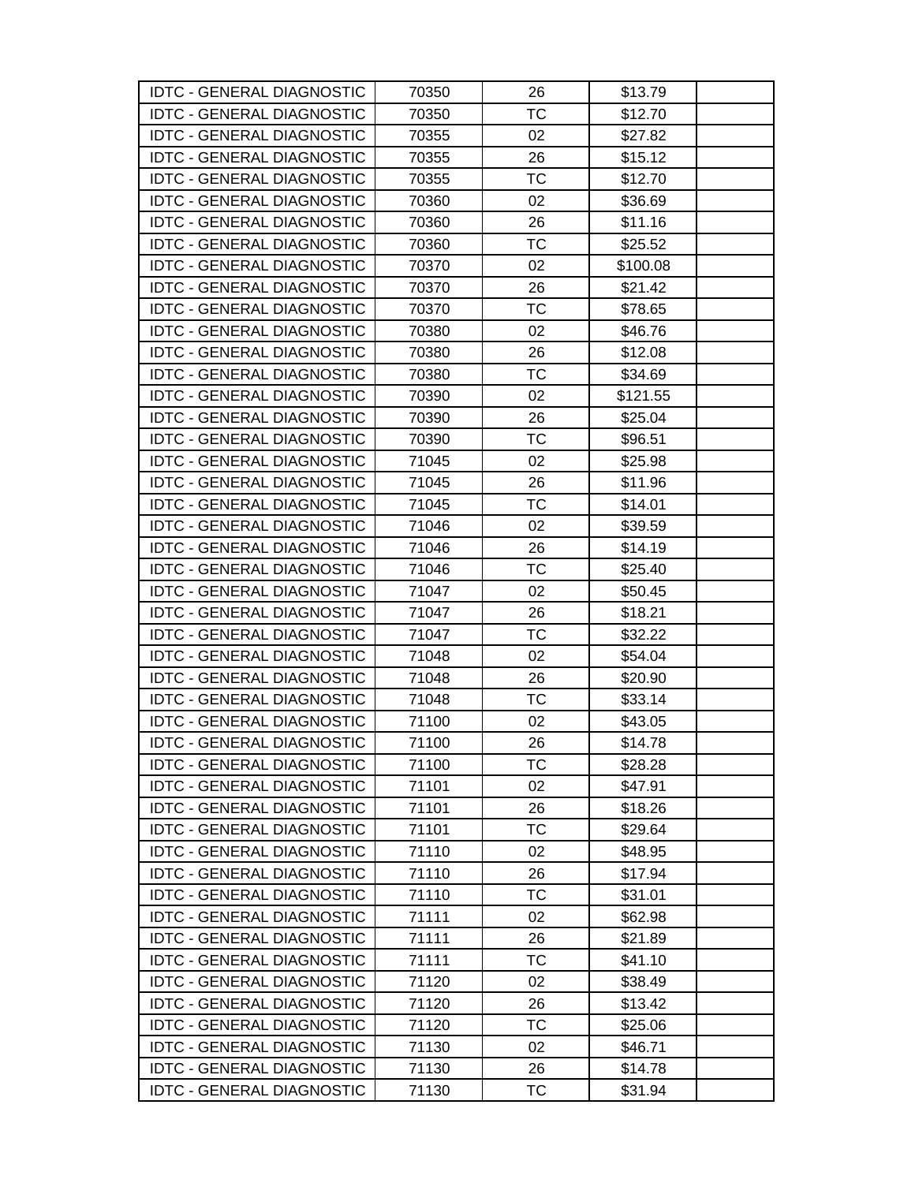| | | | | |
|---|---|---|---|---|
| IDTC - GENERAL DIAGNOSTIC | 70350 | 26 | $13.79 | |
| IDTC - GENERAL DIAGNOSTIC | 70350 | TC | $12.70 | |
| IDTC - GENERAL DIAGNOSTIC | 70355 | 02 | $27.82 | |
| IDTC - GENERAL DIAGNOSTIC | 70355 | 26 | $15.12 | |
| IDTC - GENERAL DIAGNOSTIC | 70355 | TC | $12.70 | |
| IDTC - GENERAL DIAGNOSTIC | 70360 | 02 | $36.69 | |
| IDTC - GENERAL DIAGNOSTIC | 70360 | 26 | $11.16 | |
| IDTC - GENERAL DIAGNOSTIC | 70360 | TC | $25.52 | |
| IDTC - GENERAL DIAGNOSTIC | 70370 | 02 | $100.08 | |
| IDTC - GENERAL DIAGNOSTIC | 70370 | 26 | $21.42 | |
| IDTC - GENERAL DIAGNOSTIC | 70370 | TC | $78.65 | |
| IDTC - GENERAL DIAGNOSTIC | 70380 | 02 | $46.76 | |
| IDTC - GENERAL DIAGNOSTIC | 70380 | 26 | $12.08 | |
| IDTC - GENERAL DIAGNOSTIC | 70380 | TC | $34.69 | |
| IDTC - GENERAL DIAGNOSTIC | 70390 | 02 | $121.55 | |
| IDTC - GENERAL DIAGNOSTIC | 70390 | 26 | $25.04 | |
| IDTC - GENERAL DIAGNOSTIC | 70390 | TC | $96.51 | |
| IDTC - GENERAL DIAGNOSTIC | 71045 | 02 | $25.98 | |
| IDTC - GENERAL DIAGNOSTIC | 71045 | 26 | $11.96 | |
| IDTC - GENERAL DIAGNOSTIC | 71045 | TC | $14.01 | |
| IDTC - GENERAL DIAGNOSTIC | 71046 | 02 | $39.59 | |
| IDTC - GENERAL DIAGNOSTIC | 71046 | 26 | $14.19 | |
| IDTC - GENERAL DIAGNOSTIC | 71046 | TC | $25.40 | |
| IDTC - GENERAL DIAGNOSTIC | 71047 | 02 | $50.45 | |
| IDTC - GENERAL DIAGNOSTIC | 71047 | 26 | $18.21 | |
| IDTC - GENERAL DIAGNOSTIC | 71047 | TC | $32.22 | |
| IDTC - GENERAL DIAGNOSTIC | 71048 | 02 | $54.04 | |
| IDTC - GENERAL DIAGNOSTIC | 71048 | 26 | $20.90 | |
| IDTC - GENERAL DIAGNOSTIC | 71048 | TC | $33.14 | |
| IDTC - GENERAL DIAGNOSTIC | 71100 | 02 | $43.05 | |
| IDTC - GENERAL DIAGNOSTIC | 71100 | 26 | $14.78 | |
| IDTC - GENERAL DIAGNOSTIC | 71100 | TC | $28.28 | |
| IDTC - GENERAL DIAGNOSTIC | 71101 | 02 | $47.91 | |
| IDTC - GENERAL DIAGNOSTIC | 71101 | 26 | $18.26 | |
| IDTC - GENERAL DIAGNOSTIC | 71101 | TC | $29.64 | |
| IDTC - GENERAL DIAGNOSTIC | 71110 | 02 | $48.95 | |
| IDTC - GENERAL DIAGNOSTIC | 71110 | 26 | $17.94 | |
| IDTC - GENERAL DIAGNOSTIC | 71110 | TC | $31.01 | |
| IDTC - GENERAL DIAGNOSTIC | 71111 | 02 | $62.98 | |
| IDTC - GENERAL DIAGNOSTIC | 71111 | 26 | $21.89 | |
| IDTC - GENERAL DIAGNOSTIC | 71111 | TC | $41.10 | |
| IDTC - GENERAL DIAGNOSTIC | 71120 | 02 | $38.49 | |
| IDTC - GENERAL DIAGNOSTIC | 71120 | 26 | $13.42 | |
| IDTC - GENERAL DIAGNOSTIC | 71120 | TC | $25.06 | |
| IDTC - GENERAL DIAGNOSTIC | 71130 | 02 | $46.71 | |
| IDTC - GENERAL DIAGNOSTIC | 71130 | 26 | $14.78 | |
| IDTC - GENERAL DIAGNOSTIC | 71130 | TC | $31.94 | |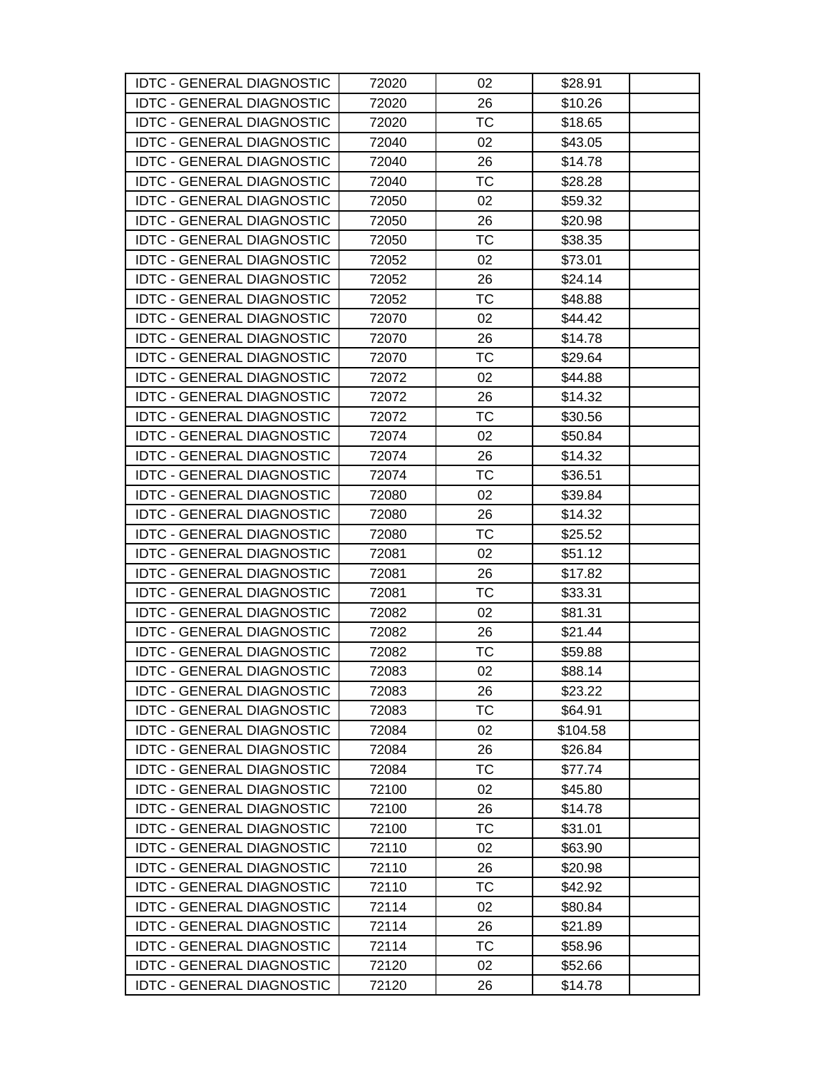| | | | | |
|---|---|---|---|---|
| IDTC - GENERAL DIAGNOSTIC | 72020 | 02 | $28.91 | |
| IDTC - GENERAL DIAGNOSTIC | 72020 | 26 | $10.26 | |
| IDTC - GENERAL DIAGNOSTIC | 72020 | TC | $18.65 | |
| IDTC - GENERAL DIAGNOSTIC | 72040 | 02 | $43.05 | |
| IDTC - GENERAL DIAGNOSTIC | 72040 | 26 | $14.78 | |
| IDTC - GENERAL DIAGNOSTIC | 72040 | TC | $28.28 | |
| IDTC - GENERAL DIAGNOSTIC | 72050 | 02 | $59.32 | |
| IDTC - GENERAL DIAGNOSTIC | 72050 | 26 | $20.98 | |
| IDTC - GENERAL DIAGNOSTIC | 72050 | TC | $38.35 | |
| IDTC - GENERAL DIAGNOSTIC | 72052 | 02 | $73.01 | |
| IDTC - GENERAL DIAGNOSTIC | 72052 | 26 | $24.14 | |
| IDTC - GENERAL DIAGNOSTIC | 72052 | TC | $48.88 | |
| IDTC - GENERAL DIAGNOSTIC | 72070 | 02 | $44.42 | |
| IDTC - GENERAL DIAGNOSTIC | 72070 | 26 | $14.78 | |
| IDTC - GENERAL DIAGNOSTIC | 72070 | TC | $29.64 | |
| IDTC - GENERAL DIAGNOSTIC | 72072 | 02 | $44.88 | |
| IDTC - GENERAL DIAGNOSTIC | 72072 | 26 | $14.32 | |
| IDTC - GENERAL DIAGNOSTIC | 72072 | TC | $30.56 | |
| IDTC - GENERAL DIAGNOSTIC | 72074 | 02 | $50.84 | |
| IDTC - GENERAL DIAGNOSTIC | 72074 | 26 | $14.32 | |
| IDTC - GENERAL DIAGNOSTIC | 72074 | TC | $36.51 | |
| IDTC - GENERAL DIAGNOSTIC | 72080 | 02 | $39.84 | |
| IDTC - GENERAL DIAGNOSTIC | 72080 | 26 | $14.32 | |
| IDTC - GENERAL DIAGNOSTIC | 72080 | TC | $25.52 | |
| IDTC - GENERAL DIAGNOSTIC | 72081 | 02 | $51.12 | |
| IDTC - GENERAL DIAGNOSTIC | 72081 | 26 | $17.82 | |
| IDTC - GENERAL DIAGNOSTIC | 72081 | TC | $33.31 | |
| IDTC - GENERAL DIAGNOSTIC | 72082 | 02 | $81.31 | |
| IDTC - GENERAL DIAGNOSTIC | 72082 | 26 | $21.44 | |
| IDTC - GENERAL DIAGNOSTIC | 72082 | TC | $59.88 | |
| IDTC - GENERAL DIAGNOSTIC | 72083 | 02 | $88.14 | |
| IDTC - GENERAL DIAGNOSTIC | 72083 | 26 | $23.22 | |
| IDTC - GENERAL DIAGNOSTIC | 72083 | TC | $64.91 | |
| IDTC - GENERAL DIAGNOSTIC | 72084 | 02 | $104.58 | |
| IDTC - GENERAL DIAGNOSTIC | 72084 | 26 | $26.84 | |
| IDTC - GENERAL DIAGNOSTIC | 72084 | TC | $77.74 | |
| IDTC - GENERAL DIAGNOSTIC | 72100 | 02 | $45.80 | |
| IDTC - GENERAL DIAGNOSTIC | 72100 | 26 | $14.78 | |
| IDTC - GENERAL DIAGNOSTIC | 72100 | TC | $31.01 | |
| IDTC - GENERAL DIAGNOSTIC | 72110 | 02 | $63.90 | |
| IDTC - GENERAL DIAGNOSTIC | 72110 | 26 | $20.98 | |
| IDTC - GENERAL DIAGNOSTIC | 72110 | TC | $42.92 | |
| IDTC - GENERAL DIAGNOSTIC | 72114 | 02 | $80.84 | |
| IDTC - GENERAL DIAGNOSTIC | 72114 | 26 | $21.89 | |
| IDTC - GENERAL DIAGNOSTIC | 72114 | TC | $58.96 | |
| IDTC - GENERAL DIAGNOSTIC | 72120 | 02 | $52.66 | |
| IDTC - GENERAL DIAGNOSTIC | 72120 | 26 | $14.78 | |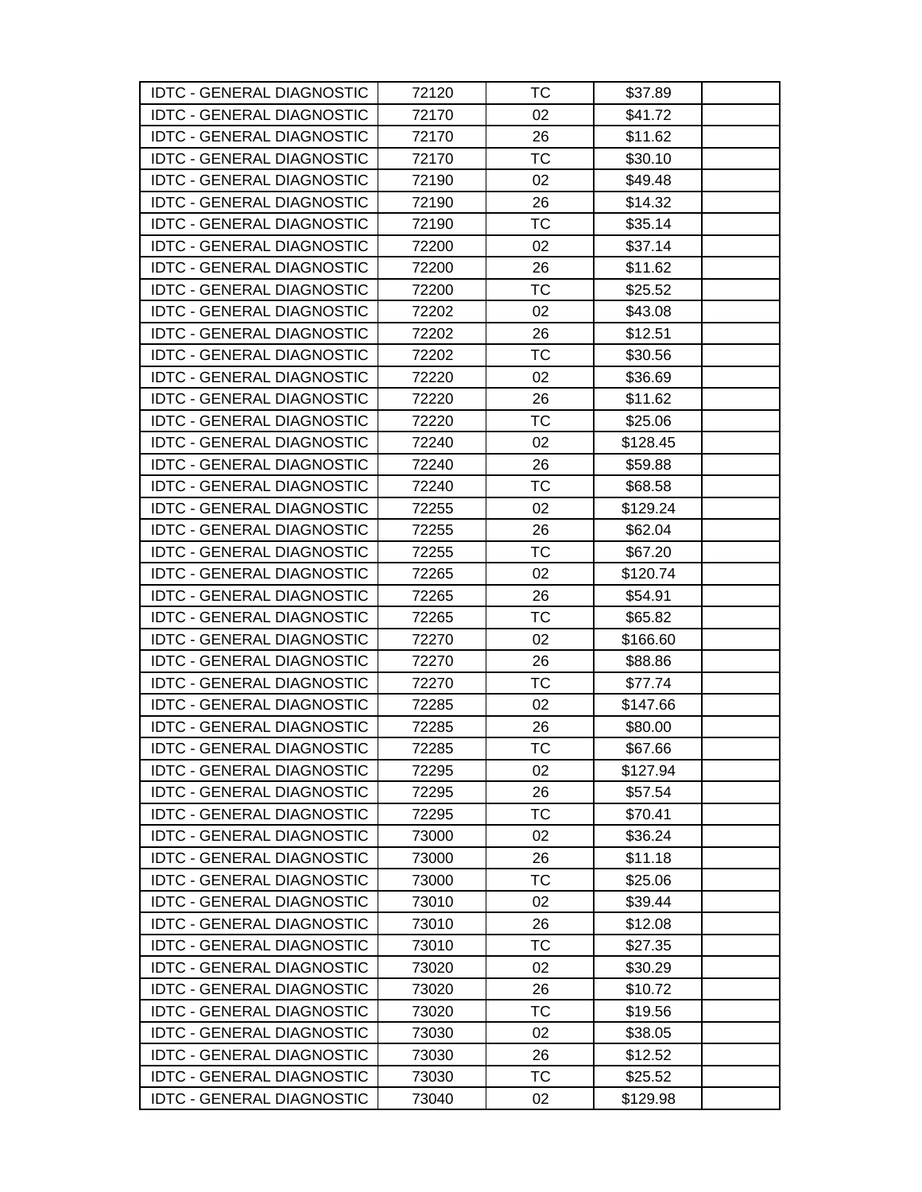| | | | | |
|---|---|---|---|---|
| IDTC - GENERAL DIAGNOSTIC | 72120 | TC | $37.89 | |
| IDTC - GENERAL DIAGNOSTIC | 72170 | 02 | $41.72 | |
| IDTC - GENERAL DIAGNOSTIC | 72170 | 26 | $11.62 | |
| IDTC - GENERAL DIAGNOSTIC | 72170 | TC | $30.10 | |
| IDTC - GENERAL DIAGNOSTIC | 72190 | 02 | $49.48 | |
| IDTC - GENERAL DIAGNOSTIC | 72190 | 26 | $14.32 | |
| IDTC - GENERAL DIAGNOSTIC | 72190 | TC | $35.14 | |
| IDTC - GENERAL DIAGNOSTIC | 72200 | 02 | $37.14 | |
| IDTC - GENERAL DIAGNOSTIC | 72200 | 26 | $11.62 | |
| IDTC - GENERAL DIAGNOSTIC | 72200 | TC | $25.52 | |
| IDTC - GENERAL DIAGNOSTIC | 72202 | 02 | $43.08 | |
| IDTC - GENERAL DIAGNOSTIC | 72202 | 26 | $12.51 | |
| IDTC - GENERAL DIAGNOSTIC | 72202 | TC | $30.56 | |
| IDTC - GENERAL DIAGNOSTIC | 72220 | 02 | $36.69 | |
| IDTC - GENERAL DIAGNOSTIC | 72220 | 26 | $11.62 | |
| IDTC - GENERAL DIAGNOSTIC | 72220 | TC | $25.06 | |
| IDTC - GENERAL DIAGNOSTIC | 72240 | 02 | $128.45 | |
| IDTC - GENERAL DIAGNOSTIC | 72240 | 26 | $59.88 | |
| IDTC - GENERAL DIAGNOSTIC | 72240 | TC | $68.58 | |
| IDTC - GENERAL DIAGNOSTIC | 72255 | 02 | $129.24 | |
| IDTC - GENERAL DIAGNOSTIC | 72255 | 26 | $62.04 | |
| IDTC - GENERAL DIAGNOSTIC | 72255 | TC | $67.20 | |
| IDTC - GENERAL DIAGNOSTIC | 72265 | 02 | $120.74 | |
| IDTC - GENERAL DIAGNOSTIC | 72265 | 26 | $54.91 | |
| IDTC - GENERAL DIAGNOSTIC | 72265 | TC | $65.82 | |
| IDTC - GENERAL DIAGNOSTIC | 72270 | 02 | $166.60 | |
| IDTC - GENERAL DIAGNOSTIC | 72270 | 26 | $88.86 | |
| IDTC - GENERAL DIAGNOSTIC | 72270 | TC | $77.74 | |
| IDTC - GENERAL DIAGNOSTIC | 72285 | 02 | $147.66 | |
| IDTC - GENERAL DIAGNOSTIC | 72285 | 26 | $80.00 | |
| IDTC - GENERAL DIAGNOSTIC | 72285 | TC | $67.66 | |
| IDTC - GENERAL DIAGNOSTIC | 72295 | 02 | $127.94 | |
| IDTC - GENERAL DIAGNOSTIC | 72295 | 26 | $57.54 | |
| IDTC - GENERAL DIAGNOSTIC | 72295 | TC | $70.41 | |
| IDTC - GENERAL DIAGNOSTIC | 73000 | 02 | $36.24 | |
| IDTC - GENERAL DIAGNOSTIC | 73000 | 26 | $11.18 | |
| IDTC - GENERAL DIAGNOSTIC | 73000 | TC | $25.06 | |
| IDTC - GENERAL DIAGNOSTIC | 73010 | 02 | $39.44 | |
| IDTC - GENERAL DIAGNOSTIC | 73010 | 26 | $12.08 | |
| IDTC - GENERAL DIAGNOSTIC | 73010 | TC | $27.35 | |
| IDTC - GENERAL DIAGNOSTIC | 73020 | 02 | $30.29 | |
| IDTC - GENERAL DIAGNOSTIC | 73020 | 26 | $10.72 | |
| IDTC - GENERAL DIAGNOSTIC | 73020 | TC | $19.56 | |
| IDTC - GENERAL DIAGNOSTIC | 73030 | 02 | $38.05 | |
| IDTC - GENERAL DIAGNOSTIC | 73030 | 26 | $12.52 | |
| IDTC - GENERAL DIAGNOSTIC | 73030 | TC | $25.52 | |
| IDTC - GENERAL DIAGNOSTIC | 73040 | 02 | $129.98 | |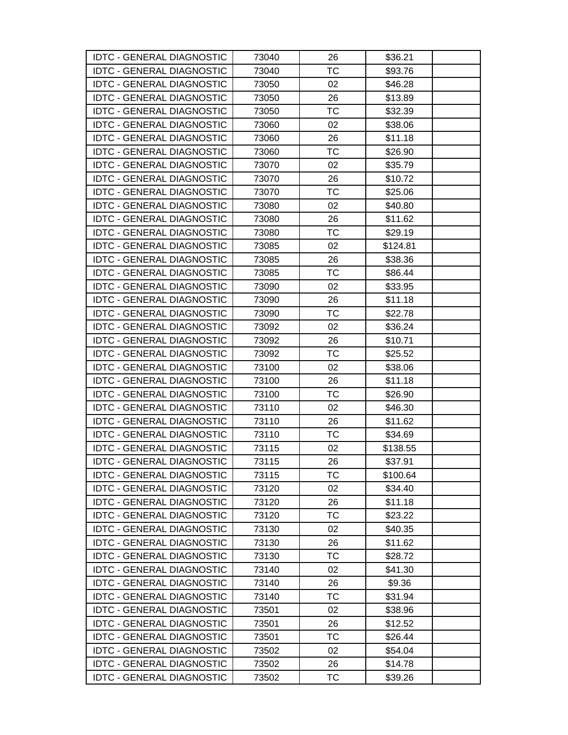| | | | | |
|---|---|---|---|---|
| IDTC - GENERAL DIAGNOSTIC | 73040 | 26 | $36.21 | |
| IDTC - GENERAL DIAGNOSTIC | 73040 | TC | $93.76 | |
| IDTC - GENERAL DIAGNOSTIC | 73050 | 02 | $46.28 | |
| IDTC - GENERAL DIAGNOSTIC | 73050 | 26 | $13.89 | |
| IDTC - GENERAL DIAGNOSTIC | 73050 | TC | $32.39 | |
| IDTC - GENERAL DIAGNOSTIC | 73060 | 02 | $38.06 | |
| IDTC - GENERAL DIAGNOSTIC | 73060 | 26 | $11.18 | |
| IDTC - GENERAL DIAGNOSTIC | 73060 | TC | $26.90 | |
| IDTC - GENERAL DIAGNOSTIC | 73070 | 02 | $35.79 | |
| IDTC - GENERAL DIAGNOSTIC | 73070 | 26 | $10.72 | |
| IDTC - GENERAL DIAGNOSTIC | 73070 | TC | $25.06 | |
| IDTC - GENERAL DIAGNOSTIC | 73080 | 02 | $40.80 | |
| IDTC - GENERAL DIAGNOSTIC | 73080 | 26 | $11.62 | |
| IDTC - GENERAL DIAGNOSTIC | 73080 | TC | $29.19 | |
| IDTC - GENERAL DIAGNOSTIC | 73085 | 02 | $124.81 | |
| IDTC - GENERAL DIAGNOSTIC | 73085 | 26 | $38.36 | |
| IDTC - GENERAL DIAGNOSTIC | 73085 | TC | $86.44 | |
| IDTC - GENERAL DIAGNOSTIC | 73090 | 02 | $33.95 | |
| IDTC - GENERAL DIAGNOSTIC | 73090 | 26 | $11.18 | |
| IDTC - GENERAL DIAGNOSTIC | 73090 | TC | $22.78 | |
| IDTC - GENERAL DIAGNOSTIC | 73092 | 02 | $36.24 | |
| IDTC - GENERAL DIAGNOSTIC | 73092 | 26 | $10.71 | |
| IDTC - GENERAL DIAGNOSTIC | 73092 | TC | $25.52 | |
| IDTC - GENERAL DIAGNOSTIC | 73100 | 02 | $38.06 | |
| IDTC - GENERAL DIAGNOSTIC | 73100 | 26 | $11.18 | |
| IDTC - GENERAL DIAGNOSTIC | 73100 | TC | $26.90 | |
| IDTC - GENERAL DIAGNOSTIC | 73110 | 02 | $46.30 | |
| IDTC - GENERAL DIAGNOSTIC | 73110 | 26 | $11.62 | |
| IDTC - GENERAL DIAGNOSTIC | 73110 | TC | $34.69 | |
| IDTC - GENERAL DIAGNOSTIC | 73115 | 02 | $138.55 | |
| IDTC - GENERAL DIAGNOSTIC | 73115 | 26 | $37.91 | |
| IDTC - GENERAL DIAGNOSTIC | 73115 | TC | $100.64 | |
| IDTC - GENERAL DIAGNOSTIC | 73120 | 02 | $34.40 | |
| IDTC - GENERAL DIAGNOSTIC | 73120 | 26 | $11.18 | |
| IDTC - GENERAL DIAGNOSTIC | 73120 | TC | $23.22 | |
| IDTC - GENERAL DIAGNOSTIC | 73130 | 02 | $40.35 | |
| IDTC - GENERAL DIAGNOSTIC | 73130 | 26 | $11.62 | |
| IDTC - GENERAL DIAGNOSTIC | 73130 | TC | $28.72 | |
| IDTC - GENERAL DIAGNOSTIC | 73140 | 02 | $41.30 | |
| IDTC - GENERAL DIAGNOSTIC | 73140 | 26 | $9.36 | |
| IDTC - GENERAL DIAGNOSTIC | 73140 | TC | $31.94 | |
| IDTC - GENERAL DIAGNOSTIC | 73501 | 02 | $38.96 | |
| IDTC - GENERAL DIAGNOSTIC | 73501 | 26 | $12.52 | |
| IDTC - GENERAL DIAGNOSTIC | 73501 | TC | $26.44 | |
| IDTC - GENERAL DIAGNOSTIC | 73502 | 02 | $54.04 | |
| IDTC - GENERAL DIAGNOSTIC | 73502 | 26 | $14.78 | |
| IDTC - GENERAL DIAGNOSTIC | 73502 | TC | $39.26 | |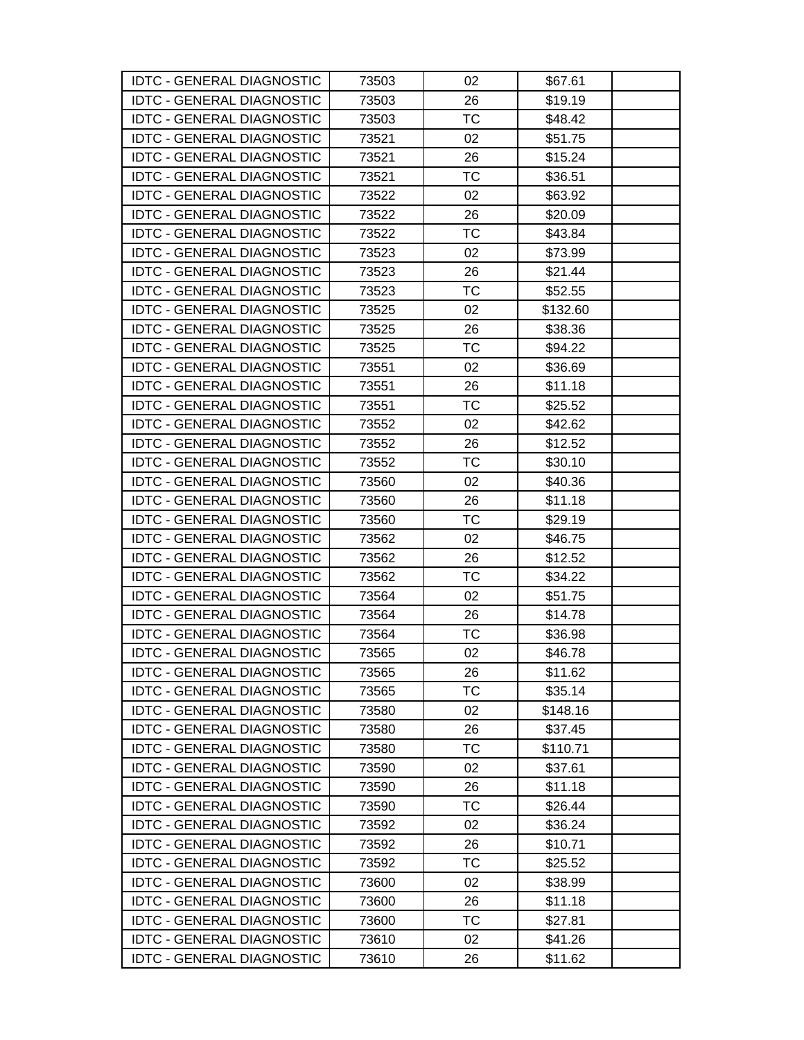| IDTC - GENERAL DIAGNOSTIC | 73503 | 02 | $67.61 | |
|---|---|---|---|---|
| IDTC - GENERAL DIAGNOSTIC | 73503 | 26 | $19.19 | |
| IDTC - GENERAL DIAGNOSTIC | 73503 | TC | $48.42 | |
| IDTC - GENERAL DIAGNOSTIC | 73521 | 02 | $51.75 | |
| IDTC - GENERAL DIAGNOSTIC | 73521 | 26 | $15.24 | |
| IDTC - GENERAL DIAGNOSTIC | 73521 | TC | $36.51 | |
| IDTC - GENERAL DIAGNOSTIC | 73522 | 02 | $63.92 | |
| IDTC - GENERAL DIAGNOSTIC | 73522 | 26 | $20.09 | |
| IDTC - GENERAL DIAGNOSTIC | 73522 | TC | $43.84 | |
| IDTC - GENERAL DIAGNOSTIC | 73523 | 02 | $73.99 | |
| IDTC - GENERAL DIAGNOSTIC | 73523 | 26 | $21.44 | |
| IDTC - GENERAL DIAGNOSTIC | 73523 | TC | $52.55 | |
| IDTC - GENERAL DIAGNOSTIC | 73525 | 02 | $132.60 | |
| IDTC - GENERAL DIAGNOSTIC | 73525 | 26 | $38.36 | |
| IDTC - GENERAL DIAGNOSTIC | 73525 | TC | $94.22 | |
| IDTC - GENERAL DIAGNOSTIC | 73551 | 02 | $36.69 | |
| IDTC - GENERAL DIAGNOSTIC | 73551 | 26 | $11.18 | |
| IDTC - GENERAL DIAGNOSTIC | 73551 | TC | $25.52 | |
| IDTC - GENERAL DIAGNOSTIC | 73552 | 02 | $42.62 | |
| IDTC - GENERAL DIAGNOSTIC | 73552 | 26 | $12.52 | |
| IDTC - GENERAL DIAGNOSTIC | 73552 | TC | $30.10 | |
| IDTC - GENERAL DIAGNOSTIC | 73560 | 02 | $40.36 | |
| IDTC - GENERAL DIAGNOSTIC | 73560 | 26 | $11.18 | |
| IDTC - GENERAL DIAGNOSTIC | 73560 | TC | $29.19 | |
| IDTC - GENERAL DIAGNOSTIC | 73562 | 02 | $46.75 | |
| IDTC - GENERAL DIAGNOSTIC | 73562 | 26 | $12.52 | |
| IDTC - GENERAL DIAGNOSTIC | 73562 | TC | $34.22 | |
| IDTC - GENERAL DIAGNOSTIC | 73564 | 02 | $51.75 | |
| IDTC - GENERAL DIAGNOSTIC | 73564 | 26 | $14.78 | |
| IDTC - GENERAL DIAGNOSTIC | 73564 | TC | $36.98 | |
| IDTC - GENERAL DIAGNOSTIC | 73565 | 02 | $46.78 | |
| IDTC - GENERAL DIAGNOSTIC | 73565 | 26 | $11.62 | |
| IDTC - GENERAL DIAGNOSTIC | 73565 | TC | $35.14 | |
| IDTC - GENERAL DIAGNOSTIC | 73580 | 02 | $148.16 | |
| IDTC - GENERAL DIAGNOSTIC | 73580 | 26 | $37.45 | |
| IDTC - GENERAL DIAGNOSTIC | 73580 | TC | $110.71 | |
| IDTC - GENERAL DIAGNOSTIC | 73590 | 02 | $37.61 | |
| IDTC - GENERAL DIAGNOSTIC | 73590 | 26 | $11.18 | |
| IDTC - GENERAL DIAGNOSTIC | 73590 | TC | $26.44 | |
| IDTC - GENERAL DIAGNOSTIC | 73592 | 02 | $36.24 | |
| IDTC - GENERAL DIAGNOSTIC | 73592 | 26 | $10.71 | |
| IDTC - GENERAL DIAGNOSTIC | 73592 | TC | $25.52 | |
| IDTC - GENERAL DIAGNOSTIC | 73600 | 02 | $38.99 | |
| IDTC - GENERAL DIAGNOSTIC | 73600 | 26 | $11.18 | |
| IDTC - GENERAL DIAGNOSTIC | 73600 | TC | $27.81 | |
| IDTC - GENERAL DIAGNOSTIC | 73610 | 02 | $41.26 | |
| IDTC - GENERAL DIAGNOSTIC | 73610 | 26 | $11.62 | |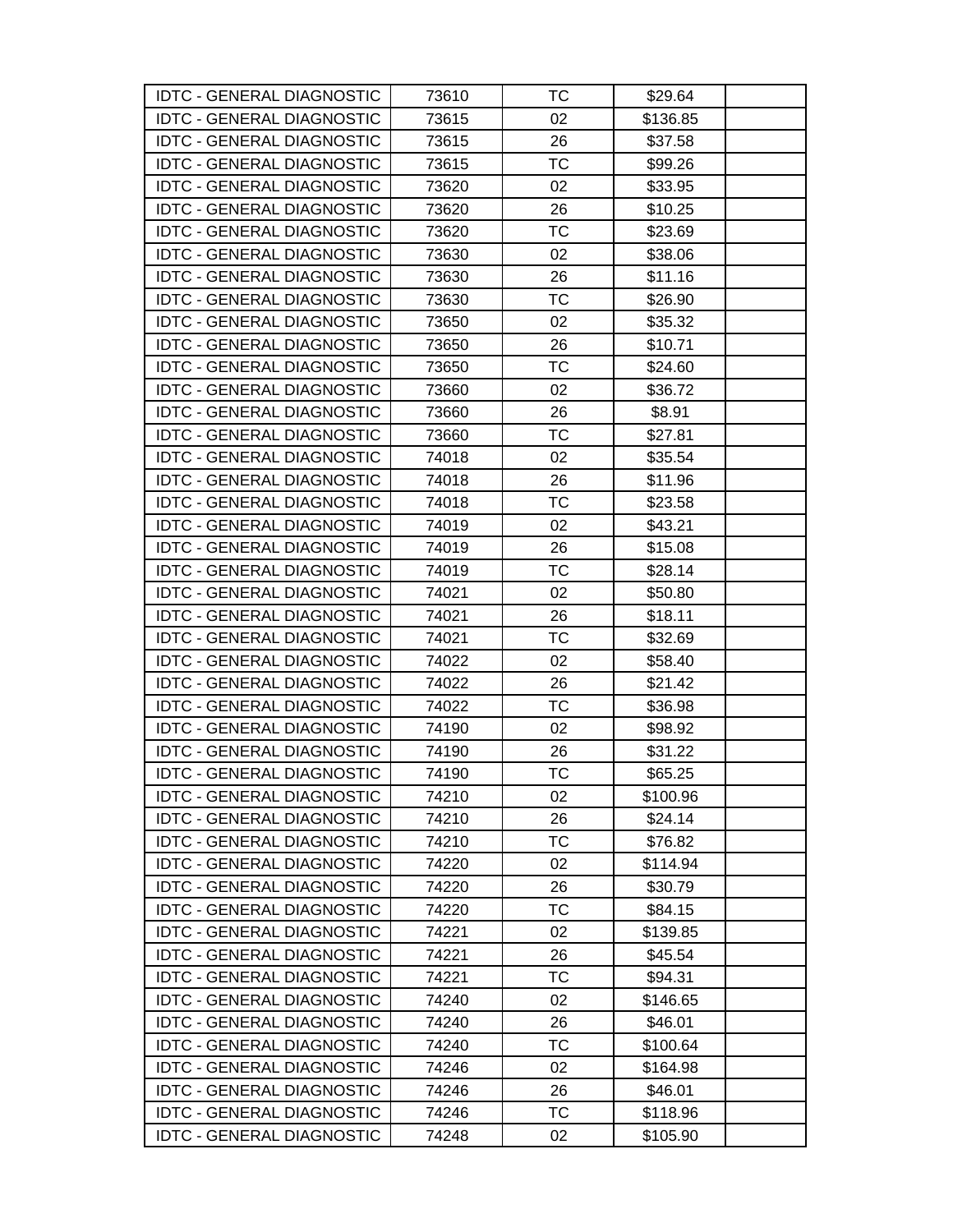| | | | | |
|---|---|---|---|---|
| IDTC - GENERAL DIAGNOSTIC | 73610 | TC | $29.64 | |
| IDTC - GENERAL DIAGNOSTIC | 73615 | 02 | $136.85 | |
| IDTC - GENERAL DIAGNOSTIC | 73615 | 26 | $37.58 | |
| IDTC - GENERAL DIAGNOSTIC | 73615 | TC | $99.26 | |
| IDTC - GENERAL DIAGNOSTIC | 73620 | 02 | $33.95 | |
| IDTC - GENERAL DIAGNOSTIC | 73620 | 26 | $10.25 | |
| IDTC - GENERAL DIAGNOSTIC | 73620 | TC | $23.69 | |
| IDTC - GENERAL DIAGNOSTIC | 73630 | 02 | $38.06 | |
| IDTC - GENERAL DIAGNOSTIC | 73630 | 26 | $11.16 | |
| IDTC - GENERAL DIAGNOSTIC | 73630 | TC | $26.90 | |
| IDTC - GENERAL DIAGNOSTIC | 73650 | 02 | $35.32 | |
| IDTC - GENERAL DIAGNOSTIC | 73650 | 26 | $10.71 | |
| IDTC - GENERAL DIAGNOSTIC | 73650 | TC | $24.60 | |
| IDTC - GENERAL DIAGNOSTIC | 73660 | 02 | $36.72 | |
| IDTC - GENERAL DIAGNOSTIC | 73660 | 26 | $8.91 | |
| IDTC - GENERAL DIAGNOSTIC | 73660 | TC | $27.81 | |
| IDTC - GENERAL DIAGNOSTIC | 74018 | 02 | $35.54 | |
| IDTC - GENERAL DIAGNOSTIC | 74018 | 26 | $11.96 | |
| IDTC - GENERAL DIAGNOSTIC | 74018 | TC | $23.58 | |
| IDTC - GENERAL DIAGNOSTIC | 74019 | 02 | $43.21 | |
| IDTC - GENERAL DIAGNOSTIC | 74019 | 26 | $15.08 | |
| IDTC - GENERAL DIAGNOSTIC | 74019 | TC | $28.14 | |
| IDTC - GENERAL DIAGNOSTIC | 74021 | 02 | $50.80 | |
| IDTC - GENERAL DIAGNOSTIC | 74021 | 26 | $18.11 | |
| IDTC - GENERAL DIAGNOSTIC | 74021 | TC | $32.69 | |
| IDTC - GENERAL DIAGNOSTIC | 74022 | 02 | $58.40 | |
| IDTC - GENERAL DIAGNOSTIC | 74022 | 26 | $21.42 | |
| IDTC - GENERAL DIAGNOSTIC | 74022 | TC | $36.98 | |
| IDTC - GENERAL DIAGNOSTIC | 74190 | 02 | $98.92 | |
| IDTC - GENERAL DIAGNOSTIC | 74190 | 26 | $31.22 | |
| IDTC - GENERAL DIAGNOSTIC | 74190 | TC | $65.25 | |
| IDTC - GENERAL DIAGNOSTIC | 74210 | 02 | $100.96 | |
| IDTC - GENERAL DIAGNOSTIC | 74210 | 26 | $24.14 | |
| IDTC - GENERAL DIAGNOSTIC | 74210 | TC | $76.82 | |
| IDTC - GENERAL DIAGNOSTIC | 74220 | 02 | $114.94 | |
| IDTC - GENERAL DIAGNOSTIC | 74220 | 26 | $30.79 | |
| IDTC - GENERAL DIAGNOSTIC | 74220 | TC | $84.15 | |
| IDTC - GENERAL DIAGNOSTIC | 74221 | 02 | $139.85 | |
| IDTC - GENERAL DIAGNOSTIC | 74221 | 26 | $45.54 | |
| IDTC - GENERAL DIAGNOSTIC | 74221 | TC | $94.31 | |
| IDTC - GENERAL DIAGNOSTIC | 74240 | 02 | $146.65 | |
| IDTC - GENERAL DIAGNOSTIC | 74240 | 26 | $46.01 | |
| IDTC - GENERAL DIAGNOSTIC | 74240 | TC | $100.64 | |
| IDTC - GENERAL DIAGNOSTIC | 74246 | 02 | $164.98 | |
| IDTC - GENERAL DIAGNOSTIC | 74246 | 26 | $46.01 | |
| IDTC - GENERAL DIAGNOSTIC | 74246 | TC | $118.96 | |
| IDTC - GENERAL DIAGNOSTIC | 74248 | 02 | $105.90 | |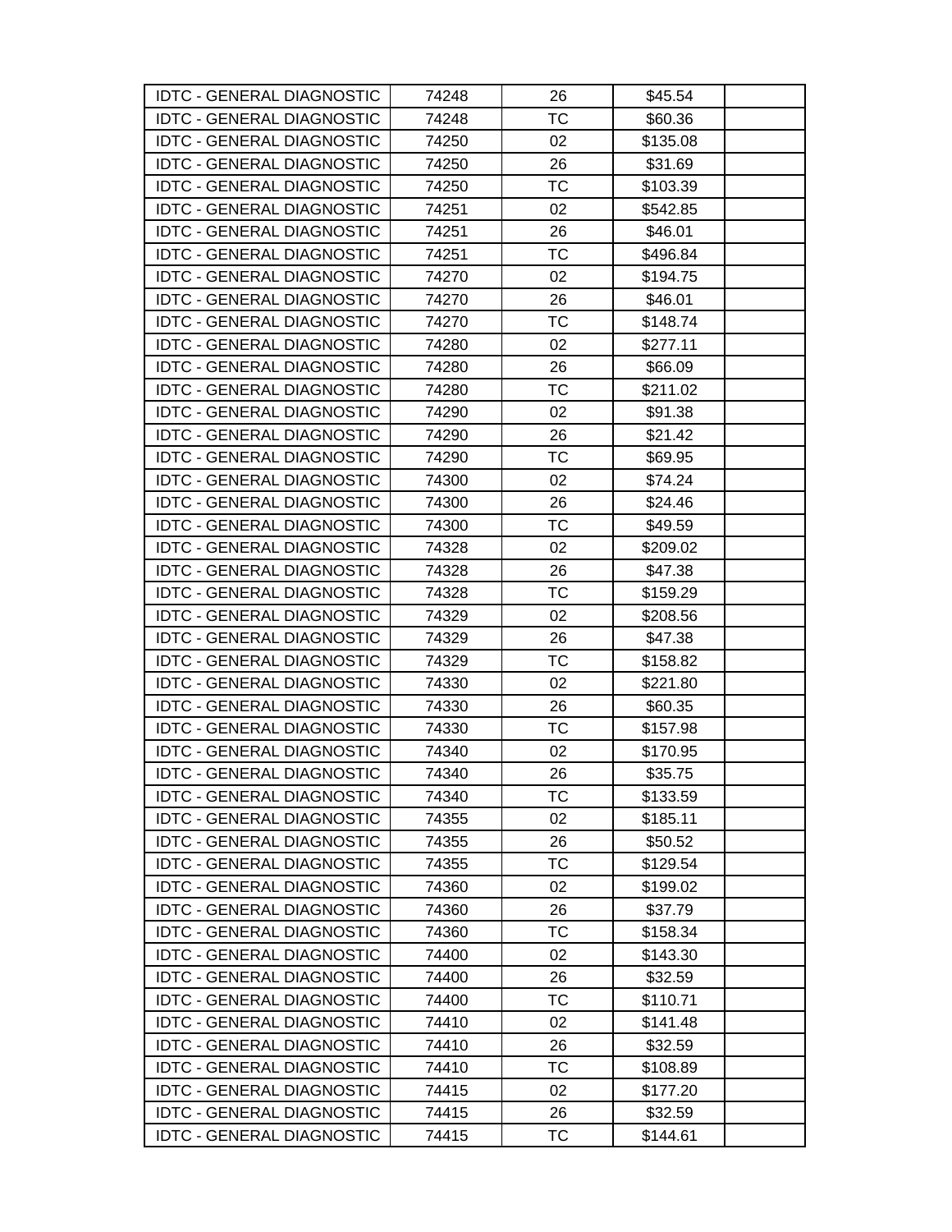| | | | | |
|---|---|---|---|---|
| IDTC - GENERAL DIAGNOSTIC | 74248 | 26 | $45.54 | |
| IDTC - GENERAL DIAGNOSTIC | 74248 | TC | $60.36 | |
| IDTC - GENERAL DIAGNOSTIC | 74250 | 02 | $135.08 | |
| IDTC - GENERAL DIAGNOSTIC | 74250 | 26 | $31.69 | |
| IDTC - GENERAL DIAGNOSTIC | 74250 | TC | $103.39 | |
| IDTC - GENERAL DIAGNOSTIC | 74251 | 02 | $542.85 | |
| IDTC - GENERAL DIAGNOSTIC | 74251 | 26 | $46.01 | |
| IDTC - GENERAL DIAGNOSTIC | 74251 | TC | $496.84 | |
| IDTC - GENERAL DIAGNOSTIC | 74270 | 02 | $194.75 | |
| IDTC - GENERAL DIAGNOSTIC | 74270 | 26 | $46.01 | |
| IDTC - GENERAL DIAGNOSTIC | 74270 | TC | $148.74 | |
| IDTC - GENERAL DIAGNOSTIC | 74280 | 02 | $277.11 | |
| IDTC - GENERAL DIAGNOSTIC | 74280 | 26 | $66.09 | |
| IDTC - GENERAL DIAGNOSTIC | 74280 | TC | $211.02 | |
| IDTC - GENERAL DIAGNOSTIC | 74290 | 02 | $91.38 | |
| IDTC - GENERAL DIAGNOSTIC | 74290 | 26 | $21.42 | |
| IDTC - GENERAL DIAGNOSTIC | 74290 | TC | $69.95 | |
| IDTC - GENERAL DIAGNOSTIC | 74300 | 02 | $74.24 | |
| IDTC - GENERAL DIAGNOSTIC | 74300 | 26 | $24.46 | |
| IDTC - GENERAL DIAGNOSTIC | 74300 | TC | $49.59 | |
| IDTC - GENERAL DIAGNOSTIC | 74328 | 02 | $209.02 | |
| IDTC - GENERAL DIAGNOSTIC | 74328 | 26 | $47.38 | |
| IDTC - GENERAL DIAGNOSTIC | 74328 | TC | $159.29 | |
| IDTC - GENERAL DIAGNOSTIC | 74329 | 02 | $208.56 | |
| IDTC - GENERAL DIAGNOSTIC | 74329 | 26 | $47.38 | |
| IDTC - GENERAL DIAGNOSTIC | 74329 | TC | $158.82 | |
| IDTC - GENERAL DIAGNOSTIC | 74330 | 02 | $221.80 | |
| IDTC - GENERAL DIAGNOSTIC | 74330 | 26 | $60.35 | |
| IDTC - GENERAL DIAGNOSTIC | 74330 | TC | $157.98 | |
| IDTC - GENERAL DIAGNOSTIC | 74340 | 02 | $170.95 | |
| IDTC - GENERAL DIAGNOSTIC | 74340 | 26 | $35.75 | |
| IDTC - GENERAL DIAGNOSTIC | 74340 | TC | $133.59 | |
| IDTC - GENERAL DIAGNOSTIC | 74355 | 02 | $185.11 | |
| IDTC - GENERAL DIAGNOSTIC | 74355 | 26 | $50.52 | |
| IDTC - GENERAL DIAGNOSTIC | 74355 | TC | $129.54 | |
| IDTC - GENERAL DIAGNOSTIC | 74360 | 02 | $199.02 | |
| IDTC - GENERAL DIAGNOSTIC | 74360 | 26 | $37.79 | |
| IDTC - GENERAL DIAGNOSTIC | 74360 | TC | $158.34 | |
| IDTC - GENERAL DIAGNOSTIC | 74400 | 02 | $143.30 | |
| IDTC - GENERAL DIAGNOSTIC | 74400 | 26 | $32.59 | |
| IDTC - GENERAL DIAGNOSTIC | 74400 | TC | $110.71 | |
| IDTC - GENERAL DIAGNOSTIC | 74410 | 02 | $141.48 | |
| IDTC - GENERAL DIAGNOSTIC | 74410 | 26 | $32.59 | |
| IDTC - GENERAL DIAGNOSTIC | 74410 | TC | $108.89 | |
| IDTC - GENERAL DIAGNOSTIC | 74415 | 02 | $177.20 | |
| IDTC - GENERAL DIAGNOSTIC | 74415 | 26 | $32.59 | |
| IDTC - GENERAL DIAGNOSTIC | 74415 | TC | $144.61 | |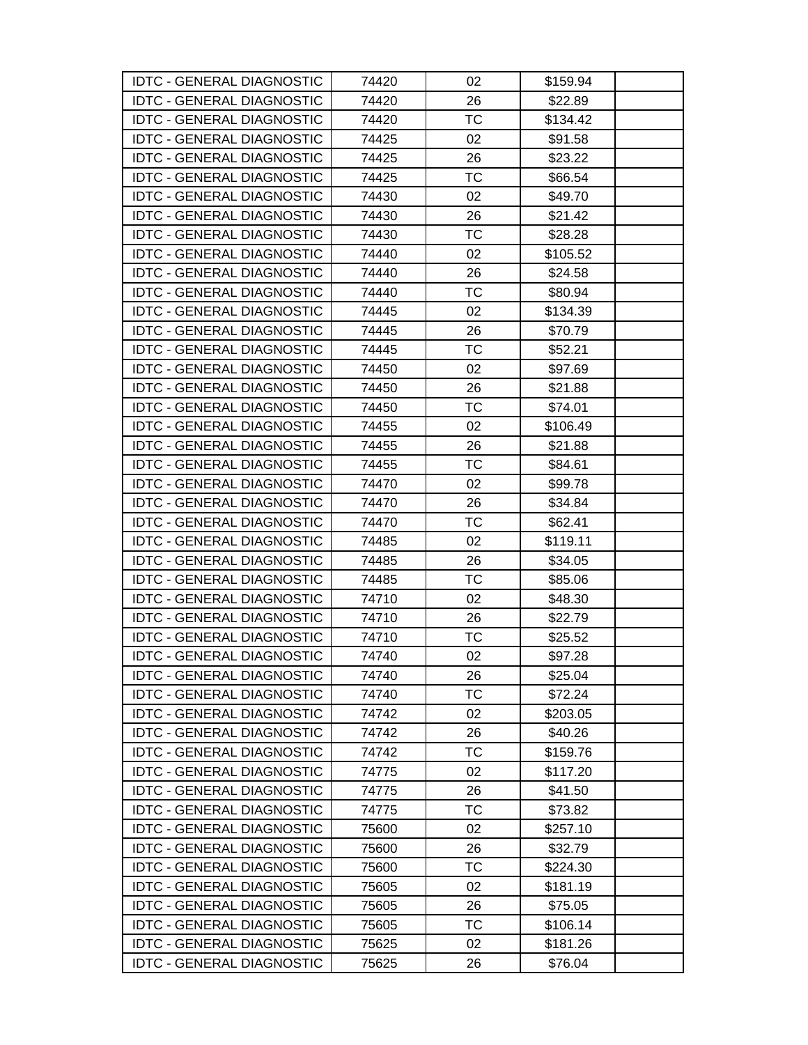| | | | | |
|---|---|---|---|---|
| IDTC - GENERAL DIAGNOSTIC | 74420 | 02 | $159.94 | |
| IDTC - GENERAL DIAGNOSTIC | 74420 | 26 | $22.89 | |
| IDTC - GENERAL DIAGNOSTIC | 74420 | TC | $134.42 | |
| IDTC - GENERAL DIAGNOSTIC | 74425 | 02 | $91.58 | |
| IDTC - GENERAL DIAGNOSTIC | 74425 | 26 | $23.22 | |
| IDTC - GENERAL DIAGNOSTIC | 74425 | TC | $66.54 | |
| IDTC - GENERAL DIAGNOSTIC | 74430 | 02 | $49.70 | |
| IDTC - GENERAL DIAGNOSTIC | 74430 | 26 | $21.42 | |
| IDTC - GENERAL DIAGNOSTIC | 74430 | TC | $28.28 | |
| IDTC - GENERAL DIAGNOSTIC | 74440 | 02 | $105.52 | |
| IDTC - GENERAL DIAGNOSTIC | 74440 | 26 | $24.58 | |
| IDTC - GENERAL DIAGNOSTIC | 74440 | TC | $80.94 | |
| IDTC - GENERAL DIAGNOSTIC | 74445 | 02 | $134.39 | |
| IDTC - GENERAL DIAGNOSTIC | 74445 | 26 | $70.79 | |
| IDTC - GENERAL DIAGNOSTIC | 74445 | TC | $52.21 | |
| IDTC - GENERAL DIAGNOSTIC | 74450 | 02 | $97.69 | |
| IDTC - GENERAL DIAGNOSTIC | 74450 | 26 | $21.88 | |
| IDTC - GENERAL DIAGNOSTIC | 74450 | TC | $74.01 | |
| IDTC - GENERAL DIAGNOSTIC | 74455 | 02 | $106.49 | |
| IDTC - GENERAL DIAGNOSTIC | 74455 | 26 | $21.88 | |
| IDTC - GENERAL DIAGNOSTIC | 74455 | TC | $84.61 | |
| IDTC - GENERAL DIAGNOSTIC | 74470 | 02 | $99.78 | |
| IDTC - GENERAL DIAGNOSTIC | 74470 | 26 | $34.84 | |
| IDTC - GENERAL DIAGNOSTIC | 74470 | TC | $62.41 | |
| IDTC - GENERAL DIAGNOSTIC | 74485 | 02 | $119.11 | |
| IDTC - GENERAL DIAGNOSTIC | 74485 | 26 | $34.05 | |
| IDTC - GENERAL DIAGNOSTIC | 74485 | TC | $85.06 | |
| IDTC - GENERAL DIAGNOSTIC | 74710 | 02 | $48.30 | |
| IDTC - GENERAL DIAGNOSTIC | 74710 | 26 | $22.79 | |
| IDTC - GENERAL DIAGNOSTIC | 74710 | TC | $25.52 | |
| IDTC - GENERAL DIAGNOSTIC | 74740 | 02 | $97.28 | |
| IDTC - GENERAL DIAGNOSTIC | 74740 | 26 | $25.04 | |
| IDTC - GENERAL DIAGNOSTIC | 74740 | TC | $72.24 | |
| IDTC - GENERAL DIAGNOSTIC | 74742 | 02 | $203.05 | |
| IDTC - GENERAL DIAGNOSTIC | 74742 | 26 | $40.26 | |
| IDTC - GENERAL DIAGNOSTIC | 74742 | TC | $159.76 | |
| IDTC - GENERAL DIAGNOSTIC | 74775 | 02 | $117.20 | |
| IDTC - GENERAL DIAGNOSTIC | 74775 | 26 | $41.50 | |
| IDTC - GENERAL DIAGNOSTIC | 74775 | TC | $73.82 | |
| IDTC - GENERAL DIAGNOSTIC | 75600 | 02 | $257.10 | |
| IDTC - GENERAL DIAGNOSTIC | 75600 | 26 | $32.79 | |
| IDTC - GENERAL DIAGNOSTIC | 75600 | TC | $224.30 | |
| IDTC - GENERAL DIAGNOSTIC | 75605 | 02 | $181.19 | |
| IDTC - GENERAL DIAGNOSTIC | 75605 | 26 | $75.05 | |
| IDTC - GENERAL DIAGNOSTIC | 75605 | TC | $106.14 | |
| IDTC - GENERAL DIAGNOSTIC | 75625 | 02 | $181.26 | |
| IDTC - GENERAL DIAGNOSTIC | 75625 | 26 | $76.04 | |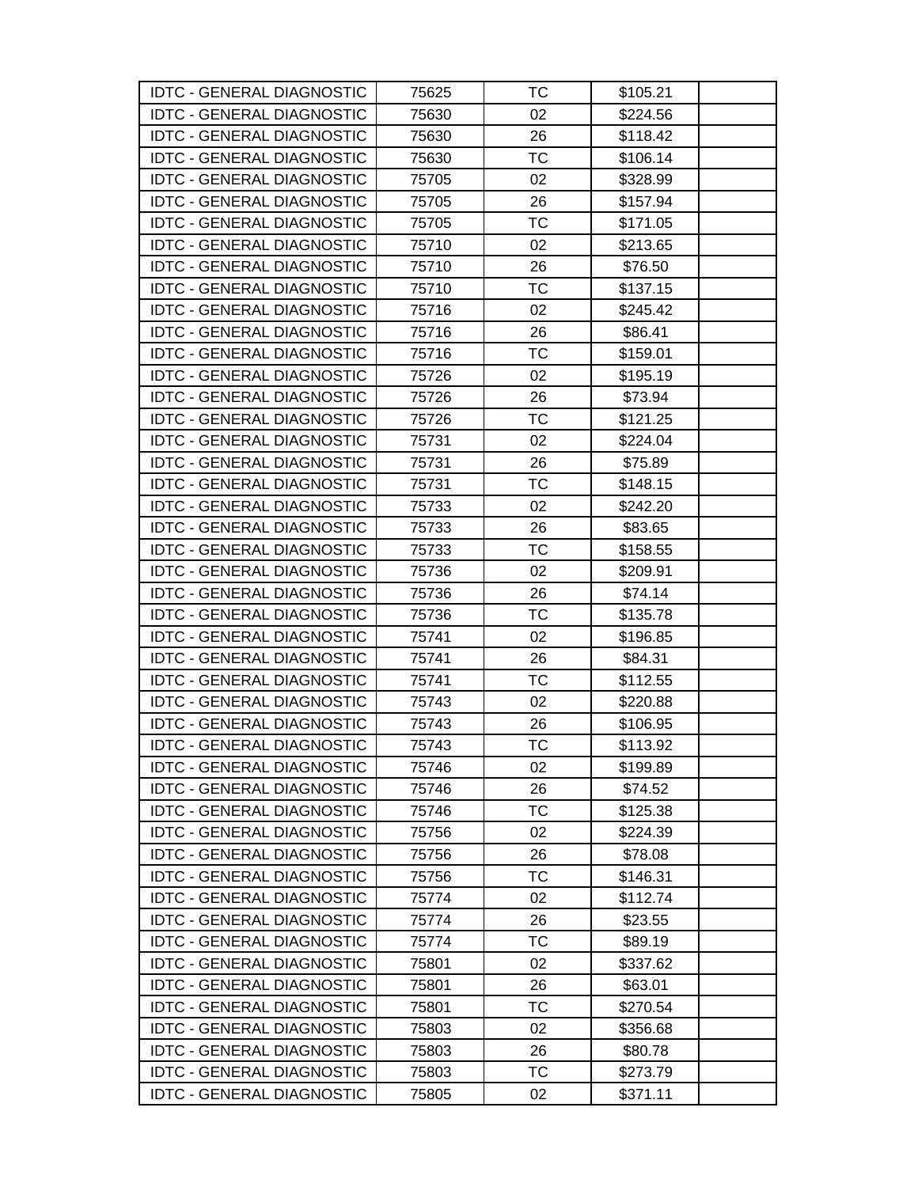| IDTC - GENERAL DIAGNOSTIC | 75625 | TC | $105.21 | |
|---|---|---|---|---|
| IDTC - GENERAL DIAGNOSTIC | 75630 | 02 | $224.56 | |
| IDTC - GENERAL DIAGNOSTIC | 75630 | 26 | $118.42 | |
| IDTC - GENERAL DIAGNOSTIC | 75630 | TC | $106.14 | |
| IDTC - GENERAL DIAGNOSTIC | 75705 | 02 | $328.99 | |
| IDTC - GENERAL DIAGNOSTIC | 75705 | 26 | $157.94 | |
| IDTC - GENERAL DIAGNOSTIC | 75705 | TC | $171.05 | |
| IDTC - GENERAL DIAGNOSTIC | 75710 | 02 | $213.65 | |
| IDTC - GENERAL DIAGNOSTIC | 75710 | 26 | $76.50 | |
| IDTC - GENERAL DIAGNOSTIC | 75710 | TC | $137.15 | |
| IDTC - GENERAL DIAGNOSTIC | 75716 | 02 | $245.42 | |
| IDTC - GENERAL DIAGNOSTIC | 75716 | 26 | $86.41 | |
| IDTC - GENERAL DIAGNOSTIC | 75716 | TC | $159.01 | |
| IDTC - GENERAL DIAGNOSTIC | 75726 | 02 | $195.19 | |
| IDTC - GENERAL DIAGNOSTIC | 75726 | 26 | $73.94 | |
| IDTC - GENERAL DIAGNOSTIC | 75726 | TC | $121.25 | |
| IDTC - GENERAL DIAGNOSTIC | 75731 | 02 | $224.04 | |
| IDTC - GENERAL DIAGNOSTIC | 75731 | 26 | $75.89 | |
| IDTC - GENERAL DIAGNOSTIC | 75731 | TC | $148.15 | |
| IDTC - GENERAL DIAGNOSTIC | 75733 | 02 | $242.20 | |
| IDTC - GENERAL DIAGNOSTIC | 75733 | 26 | $83.65 | |
| IDTC - GENERAL DIAGNOSTIC | 75733 | TC | $158.55 | |
| IDTC - GENERAL DIAGNOSTIC | 75736 | 02 | $209.91 | |
| IDTC - GENERAL DIAGNOSTIC | 75736 | 26 | $74.14 | |
| IDTC - GENERAL DIAGNOSTIC | 75736 | TC | $135.78 | |
| IDTC - GENERAL DIAGNOSTIC | 75741 | 02 | $196.85 | |
| IDTC - GENERAL DIAGNOSTIC | 75741 | 26 | $84.31 | |
| IDTC - GENERAL DIAGNOSTIC | 75741 | TC | $112.55 | |
| IDTC - GENERAL DIAGNOSTIC | 75743 | 02 | $220.88 | |
| IDTC - GENERAL DIAGNOSTIC | 75743 | 26 | $106.95 | |
| IDTC - GENERAL DIAGNOSTIC | 75743 | TC | $113.92 | |
| IDTC - GENERAL DIAGNOSTIC | 75746 | 02 | $199.89 | |
| IDTC - GENERAL DIAGNOSTIC | 75746 | 26 | $74.52 | |
| IDTC - GENERAL DIAGNOSTIC | 75746 | TC | $125.38 | |
| IDTC - GENERAL DIAGNOSTIC | 75756 | 02 | $224.39 | |
| IDTC - GENERAL DIAGNOSTIC | 75756 | 26 | $78.08 | |
| IDTC - GENERAL DIAGNOSTIC | 75756 | TC | $146.31 | |
| IDTC - GENERAL DIAGNOSTIC | 75774 | 02 | $112.74 | |
| IDTC - GENERAL DIAGNOSTIC | 75774 | 26 | $23.55 | |
| IDTC - GENERAL DIAGNOSTIC | 75774 | TC | $89.19 | |
| IDTC - GENERAL DIAGNOSTIC | 75801 | 02 | $337.62 | |
| IDTC - GENERAL DIAGNOSTIC | 75801 | 26 | $63.01 | |
| IDTC - GENERAL DIAGNOSTIC | 75801 | TC | $270.54 | |
| IDTC - GENERAL DIAGNOSTIC | 75803 | 02 | $356.68 | |
| IDTC - GENERAL DIAGNOSTIC | 75803 | 26 | $80.78 | |
| IDTC - GENERAL DIAGNOSTIC | 75803 | TC | $273.79 | |
| IDTC - GENERAL DIAGNOSTIC | 75805 | 02 | $371.11 | |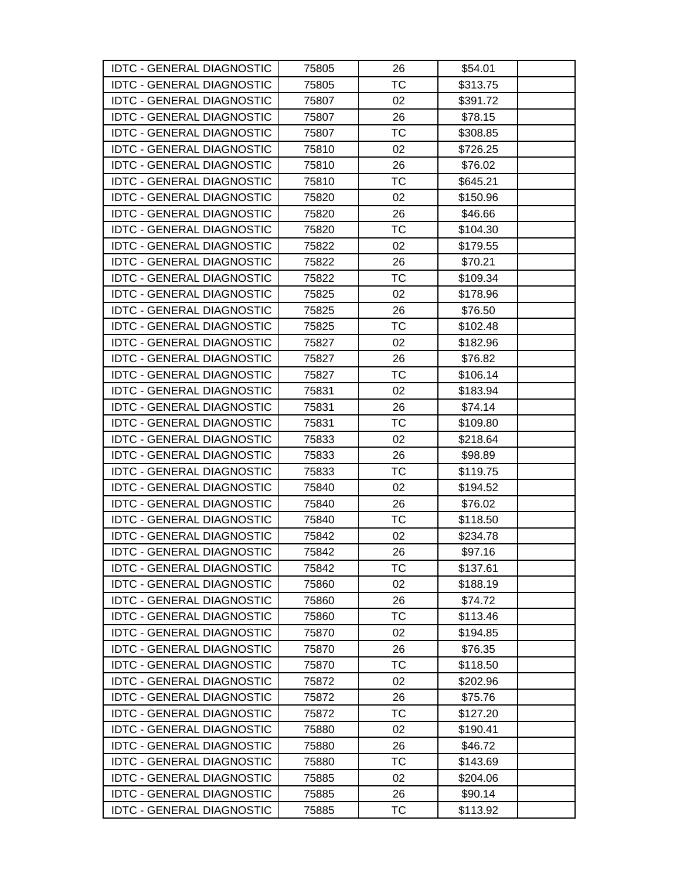| IDTC - GENERAL DIAGNOSTIC | 75805 | 26 | $54.01 | |
|---|---|---|---|---|
| IDTC - GENERAL DIAGNOSTIC | 75805 | TC | $313.75 | |
| IDTC - GENERAL DIAGNOSTIC | 75807 | 02 | $391.72 | |
| IDTC - GENERAL DIAGNOSTIC | 75807 | 26 | $78.15 | |
| IDTC - GENERAL DIAGNOSTIC | 75807 | TC | $308.85 | |
| IDTC - GENERAL DIAGNOSTIC | 75810 | 02 | $726.25 | |
| IDTC - GENERAL DIAGNOSTIC | 75810 | 26 | $76.02 | |
| IDTC - GENERAL DIAGNOSTIC | 75810 | TC | $645.21 | |
| IDTC - GENERAL DIAGNOSTIC | 75820 | 02 | $150.96 | |
| IDTC - GENERAL DIAGNOSTIC | 75820 | 26 | $46.66 | |
| IDTC - GENERAL DIAGNOSTIC | 75820 | TC | $104.30 | |
| IDTC - GENERAL DIAGNOSTIC | 75822 | 02 | $179.55 | |
| IDTC - GENERAL DIAGNOSTIC | 75822 | 26 | $70.21 | |
| IDTC - GENERAL DIAGNOSTIC | 75822 | TC | $109.34 | |
| IDTC - GENERAL DIAGNOSTIC | 75825 | 02 | $178.96 | |
| IDTC - GENERAL DIAGNOSTIC | 75825 | 26 | $76.50 | |
| IDTC - GENERAL DIAGNOSTIC | 75825 | TC | $102.48 | |
| IDTC - GENERAL DIAGNOSTIC | 75827 | 02 | $182.96 | |
| IDTC - GENERAL DIAGNOSTIC | 75827 | 26 | $76.82 | |
| IDTC - GENERAL DIAGNOSTIC | 75827 | TC | $106.14 | |
| IDTC - GENERAL DIAGNOSTIC | 75831 | 02 | $183.94 | |
| IDTC - GENERAL DIAGNOSTIC | 75831 | 26 | $74.14 | |
| IDTC - GENERAL DIAGNOSTIC | 75831 | TC | $109.80 | |
| IDTC - GENERAL DIAGNOSTIC | 75833 | 02 | $218.64 | |
| IDTC - GENERAL DIAGNOSTIC | 75833 | 26 | $98.89 | |
| IDTC - GENERAL DIAGNOSTIC | 75833 | TC | $119.75 | |
| IDTC - GENERAL DIAGNOSTIC | 75840 | 02 | $194.52 | |
| IDTC - GENERAL DIAGNOSTIC | 75840 | 26 | $76.02 | |
| IDTC - GENERAL DIAGNOSTIC | 75840 | TC | $118.50 | |
| IDTC - GENERAL DIAGNOSTIC | 75842 | 02 | $234.78 | |
| IDTC - GENERAL DIAGNOSTIC | 75842 | 26 | $97.16 | |
| IDTC - GENERAL DIAGNOSTIC | 75842 | TC | $137.61 | |
| IDTC - GENERAL DIAGNOSTIC | 75860 | 02 | $188.19 | |
| IDTC - GENERAL DIAGNOSTIC | 75860 | 26 | $74.72 | |
| IDTC - GENERAL DIAGNOSTIC | 75860 | TC | $113.46 | |
| IDTC - GENERAL DIAGNOSTIC | 75870 | 02 | $194.85 | |
| IDTC - GENERAL DIAGNOSTIC | 75870 | 26 | $76.35 | |
| IDTC - GENERAL DIAGNOSTIC | 75870 | TC | $118.50 | |
| IDTC - GENERAL DIAGNOSTIC | 75872 | 02 | $202.96 | |
| IDTC - GENERAL DIAGNOSTIC | 75872 | 26 | $75.76 | |
| IDTC - GENERAL DIAGNOSTIC | 75872 | TC | $127.20 | |
| IDTC - GENERAL DIAGNOSTIC | 75880 | 02 | $190.41 | |
| IDTC - GENERAL DIAGNOSTIC | 75880 | 26 | $46.72 | |
| IDTC - GENERAL DIAGNOSTIC | 75880 | TC | $143.69 | |
| IDTC - GENERAL DIAGNOSTIC | 75885 | 02 | $204.06 | |
| IDTC - GENERAL DIAGNOSTIC | 75885 | 26 | $90.14 | |
| IDTC - GENERAL DIAGNOSTIC | 75885 | TC | $113.92 | |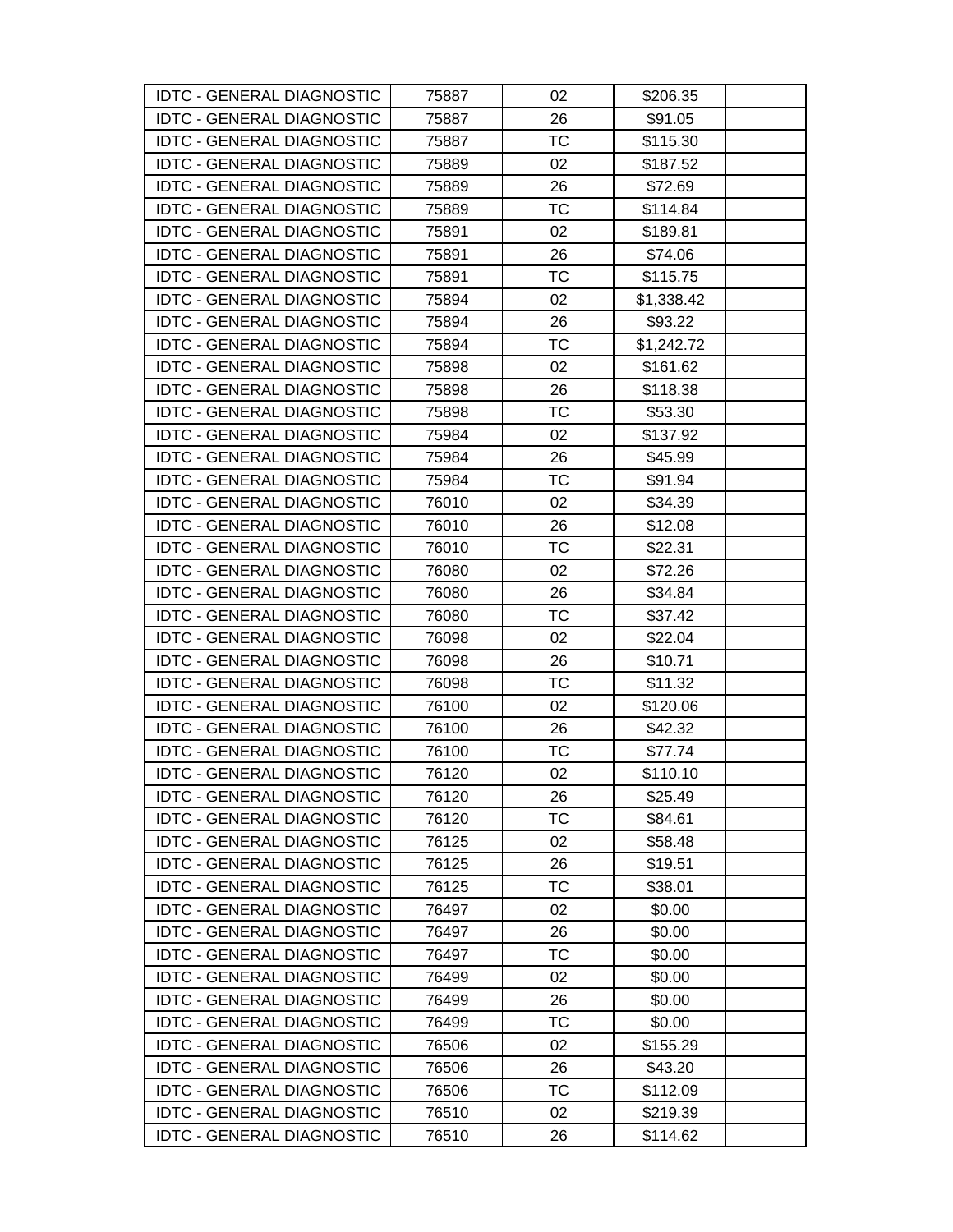| | | | | |
|---|---|---|---|---|
| IDTC - GENERAL DIAGNOSTIC | 75887 | 02 | $206.35 | |
| IDTC - GENERAL DIAGNOSTIC | 75887 | 26 | $91.05 | |
| IDTC - GENERAL DIAGNOSTIC | 75887 | TC | $115.30 | |
| IDTC - GENERAL DIAGNOSTIC | 75889 | 02 | $187.52 | |
| IDTC - GENERAL DIAGNOSTIC | 75889 | 26 | $72.69 | |
| IDTC - GENERAL DIAGNOSTIC | 75889 | TC | $114.84 | |
| IDTC - GENERAL DIAGNOSTIC | 75891 | 02 | $189.81 | |
| IDTC - GENERAL DIAGNOSTIC | 75891 | 26 | $74.06 | |
| IDTC - GENERAL DIAGNOSTIC | 75891 | TC | $115.75 | |
| IDTC - GENERAL DIAGNOSTIC | 75894 | 02 | $1,338.42 | |
| IDTC - GENERAL DIAGNOSTIC | 75894 | 26 | $93.22 | |
| IDTC - GENERAL DIAGNOSTIC | 75894 | TC | $1,242.72 | |
| IDTC - GENERAL DIAGNOSTIC | 75898 | 02 | $161.62 | |
| IDTC - GENERAL DIAGNOSTIC | 75898 | 26 | $118.38 | |
| IDTC - GENERAL DIAGNOSTIC | 75898 | TC | $53.30 | |
| IDTC - GENERAL DIAGNOSTIC | 75984 | 02 | $137.92 | |
| IDTC - GENERAL DIAGNOSTIC | 75984 | 26 | $45.99 | |
| IDTC - GENERAL DIAGNOSTIC | 75984 | TC | $91.94 | |
| IDTC - GENERAL DIAGNOSTIC | 76010 | 02 | $34.39 | |
| IDTC - GENERAL DIAGNOSTIC | 76010 | 26 | $12.08 | |
| IDTC - GENERAL DIAGNOSTIC | 76010 | TC | $22.31 | |
| IDTC - GENERAL DIAGNOSTIC | 76080 | 02 | $72.26 | |
| IDTC - GENERAL DIAGNOSTIC | 76080 | 26 | $34.84 | |
| IDTC - GENERAL DIAGNOSTIC | 76080 | TC | $37.42 | |
| IDTC - GENERAL DIAGNOSTIC | 76098 | 02 | $22.04 | |
| IDTC - GENERAL DIAGNOSTIC | 76098 | 26 | $10.71 | |
| IDTC - GENERAL DIAGNOSTIC | 76098 | TC | $11.32 | |
| IDTC - GENERAL DIAGNOSTIC | 76100 | 02 | $120.06 | |
| IDTC - GENERAL DIAGNOSTIC | 76100 | 26 | $42.32 | |
| IDTC - GENERAL DIAGNOSTIC | 76100 | TC | $77.74 | |
| IDTC - GENERAL DIAGNOSTIC | 76120 | 02 | $110.10 | |
| IDTC - GENERAL DIAGNOSTIC | 76120 | 26 | $25.49 | |
| IDTC - GENERAL DIAGNOSTIC | 76120 | TC | $84.61 | |
| IDTC - GENERAL DIAGNOSTIC | 76125 | 02 | $58.48 | |
| IDTC - GENERAL DIAGNOSTIC | 76125 | 26 | $19.51 | |
| IDTC - GENERAL DIAGNOSTIC | 76125 | TC | $38.01 | |
| IDTC - GENERAL DIAGNOSTIC | 76497 | 02 | $0.00 | |
| IDTC - GENERAL DIAGNOSTIC | 76497 | 26 | $0.00 | |
| IDTC - GENERAL DIAGNOSTIC | 76497 | TC | $0.00 | |
| IDTC - GENERAL DIAGNOSTIC | 76499 | 02 | $0.00 | |
| IDTC - GENERAL DIAGNOSTIC | 76499 | 26 | $0.00 | |
| IDTC - GENERAL DIAGNOSTIC | 76499 | TC | $0.00 | |
| IDTC - GENERAL DIAGNOSTIC | 76506 | 02 | $155.29 | |
| IDTC - GENERAL DIAGNOSTIC | 76506 | 26 | $43.20 | |
| IDTC - GENERAL DIAGNOSTIC | 76506 | TC | $112.09 | |
| IDTC - GENERAL DIAGNOSTIC | 76510 | 02 | $219.39 | |
| IDTC - GENERAL DIAGNOSTIC | 76510 | 26 | $114.62 | |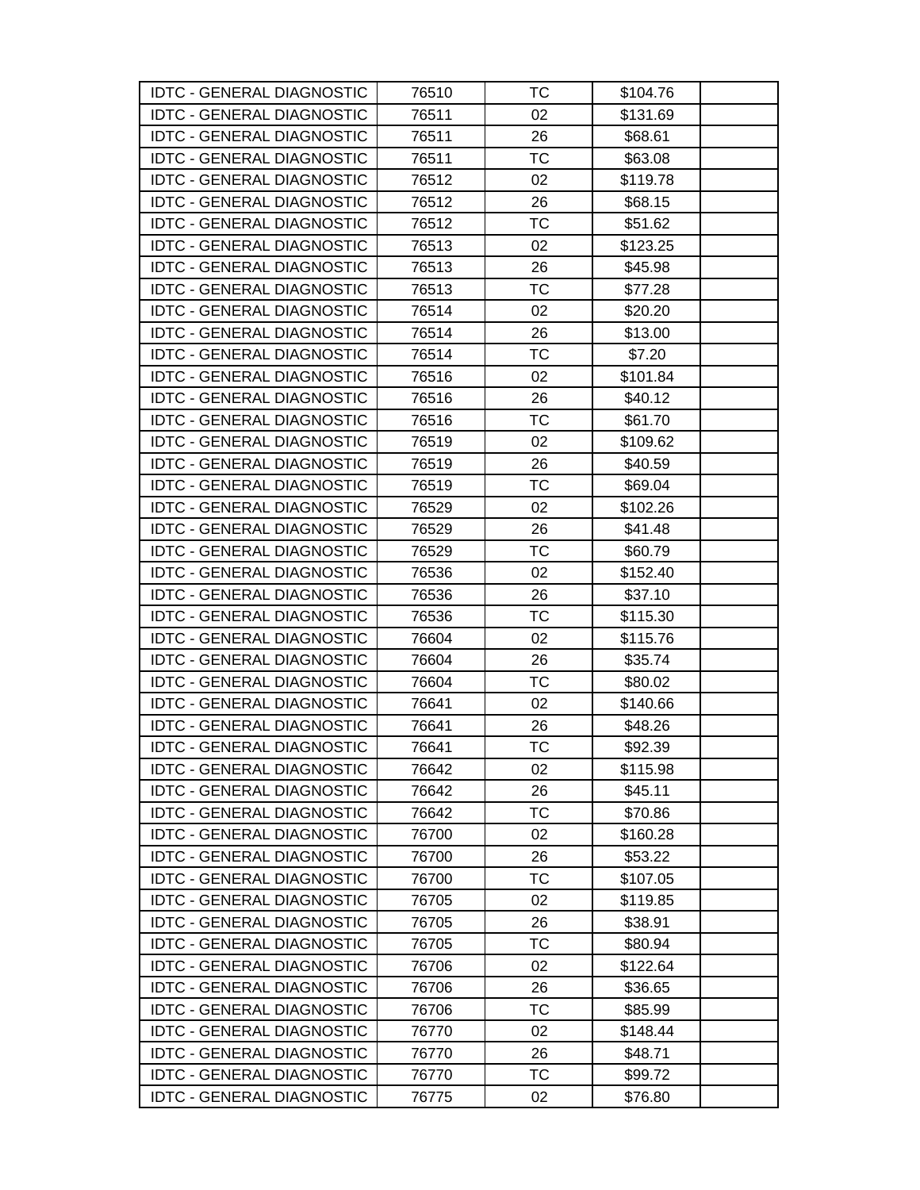| | | | | |
|---|---|---|---|---|
| IDTC - GENERAL DIAGNOSTIC | 76510 | TC | $104.76 | |
| IDTC - GENERAL DIAGNOSTIC | 76511 | 02 | $131.69 | |
| IDTC - GENERAL DIAGNOSTIC | 76511 | 26 | $68.61 | |
| IDTC - GENERAL DIAGNOSTIC | 76511 | TC | $63.08 | |
| IDTC - GENERAL DIAGNOSTIC | 76512 | 02 | $119.78 | |
| IDTC - GENERAL DIAGNOSTIC | 76512 | 26 | $68.15 | |
| IDTC - GENERAL DIAGNOSTIC | 76512 | TC | $51.62 | |
| IDTC - GENERAL DIAGNOSTIC | 76513 | 02 | $123.25 | |
| IDTC - GENERAL DIAGNOSTIC | 76513 | 26 | $45.98 | |
| IDTC - GENERAL DIAGNOSTIC | 76513 | TC | $77.28 | |
| IDTC - GENERAL DIAGNOSTIC | 76514 | 02 | $20.20 | |
| IDTC - GENERAL DIAGNOSTIC | 76514 | 26 | $13.00 | |
| IDTC - GENERAL DIAGNOSTIC | 76514 | TC | $7.20 | |
| IDTC - GENERAL DIAGNOSTIC | 76516 | 02 | $101.84 | |
| IDTC - GENERAL DIAGNOSTIC | 76516 | 26 | $40.12 | |
| IDTC - GENERAL DIAGNOSTIC | 76516 | TC | $61.70 | |
| IDTC - GENERAL DIAGNOSTIC | 76519 | 02 | $109.62 | |
| IDTC - GENERAL DIAGNOSTIC | 76519 | 26 | $40.59 | |
| IDTC - GENERAL DIAGNOSTIC | 76519 | TC | $69.04 | |
| IDTC - GENERAL DIAGNOSTIC | 76529 | 02 | $102.26 | |
| IDTC - GENERAL DIAGNOSTIC | 76529 | 26 | $41.48 | |
| IDTC - GENERAL DIAGNOSTIC | 76529 | TC | $60.79 | |
| IDTC - GENERAL DIAGNOSTIC | 76536 | 02 | $152.40 | |
| IDTC - GENERAL DIAGNOSTIC | 76536 | 26 | $37.10 | |
| IDTC - GENERAL DIAGNOSTIC | 76536 | TC | $115.30 | |
| IDTC - GENERAL DIAGNOSTIC | 76604 | 02 | $115.76 | |
| IDTC - GENERAL DIAGNOSTIC | 76604 | 26 | $35.74 | |
| IDTC - GENERAL DIAGNOSTIC | 76604 | TC | $80.02 | |
| IDTC - GENERAL DIAGNOSTIC | 76641 | 02 | $140.66 | |
| IDTC - GENERAL DIAGNOSTIC | 76641 | 26 | $48.26 | |
| IDTC - GENERAL DIAGNOSTIC | 76641 | TC | $92.39 | |
| IDTC - GENERAL DIAGNOSTIC | 76642 | 02 | $115.98 | |
| IDTC - GENERAL DIAGNOSTIC | 76642 | 26 | $45.11 | |
| IDTC - GENERAL DIAGNOSTIC | 76642 | TC | $70.86 | |
| IDTC - GENERAL DIAGNOSTIC | 76700 | 02 | $160.28 | |
| IDTC - GENERAL DIAGNOSTIC | 76700 | 26 | $53.22 | |
| IDTC - GENERAL DIAGNOSTIC | 76700 | TC | $107.05 | |
| IDTC - GENERAL DIAGNOSTIC | 76705 | 02 | $119.85 | |
| IDTC - GENERAL DIAGNOSTIC | 76705 | 26 | $38.91 | |
| IDTC - GENERAL DIAGNOSTIC | 76705 | TC | $80.94 | |
| IDTC - GENERAL DIAGNOSTIC | 76706 | 02 | $122.64 | |
| IDTC - GENERAL DIAGNOSTIC | 76706 | 26 | $36.65 | |
| IDTC - GENERAL DIAGNOSTIC | 76706 | TC | $85.99 | |
| IDTC - GENERAL DIAGNOSTIC | 76770 | 02 | $148.44 | |
| IDTC - GENERAL DIAGNOSTIC | 76770 | 26 | $48.71 | |
| IDTC - GENERAL DIAGNOSTIC | 76770 | TC | $99.72 | |
| IDTC - GENERAL DIAGNOSTIC | 76775 | 02 | $76.80 | |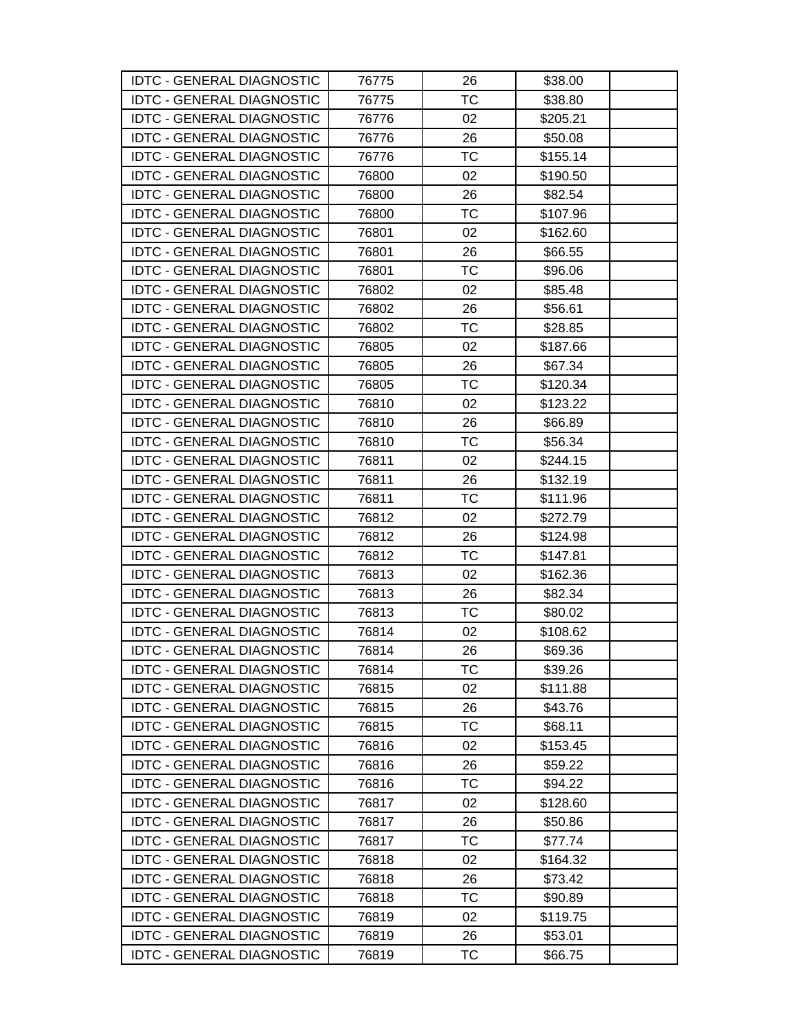| IDTC - GENERAL DIAGNOSTIC | 76775 | 26 | $38.00 | |
|---|---|---|---|---|
| IDTC - GENERAL DIAGNOSTIC | 76775 | TC | $38.80 | |
| IDTC - GENERAL DIAGNOSTIC | 76776 | 02 | $205.21 | |
| IDTC - GENERAL DIAGNOSTIC | 76776 | 26 | $50.08 | |
| IDTC - GENERAL DIAGNOSTIC | 76776 | TC | $155.14 | |
| IDTC - GENERAL DIAGNOSTIC | 76800 | 02 | $190.50 | |
| IDTC - GENERAL DIAGNOSTIC | 76800 | 26 | $82.54 | |
| IDTC - GENERAL DIAGNOSTIC | 76800 | TC | $107.96 | |
| IDTC - GENERAL DIAGNOSTIC | 76801 | 02 | $162.60 | |
| IDTC - GENERAL DIAGNOSTIC | 76801 | 26 | $66.55 | |
| IDTC - GENERAL DIAGNOSTIC | 76801 | TC | $96.06 | |
| IDTC - GENERAL DIAGNOSTIC | 76802 | 02 | $85.48 | |
| IDTC - GENERAL DIAGNOSTIC | 76802 | 26 | $56.61 | |
| IDTC - GENERAL DIAGNOSTIC | 76802 | TC | $28.85 | |
| IDTC - GENERAL DIAGNOSTIC | 76805 | 02 | $187.66 | |
| IDTC - GENERAL DIAGNOSTIC | 76805 | 26 | $67.34 | |
| IDTC - GENERAL DIAGNOSTIC | 76805 | TC | $120.34 | |
| IDTC - GENERAL DIAGNOSTIC | 76810 | 02 | $123.22 | |
| IDTC - GENERAL DIAGNOSTIC | 76810 | 26 | $66.89 | |
| IDTC - GENERAL DIAGNOSTIC | 76810 | TC | $56.34 | |
| IDTC - GENERAL DIAGNOSTIC | 76811 | 02 | $244.15 | |
| IDTC - GENERAL DIAGNOSTIC | 76811 | 26 | $132.19 | |
| IDTC - GENERAL DIAGNOSTIC | 76811 | TC | $111.96 | |
| IDTC - GENERAL DIAGNOSTIC | 76812 | 02 | $272.79 | |
| IDTC - GENERAL DIAGNOSTIC | 76812 | 26 | $124.98 | |
| IDTC - GENERAL DIAGNOSTIC | 76812 | TC | $147.81 | |
| IDTC - GENERAL DIAGNOSTIC | 76813 | 02 | $162.36 | |
| IDTC - GENERAL DIAGNOSTIC | 76813 | 26 | $82.34 | |
| IDTC - GENERAL DIAGNOSTIC | 76813 | TC | $80.02 | |
| IDTC - GENERAL DIAGNOSTIC | 76814 | 02 | $108.62 | |
| IDTC - GENERAL DIAGNOSTIC | 76814 | 26 | $69.36 | |
| IDTC - GENERAL DIAGNOSTIC | 76814 | TC | $39.26 | |
| IDTC - GENERAL DIAGNOSTIC | 76815 | 02 | $111.88 | |
| IDTC - GENERAL DIAGNOSTIC | 76815 | 26 | $43.76 | |
| IDTC - GENERAL DIAGNOSTIC | 76815 | TC | $68.11 | |
| IDTC - GENERAL DIAGNOSTIC | 76816 | 02 | $153.45 | |
| IDTC - GENERAL DIAGNOSTIC | 76816 | 26 | $59.22 | |
| IDTC - GENERAL DIAGNOSTIC | 76816 | TC | $94.22 | |
| IDTC - GENERAL DIAGNOSTIC | 76817 | 02 | $128.60 | |
| IDTC - GENERAL DIAGNOSTIC | 76817 | 26 | $50.86 | |
| IDTC - GENERAL DIAGNOSTIC | 76817 | TC | $77.74 | |
| IDTC - GENERAL DIAGNOSTIC | 76818 | 02 | $164.32 | |
| IDTC - GENERAL DIAGNOSTIC | 76818 | 26 | $73.42 | |
| IDTC - GENERAL DIAGNOSTIC | 76818 | TC | $90.89 | |
| IDTC - GENERAL DIAGNOSTIC | 76819 | 02 | $119.75 | |
| IDTC - GENERAL DIAGNOSTIC | 76819 | 26 | $53.01 | |
| IDTC - GENERAL DIAGNOSTIC | 76819 | TC | $66.75 | |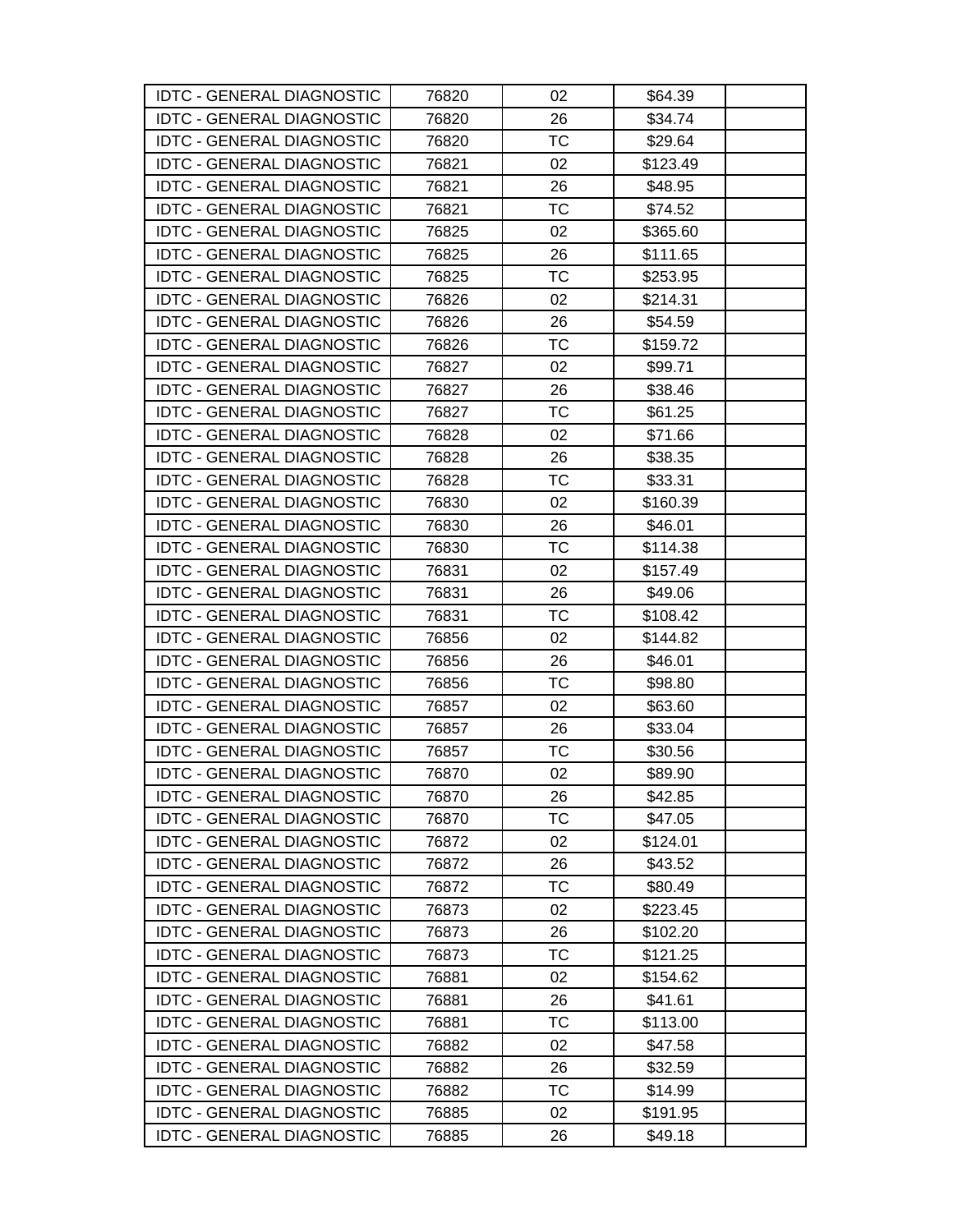| | | | | |
|---|---|---|---|---|
| IDTC - GENERAL DIAGNOSTIC | 76820 | 02 | $64.39 | |
| IDTC - GENERAL DIAGNOSTIC | 76820 | 26 | $34.74 | |
| IDTC - GENERAL DIAGNOSTIC | 76820 | TC | $29.64 | |
| IDTC - GENERAL DIAGNOSTIC | 76821 | 02 | $123.49 | |
| IDTC - GENERAL DIAGNOSTIC | 76821 | 26 | $48.95 | |
| IDTC - GENERAL DIAGNOSTIC | 76821 | TC | $74.52 | |
| IDTC - GENERAL DIAGNOSTIC | 76825 | 02 | $365.60 | |
| IDTC - GENERAL DIAGNOSTIC | 76825 | 26 | $111.65 | |
| IDTC - GENERAL DIAGNOSTIC | 76825 | TC | $253.95 | |
| IDTC - GENERAL DIAGNOSTIC | 76826 | 02 | $214.31 | |
| IDTC - GENERAL DIAGNOSTIC | 76826 | 26 | $54.59 | |
| IDTC - GENERAL DIAGNOSTIC | 76826 | TC | $159.72 | |
| IDTC - GENERAL DIAGNOSTIC | 76827 | 02 | $99.71 | |
| IDTC - GENERAL DIAGNOSTIC | 76827 | 26 | $38.46 | |
| IDTC - GENERAL DIAGNOSTIC | 76827 | TC | $61.25 | |
| IDTC - GENERAL DIAGNOSTIC | 76828 | 02 | $71.66 | |
| IDTC - GENERAL DIAGNOSTIC | 76828 | 26 | $38.35 | |
| IDTC - GENERAL DIAGNOSTIC | 76828 | TC | $33.31 | |
| IDTC - GENERAL DIAGNOSTIC | 76830 | 02 | $160.39 | |
| IDTC - GENERAL DIAGNOSTIC | 76830 | 26 | $46.01 | |
| IDTC - GENERAL DIAGNOSTIC | 76830 | TC | $114.38 | |
| IDTC - GENERAL DIAGNOSTIC | 76831 | 02 | $157.49 | |
| IDTC - GENERAL DIAGNOSTIC | 76831 | 26 | $49.06 | |
| IDTC - GENERAL DIAGNOSTIC | 76831 | TC | $108.42 | |
| IDTC - GENERAL DIAGNOSTIC | 76856 | 02 | $144.82 | |
| IDTC - GENERAL DIAGNOSTIC | 76856 | 26 | $46.01 | |
| IDTC - GENERAL DIAGNOSTIC | 76856 | TC | $98.80 | |
| IDTC - GENERAL DIAGNOSTIC | 76857 | 02 | $63.60 | |
| IDTC - GENERAL DIAGNOSTIC | 76857 | 26 | $33.04 | |
| IDTC - GENERAL DIAGNOSTIC | 76857 | TC | $30.56 | |
| IDTC - GENERAL DIAGNOSTIC | 76870 | 02 | $89.90 | |
| IDTC - GENERAL DIAGNOSTIC | 76870 | 26 | $42.85 | |
| IDTC - GENERAL DIAGNOSTIC | 76870 | TC | $47.05 | |
| IDTC - GENERAL DIAGNOSTIC | 76872 | 02 | $124.01 | |
| IDTC - GENERAL DIAGNOSTIC | 76872 | 26 | $43.52 | |
| IDTC - GENERAL DIAGNOSTIC | 76872 | TC | $80.49 | |
| IDTC - GENERAL DIAGNOSTIC | 76873 | 02 | $223.45 | |
| IDTC - GENERAL DIAGNOSTIC | 76873 | 26 | $102.20 | |
| IDTC - GENERAL DIAGNOSTIC | 76873 | TC | $121.25 | |
| IDTC - GENERAL DIAGNOSTIC | 76881 | 02 | $154.62 | |
| IDTC - GENERAL DIAGNOSTIC | 76881 | 26 | $41.61 | |
| IDTC - GENERAL DIAGNOSTIC | 76881 | TC | $113.00 | |
| IDTC - GENERAL DIAGNOSTIC | 76882 | 02 | $47.58 | |
| IDTC - GENERAL DIAGNOSTIC | 76882 | 26 | $32.59 | |
| IDTC - GENERAL DIAGNOSTIC | 76882 | TC | $14.99 | |
| IDTC - GENERAL DIAGNOSTIC | 76885 | 02 | $191.95 | |
| IDTC - GENERAL DIAGNOSTIC | 76885 | 26 | $49.18 | |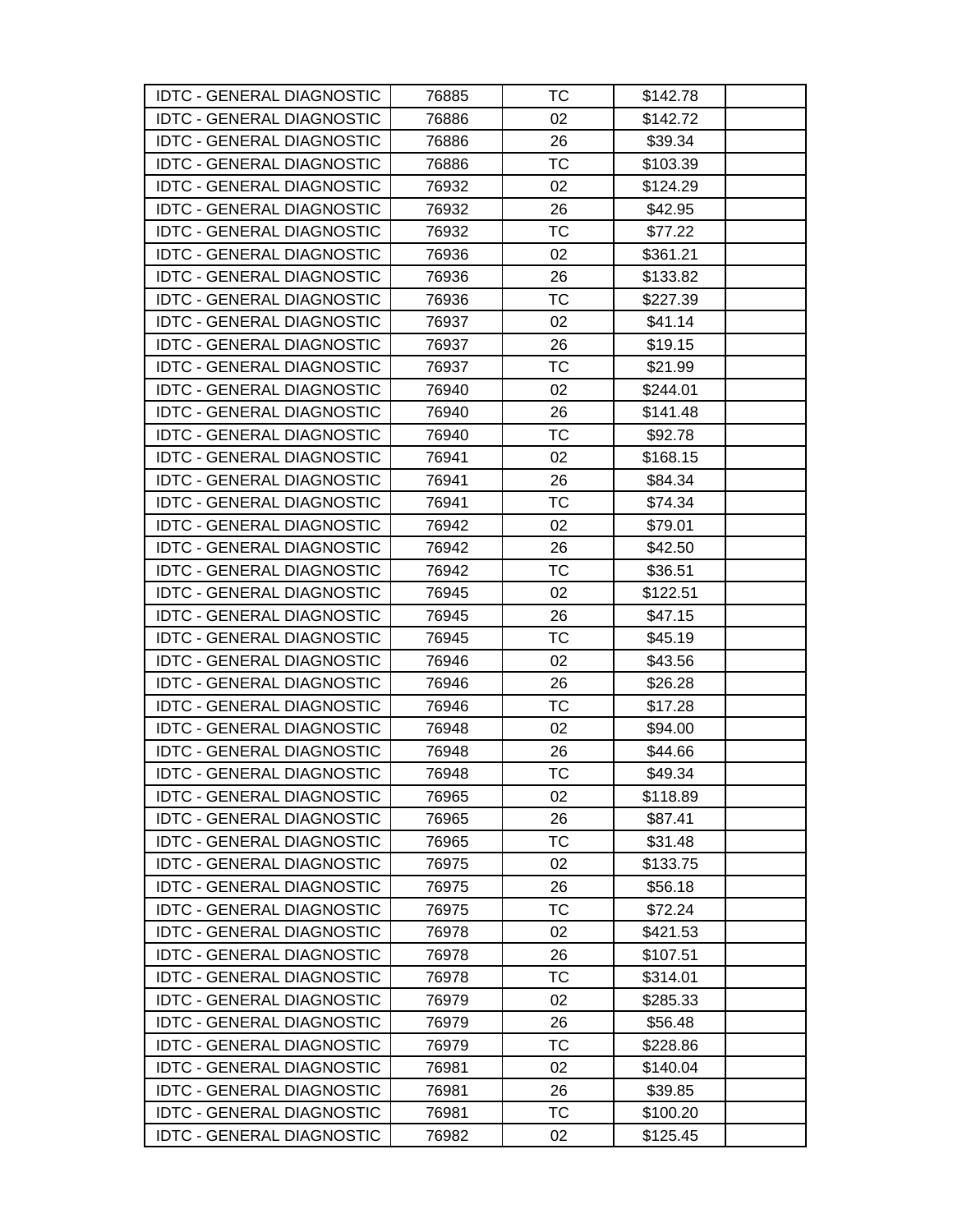| | | | | |
|---|---|---|---|---|
| IDTC - GENERAL DIAGNOSTIC | 76885 | TC | $142.78 | |
| IDTC - GENERAL DIAGNOSTIC | 76886 | 02 | $142.72 | |
| IDTC - GENERAL DIAGNOSTIC | 76886 | 26 | $39.34 | |
| IDTC - GENERAL DIAGNOSTIC | 76886 | TC | $103.39 | |
| IDTC - GENERAL DIAGNOSTIC | 76932 | 02 | $124.29 | |
| IDTC - GENERAL DIAGNOSTIC | 76932 | 26 | $42.95 | |
| IDTC - GENERAL DIAGNOSTIC | 76932 | TC | $77.22 | |
| IDTC - GENERAL DIAGNOSTIC | 76936 | 02 | $361.21 | |
| IDTC - GENERAL DIAGNOSTIC | 76936 | 26 | $133.82 | |
| IDTC - GENERAL DIAGNOSTIC | 76936 | TC | $227.39 | |
| IDTC - GENERAL DIAGNOSTIC | 76937 | 02 | $41.14 | |
| IDTC - GENERAL DIAGNOSTIC | 76937 | 26 | $19.15 | |
| IDTC - GENERAL DIAGNOSTIC | 76937 | TC | $21.99 | |
| IDTC - GENERAL DIAGNOSTIC | 76940 | 02 | $244.01 | |
| IDTC - GENERAL DIAGNOSTIC | 76940 | 26 | $141.48 | |
| IDTC - GENERAL DIAGNOSTIC | 76940 | TC | $92.78 | |
| IDTC - GENERAL DIAGNOSTIC | 76941 | 02 | $168.15 | |
| IDTC - GENERAL DIAGNOSTIC | 76941 | 26 | $84.34 | |
| IDTC - GENERAL DIAGNOSTIC | 76941 | TC | $74.34 | |
| IDTC - GENERAL DIAGNOSTIC | 76942 | 02 | $79.01 | |
| IDTC - GENERAL DIAGNOSTIC | 76942 | 26 | $42.50 | |
| IDTC - GENERAL DIAGNOSTIC | 76942 | TC | $36.51 | |
| IDTC - GENERAL DIAGNOSTIC | 76945 | 02 | $122.51 | |
| IDTC - GENERAL DIAGNOSTIC | 76945 | 26 | $47.15 | |
| IDTC - GENERAL DIAGNOSTIC | 76945 | TC | $45.19 | |
| IDTC - GENERAL DIAGNOSTIC | 76946 | 02 | $43.56 | |
| IDTC - GENERAL DIAGNOSTIC | 76946 | 26 | $26.28 | |
| IDTC - GENERAL DIAGNOSTIC | 76946 | TC | $17.28 | |
| IDTC - GENERAL DIAGNOSTIC | 76948 | 02 | $94.00 | |
| IDTC - GENERAL DIAGNOSTIC | 76948 | 26 | $44.66 | |
| IDTC - GENERAL DIAGNOSTIC | 76948 | TC | $49.34 | |
| IDTC - GENERAL DIAGNOSTIC | 76965 | 02 | $118.89 | |
| IDTC - GENERAL DIAGNOSTIC | 76965 | 26 | $87.41 | |
| IDTC - GENERAL DIAGNOSTIC | 76965 | TC | $31.48 | |
| IDTC - GENERAL DIAGNOSTIC | 76975 | 02 | $133.75 | |
| IDTC - GENERAL DIAGNOSTIC | 76975 | 26 | $56.18 | |
| IDTC - GENERAL DIAGNOSTIC | 76975 | TC | $72.24 | |
| IDTC - GENERAL DIAGNOSTIC | 76978 | 02 | $421.53 | |
| IDTC - GENERAL DIAGNOSTIC | 76978 | 26 | $107.51 | |
| IDTC - GENERAL DIAGNOSTIC | 76978 | TC | $314.01 | |
| IDTC - GENERAL DIAGNOSTIC | 76979 | 02 | $285.33 | |
| IDTC - GENERAL DIAGNOSTIC | 76979 | 26 | $56.48 | |
| IDTC - GENERAL DIAGNOSTIC | 76979 | TC | $228.86 | |
| IDTC - GENERAL DIAGNOSTIC | 76981 | 02 | $140.04 | |
| IDTC - GENERAL DIAGNOSTIC | 76981 | 26 | $39.85 | |
| IDTC - GENERAL DIAGNOSTIC | 76981 | TC | $100.20 | |
| IDTC - GENERAL DIAGNOSTIC | 76982 | 02 | $125.45 | |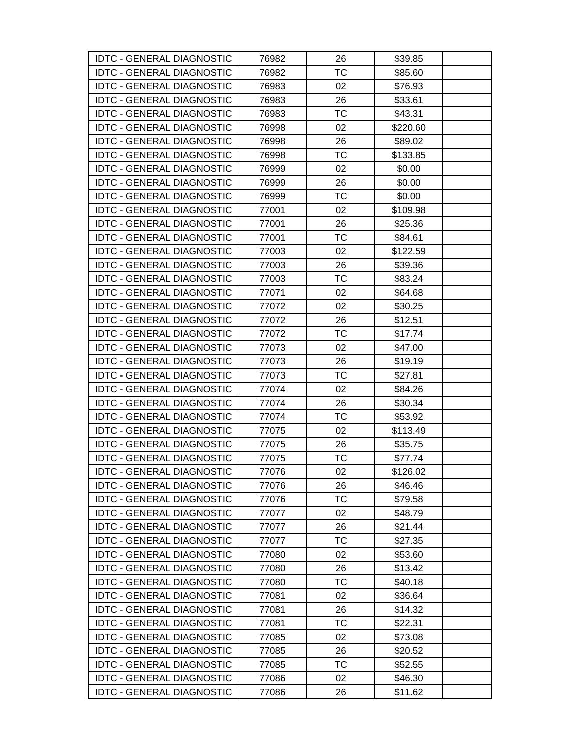| | | | | |
|---|---|---|---|---|
| IDTC - GENERAL DIAGNOSTIC | 76982 | 26 | $39.85 | |
| IDTC - GENERAL DIAGNOSTIC | 76982 | TC | $85.60 | |
| IDTC - GENERAL DIAGNOSTIC | 76983 | 02 | $76.93 | |
| IDTC - GENERAL DIAGNOSTIC | 76983 | 26 | $33.61 | |
| IDTC - GENERAL DIAGNOSTIC | 76983 | TC | $43.31 | |
| IDTC - GENERAL DIAGNOSTIC | 76998 | 02 | $220.60 | |
| IDTC - GENERAL DIAGNOSTIC | 76998 | 26 | $89.02 | |
| IDTC - GENERAL DIAGNOSTIC | 76998 | TC | $133.85 | |
| IDTC - GENERAL DIAGNOSTIC | 76999 | 02 | $0.00 | |
| IDTC - GENERAL DIAGNOSTIC | 76999 | 26 | $0.00 | |
| IDTC - GENERAL DIAGNOSTIC | 76999 | TC | $0.00 | |
| IDTC - GENERAL DIAGNOSTIC | 77001 | 02 | $109.98 | |
| IDTC - GENERAL DIAGNOSTIC | 77001 | 26 | $25.36 | |
| IDTC - GENERAL DIAGNOSTIC | 77001 | TC | $84.61 | |
| IDTC - GENERAL DIAGNOSTIC | 77003 | 02 | $122.59 | |
| IDTC - GENERAL DIAGNOSTIC | 77003 | 26 | $39.36 | |
| IDTC - GENERAL DIAGNOSTIC | 77003 | TC | $83.24 | |
| IDTC - GENERAL DIAGNOSTIC | 77071 | 02 | $64.68 | |
| IDTC - GENERAL DIAGNOSTIC | 77072 | 02 | $30.25 | |
| IDTC - GENERAL DIAGNOSTIC | 77072 | 26 | $12.51 | |
| IDTC - GENERAL DIAGNOSTIC | 77072 | TC | $17.74 | |
| IDTC - GENERAL DIAGNOSTIC | 77073 | 02 | $47.00 | |
| IDTC - GENERAL DIAGNOSTIC | 77073 | 26 | $19.19 | |
| IDTC - GENERAL DIAGNOSTIC | 77073 | TC | $27.81 | |
| IDTC - GENERAL DIAGNOSTIC | 77074 | 02 | $84.26 | |
| IDTC - GENERAL DIAGNOSTIC | 77074 | 26 | $30.34 | |
| IDTC - GENERAL DIAGNOSTIC | 77074 | TC | $53.92 | |
| IDTC - GENERAL DIAGNOSTIC | 77075 | 02 | $113.49 | |
| IDTC - GENERAL DIAGNOSTIC | 77075 | 26 | $35.75 | |
| IDTC - GENERAL DIAGNOSTIC | 77075 | TC | $77.74 | |
| IDTC - GENERAL DIAGNOSTIC | 77076 | 02 | $126.02 | |
| IDTC - GENERAL DIAGNOSTIC | 77076 | 26 | $46.46 | |
| IDTC - GENERAL DIAGNOSTIC | 77076 | TC | $79.58 | |
| IDTC - GENERAL DIAGNOSTIC | 77077 | 02 | $48.79 | |
| IDTC - GENERAL DIAGNOSTIC | 77077 | 26 | $21.44 | |
| IDTC - GENERAL DIAGNOSTIC | 77077 | TC | $27.35 | |
| IDTC - GENERAL DIAGNOSTIC | 77080 | 02 | $53.60 | |
| IDTC - GENERAL DIAGNOSTIC | 77080 | 26 | $13.42 | |
| IDTC - GENERAL DIAGNOSTIC | 77080 | TC | $40.18 | |
| IDTC - GENERAL DIAGNOSTIC | 77081 | 02 | $36.64 | |
| IDTC - GENERAL DIAGNOSTIC | 77081 | 26 | $14.32 | |
| IDTC - GENERAL DIAGNOSTIC | 77081 | TC | $22.31 | |
| IDTC - GENERAL DIAGNOSTIC | 77085 | 02 | $73.08 | |
| IDTC - GENERAL DIAGNOSTIC | 77085 | 26 | $20.52 | |
| IDTC - GENERAL DIAGNOSTIC | 77085 | TC | $52.55 | |
| IDTC - GENERAL DIAGNOSTIC | 77086 | 02 | $46.30 | |
| IDTC - GENERAL DIAGNOSTIC | 77086 | 26 | $11.62 | |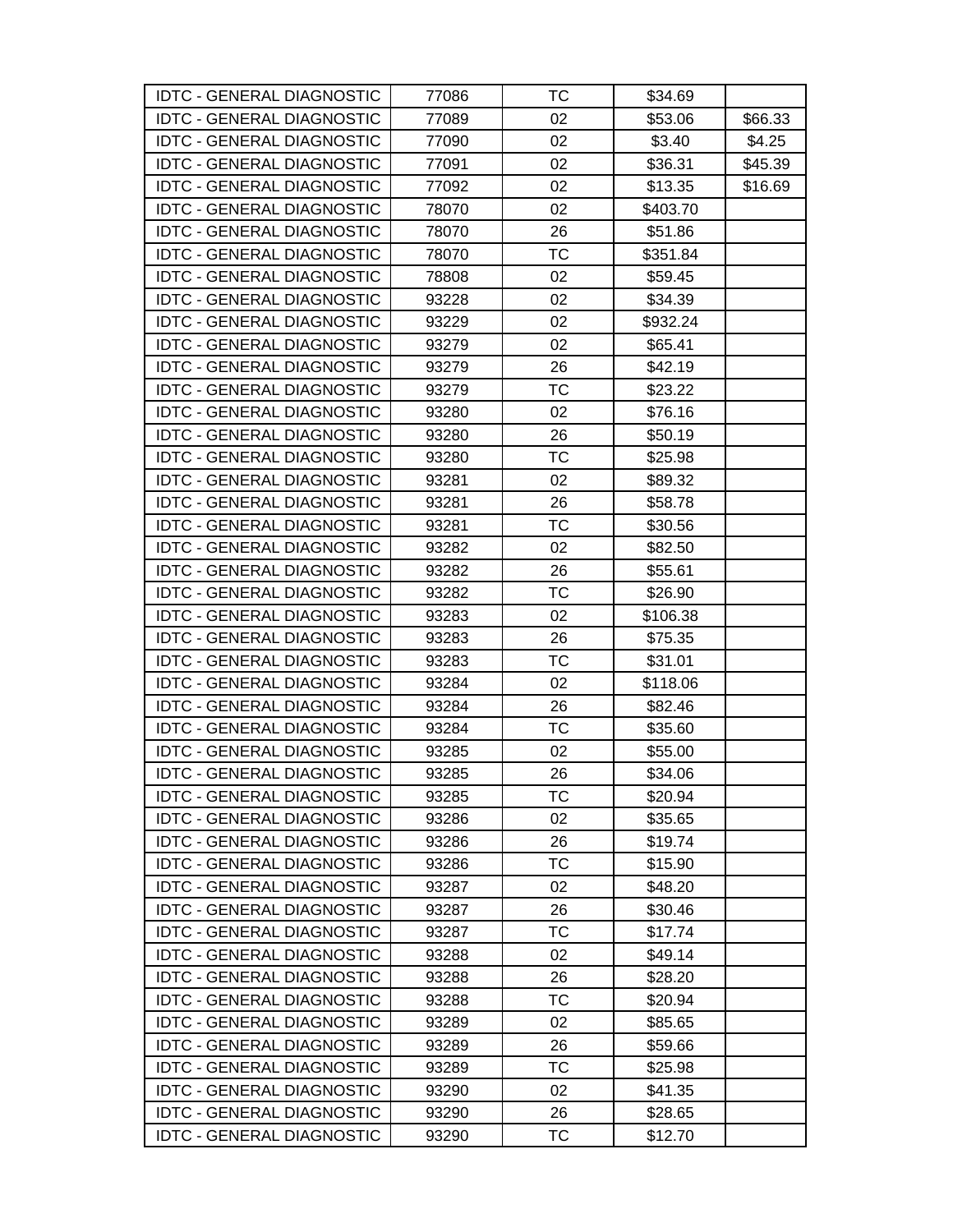| | | | | |
|---|---|---|---|---|
| IDTC - GENERAL DIAGNOSTIC | 77086 | TC | $34.69 | |
| IDTC - GENERAL DIAGNOSTIC | 77089 | 02 | $53.06 | $66.33 |
| IDTC - GENERAL DIAGNOSTIC | 77090 | 02 | $3.40 | $4.25 |
| IDTC - GENERAL DIAGNOSTIC | 77091 | 02 | $36.31 | $45.39 |
| IDTC - GENERAL DIAGNOSTIC | 77092 | 02 | $13.35 | $16.69 |
| IDTC - GENERAL DIAGNOSTIC | 78070 | 02 | $403.70 | |
| IDTC - GENERAL DIAGNOSTIC | 78070 | 26 | $51.86 | |
| IDTC - GENERAL DIAGNOSTIC | 78070 | TC | $351.84 | |
| IDTC - GENERAL DIAGNOSTIC | 78808 | 02 | $59.45 | |
| IDTC - GENERAL DIAGNOSTIC | 93228 | 02 | $34.39 | |
| IDTC - GENERAL DIAGNOSTIC | 93229 | 02 | $932.24 | |
| IDTC - GENERAL DIAGNOSTIC | 93279 | 02 | $65.41 | |
| IDTC - GENERAL DIAGNOSTIC | 93279 | 26 | $42.19 | |
| IDTC - GENERAL DIAGNOSTIC | 93279 | TC | $23.22 | |
| IDTC - GENERAL DIAGNOSTIC | 93280 | 02 | $76.16 | |
| IDTC - GENERAL DIAGNOSTIC | 93280 | 26 | $50.19 | |
| IDTC - GENERAL DIAGNOSTIC | 93280 | TC | $25.98 | |
| IDTC - GENERAL DIAGNOSTIC | 93281 | 02 | $89.32 | |
| IDTC - GENERAL DIAGNOSTIC | 93281 | 26 | $58.78 | |
| IDTC - GENERAL DIAGNOSTIC | 93281 | TC | $30.56 | |
| IDTC - GENERAL DIAGNOSTIC | 93282 | 02 | $82.50 | |
| IDTC - GENERAL DIAGNOSTIC | 93282 | 26 | $55.61 | |
| IDTC - GENERAL DIAGNOSTIC | 93282 | TC | $26.90 | |
| IDTC - GENERAL DIAGNOSTIC | 93283 | 02 | $106.38 | |
| IDTC - GENERAL DIAGNOSTIC | 93283 | 26 | $75.35 | |
| IDTC - GENERAL DIAGNOSTIC | 93283 | TC | $31.01 | |
| IDTC - GENERAL DIAGNOSTIC | 93284 | 02 | $118.06 | |
| IDTC - GENERAL DIAGNOSTIC | 93284 | 26 | $82.46 | |
| IDTC - GENERAL DIAGNOSTIC | 93284 | TC | $35.60 | |
| IDTC - GENERAL DIAGNOSTIC | 93285 | 02 | $55.00 | |
| IDTC - GENERAL DIAGNOSTIC | 93285 | 26 | $34.06 | |
| IDTC - GENERAL DIAGNOSTIC | 93285 | TC | $20.94 | |
| IDTC - GENERAL DIAGNOSTIC | 93286 | 02 | $35.65 | |
| IDTC - GENERAL DIAGNOSTIC | 93286 | 26 | $19.74 | |
| IDTC - GENERAL DIAGNOSTIC | 93286 | TC | $15.90 | |
| IDTC - GENERAL DIAGNOSTIC | 93287 | 02 | $48.20 | |
| IDTC - GENERAL DIAGNOSTIC | 93287 | 26 | $30.46 | |
| IDTC - GENERAL DIAGNOSTIC | 93287 | TC | $17.74 | |
| IDTC - GENERAL DIAGNOSTIC | 93288 | 02 | $49.14 | |
| IDTC - GENERAL DIAGNOSTIC | 93288 | 26 | $28.20 | |
| IDTC - GENERAL DIAGNOSTIC | 93288 | TC | $20.94 | |
| IDTC - GENERAL DIAGNOSTIC | 93289 | 02 | $85.65 | |
| IDTC - GENERAL DIAGNOSTIC | 93289 | 26 | $59.66 | |
| IDTC - GENERAL DIAGNOSTIC | 93289 | TC | $25.98 | |
| IDTC - GENERAL DIAGNOSTIC | 93290 | 02 | $41.35 | |
| IDTC - GENERAL DIAGNOSTIC | 93290 | 26 | $28.65 | |
| IDTC - GENERAL DIAGNOSTIC | 93290 | TC | $12.70 | |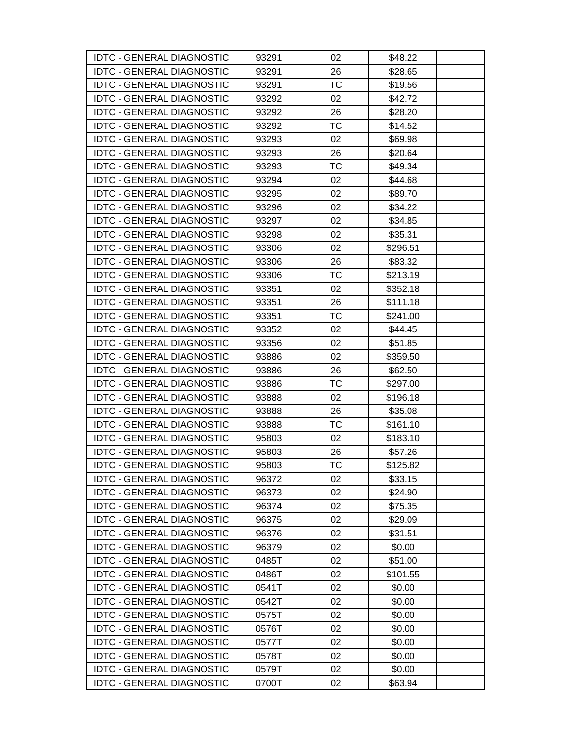| | | | | |
|---|---|---|---|---|
| IDTC - GENERAL DIAGNOSTIC | 93291 | 02 | $48.22 | |
| IDTC - GENERAL DIAGNOSTIC | 93291 | 26 | $28.65 | |
| IDTC - GENERAL DIAGNOSTIC | 93291 | TC | $19.56 | |
| IDTC - GENERAL DIAGNOSTIC | 93292 | 02 | $42.72 | |
| IDTC - GENERAL DIAGNOSTIC | 93292 | 26 | $28.20 | |
| IDTC - GENERAL DIAGNOSTIC | 93292 | TC | $14.52 | |
| IDTC - GENERAL DIAGNOSTIC | 93293 | 02 | $69.98 | |
| IDTC - GENERAL DIAGNOSTIC | 93293 | 26 | $20.64 | |
| IDTC - GENERAL DIAGNOSTIC | 93293 | TC | $49.34 | |
| IDTC - GENERAL DIAGNOSTIC | 93294 | 02 | $44.68 | |
| IDTC - GENERAL DIAGNOSTIC | 93295 | 02 | $89.70 | |
| IDTC - GENERAL DIAGNOSTIC | 93296 | 02 | $34.22 | |
| IDTC - GENERAL DIAGNOSTIC | 93297 | 02 | $34.85 | |
| IDTC - GENERAL DIAGNOSTIC | 93298 | 02 | $35.31 | |
| IDTC - GENERAL DIAGNOSTIC | 93306 | 02 | $296.51 | |
| IDTC - GENERAL DIAGNOSTIC | 93306 | 26 | $83.32 | |
| IDTC - GENERAL DIAGNOSTIC | 93306 | TC | $213.19 | |
| IDTC - GENERAL DIAGNOSTIC | 93351 | 02 | $352.18 | |
| IDTC - GENERAL DIAGNOSTIC | 93351 | 26 | $111.18 | |
| IDTC - GENERAL DIAGNOSTIC | 93351 | TC | $241.00 | |
| IDTC - GENERAL DIAGNOSTIC | 93352 | 02 | $44.45 | |
| IDTC - GENERAL DIAGNOSTIC | 93356 | 02 | $51.85 | |
| IDTC - GENERAL DIAGNOSTIC | 93886 | 02 | $359.50 | |
| IDTC - GENERAL DIAGNOSTIC | 93886 | 26 | $62.50 | |
| IDTC - GENERAL DIAGNOSTIC | 93886 | TC | $297.00 | |
| IDTC - GENERAL DIAGNOSTIC | 93888 | 02 | $196.18 | |
| IDTC - GENERAL DIAGNOSTIC | 93888 | 26 | $35.08 | |
| IDTC - GENERAL DIAGNOSTIC | 93888 | TC | $161.10 | |
| IDTC - GENERAL DIAGNOSTIC | 95803 | 02 | $183.10 | |
| IDTC - GENERAL DIAGNOSTIC | 95803 | 26 | $57.26 | |
| IDTC - GENERAL DIAGNOSTIC | 95803 | TC | $125.82 | |
| IDTC - GENERAL DIAGNOSTIC | 96372 | 02 | $33.15 | |
| IDTC - GENERAL DIAGNOSTIC | 96373 | 02 | $24.90 | |
| IDTC - GENERAL DIAGNOSTIC | 96374 | 02 | $75.35 | |
| IDTC - GENERAL DIAGNOSTIC | 96375 | 02 | $29.09 | |
| IDTC - GENERAL DIAGNOSTIC | 96376 | 02 | $31.51 | |
| IDTC - GENERAL DIAGNOSTIC | 96379 | 02 | $0.00 | |
| IDTC - GENERAL DIAGNOSTIC | 0485T | 02 | $51.00 | |
| IDTC - GENERAL DIAGNOSTIC | 0486T | 02 | $101.55 | |
| IDTC - GENERAL DIAGNOSTIC | 0541T | 02 | $0.00 | |
| IDTC - GENERAL DIAGNOSTIC | 0542T | 02 | $0.00 | |
| IDTC - GENERAL DIAGNOSTIC | 0575T | 02 | $0.00 | |
| IDTC - GENERAL DIAGNOSTIC | 0576T | 02 | $0.00 | |
| IDTC - GENERAL DIAGNOSTIC | 0577T | 02 | $0.00 | |
| IDTC - GENERAL DIAGNOSTIC | 0578T | 02 | $0.00 | |
| IDTC - GENERAL DIAGNOSTIC | 0579T | 02 | $0.00 | |
| IDTC - GENERAL DIAGNOSTIC | 0700T | 02 | $63.94 | |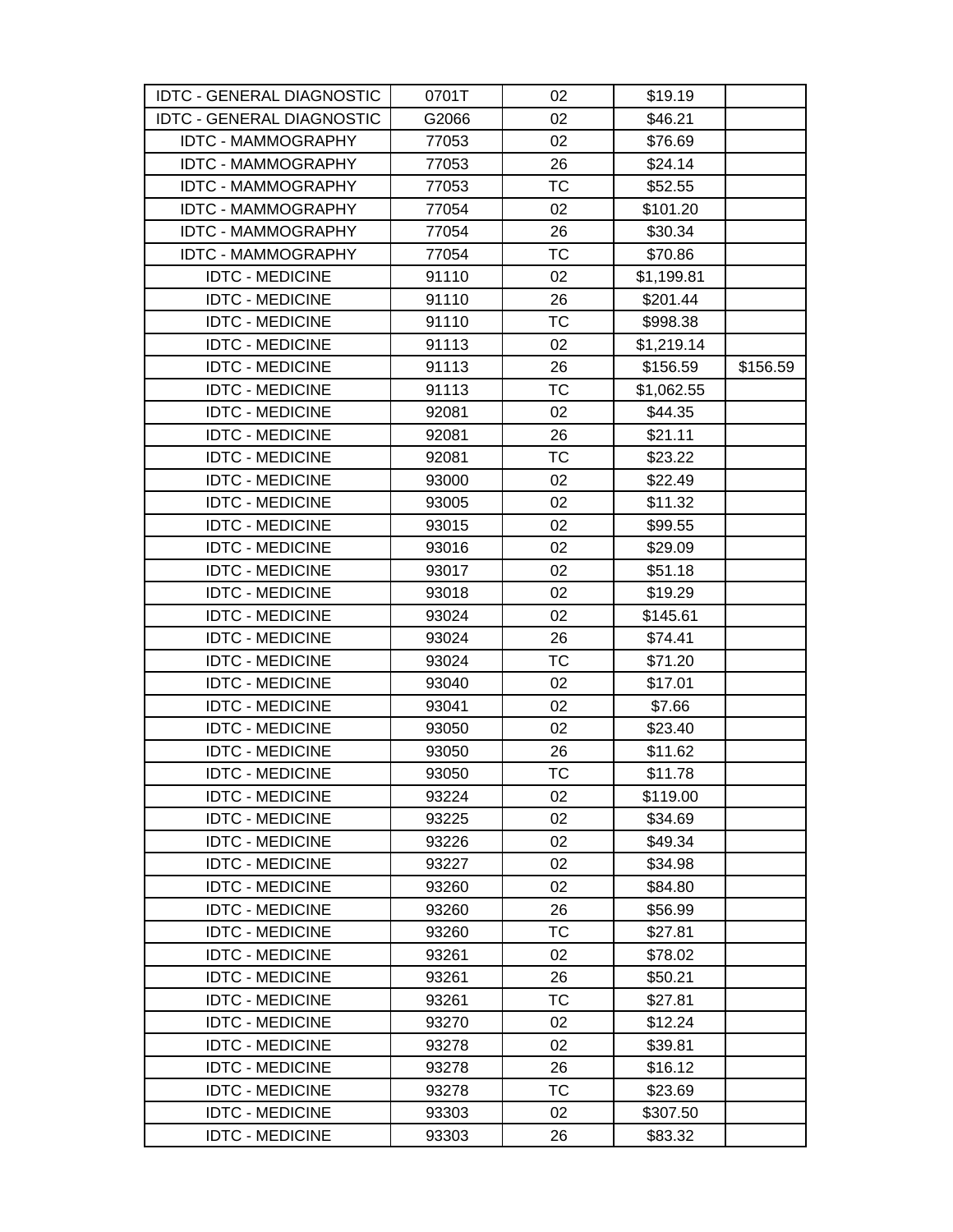| | | | | |
|---|---|---|---|---|
| IDTC - GENERAL DIAGNOSTIC | 0701T | 02 | $19.19 | |
| IDTC - GENERAL DIAGNOSTIC | G2066 | 02 | $46.21 | |
| IDTC - MAMMOGRAPHY | 77053 | 02 | $76.69 | |
| IDTC - MAMMOGRAPHY | 77053 | 26 | $24.14 | |
| IDTC - MAMMOGRAPHY | 77053 | TC | $52.55 | |
| IDTC - MAMMOGRAPHY | 77054 | 02 | $101.20 | |
| IDTC - MAMMOGRAPHY | 77054 | 26 | $30.34 | |
| IDTC - MAMMOGRAPHY | 77054 | TC | $70.86 | |
| IDTC - MEDICINE | 91110 | 02 | $1,199.81 | |
| IDTC - MEDICINE | 91110 | 26 | $201.44 | |
| IDTC - MEDICINE | 91110 | TC | $998.38 | |
| IDTC - MEDICINE | 91113 | 02 | $1,219.14 | |
| IDTC - MEDICINE | 91113 | 26 | $156.59 | $156.59 |
| IDTC - MEDICINE | 91113 | TC | $1,062.55 | |
| IDTC - MEDICINE | 92081 | 02 | $44.35 | |
| IDTC - MEDICINE | 92081 | 26 | $21.11 | |
| IDTC - MEDICINE | 92081 | TC | $23.22 | |
| IDTC - MEDICINE | 93000 | 02 | $22.49 | |
| IDTC - MEDICINE | 93005 | 02 | $11.32 | |
| IDTC - MEDICINE | 93015 | 02 | $99.55 | |
| IDTC - MEDICINE | 93016 | 02 | $29.09 | |
| IDTC - MEDICINE | 93017 | 02 | $51.18 | |
| IDTC - MEDICINE | 93018 | 02 | $19.29 | |
| IDTC - MEDICINE | 93024 | 02 | $145.61 | |
| IDTC - MEDICINE | 93024 | 26 | $74.41 | |
| IDTC - MEDICINE | 93024 | TC | $71.20 | |
| IDTC - MEDICINE | 93040 | 02 | $17.01 | |
| IDTC - MEDICINE | 93041 | 02 | $7.66 | |
| IDTC - MEDICINE | 93050 | 02 | $23.40 | |
| IDTC - MEDICINE | 93050 | 26 | $11.62 | |
| IDTC - MEDICINE | 93050 | TC | $11.78 | |
| IDTC - MEDICINE | 93224 | 02 | $119.00 | |
| IDTC - MEDICINE | 93225 | 02 | $34.69 | |
| IDTC - MEDICINE | 93226 | 02 | $49.34 | |
| IDTC - MEDICINE | 93227 | 02 | $34.98 | |
| IDTC - MEDICINE | 93260 | 02 | $84.80 | |
| IDTC - MEDICINE | 93260 | 26 | $56.99 | |
| IDTC - MEDICINE | 93260 | TC | $27.81 | |
| IDTC - MEDICINE | 93261 | 02 | $78.02 | |
| IDTC - MEDICINE | 93261 | 26 | $50.21 | |
| IDTC - MEDICINE | 93261 | TC | $27.81 | |
| IDTC - MEDICINE | 93270 | 02 | $12.24 | |
| IDTC - MEDICINE | 93278 | 02 | $39.81 | |
| IDTC - MEDICINE | 93278 | 26 | $16.12 | |
| IDTC - MEDICINE | 93278 | TC | $23.69 | |
| IDTC - MEDICINE | 93303 | 02 | $307.50 | |
| IDTC - MEDICINE | 93303 | 26 | $83.32 | |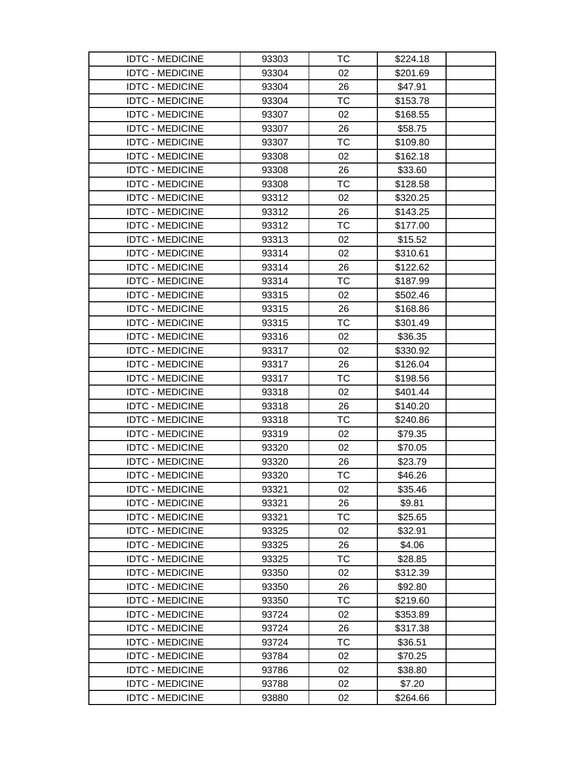| | | | | |
|---|---|---|---|---|
| IDTC - MEDICINE | 93303 | TC | $224.18 | |
| IDTC - MEDICINE | 93304 | 02 | $201.69 | |
| IDTC - MEDICINE | 93304 | 26 | $47.91 | |
| IDTC - MEDICINE | 93304 | TC | $153.78 | |
| IDTC - MEDICINE | 93307 | 02 | $168.55 | |
| IDTC - MEDICINE | 93307 | 26 | $58.75 | |
| IDTC - MEDICINE | 93307 | TC | $109.80 | |
| IDTC - MEDICINE | 93308 | 02 | $162.18 | |
| IDTC - MEDICINE | 93308 | 26 | $33.60 | |
| IDTC - MEDICINE | 93308 | TC | $128.58 | |
| IDTC - MEDICINE | 93312 | 02 | $320.25 | |
| IDTC - MEDICINE | 93312 | 26 | $143.25 | |
| IDTC - MEDICINE | 93312 | TC | $177.00 | |
| IDTC - MEDICINE | 93313 | 02 | $15.52 | |
| IDTC - MEDICINE | 93314 | 02 | $310.61 | |
| IDTC - MEDICINE | 93314 | 26 | $122.62 | |
| IDTC - MEDICINE | 93314 | TC | $187.99 | |
| IDTC - MEDICINE | 93315 | 02 | $502.46 | |
| IDTC - MEDICINE | 93315 | 26 | $168.86 | |
| IDTC - MEDICINE | 93315 | TC | $301.49 | |
| IDTC - MEDICINE | 93316 | 02 | $36.35 | |
| IDTC - MEDICINE | 93317 | 02 | $330.92 | |
| IDTC - MEDICINE | 93317 | 26 | $126.04 | |
| IDTC - MEDICINE | 93317 | TC | $198.56 | |
| IDTC - MEDICINE | 93318 | 02 | $401.44 | |
| IDTC - MEDICINE | 93318 | 26 | $140.20 | |
| IDTC - MEDICINE | 93318 | TC | $240.86 | |
| IDTC - MEDICINE | 93319 | 02 | $79.35 | |
| IDTC - MEDICINE | 93320 | 02 | $70.05 | |
| IDTC - MEDICINE | 93320 | 26 | $23.79 | |
| IDTC - MEDICINE | 93320 | TC | $46.26 | |
| IDTC - MEDICINE | 93321 | 02 | $35.46 | |
| IDTC - MEDICINE | 93321 | 26 | $9.81 | |
| IDTC - MEDICINE | 93321 | TC | $25.65 | |
| IDTC - MEDICINE | 93325 | 02 | $32.91 | |
| IDTC - MEDICINE | 93325 | 26 | $4.06 | |
| IDTC - MEDICINE | 93325 | TC | $28.85 | |
| IDTC - MEDICINE | 93350 | 02 | $312.39 | |
| IDTC - MEDICINE | 93350 | 26 | $92.80 | |
| IDTC - MEDICINE | 93350 | TC | $219.60 | |
| IDTC - MEDICINE | 93724 | 02 | $353.89 | |
| IDTC - MEDICINE | 93724 | 26 | $317.38 | |
| IDTC - MEDICINE | 93724 | TC | $36.51 | |
| IDTC - MEDICINE | 93784 | 02 | $70.25 | |
| IDTC - MEDICINE | 93786 | 02 | $38.80 | |
| IDTC - MEDICINE | 93788 | 02 | $7.20 | |
| IDTC - MEDICINE | 93880 | 02 | $264.66 | |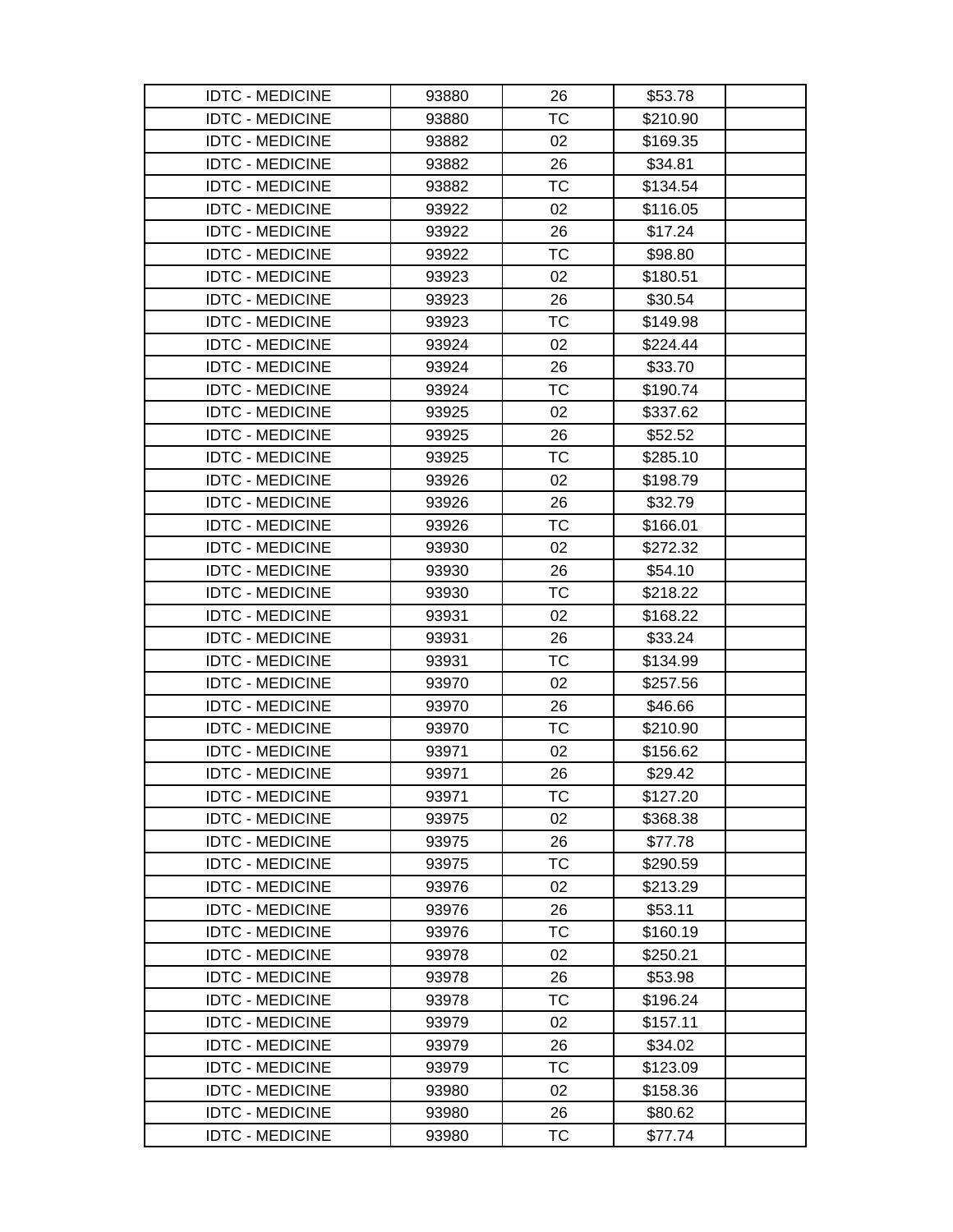| | | | | |
|---|---|---|---|---|
| IDTC - MEDICINE | 93880 | 26 | $53.78 | |
| IDTC - MEDICINE | 93880 | TC | $210.90 | |
| IDTC - MEDICINE | 93882 | 02 | $169.35 | |
| IDTC - MEDICINE | 93882 | 26 | $34.81 | |
| IDTC - MEDICINE | 93882 | TC | $134.54 | |
| IDTC - MEDICINE | 93922 | 02 | $116.05 | |
| IDTC - MEDICINE | 93922 | 26 | $17.24 | |
| IDTC - MEDICINE | 93922 | TC | $98.80 | |
| IDTC - MEDICINE | 93923 | 02 | $180.51 | |
| IDTC - MEDICINE | 93923 | 26 | $30.54 | |
| IDTC - MEDICINE | 93923 | TC | $149.98 | |
| IDTC - MEDICINE | 93924 | 02 | $224.44 | |
| IDTC - MEDICINE | 93924 | 26 | $33.70 | |
| IDTC - MEDICINE | 93924 | TC | $190.74 | |
| IDTC - MEDICINE | 93925 | 02 | $337.62 | |
| IDTC - MEDICINE | 93925 | 26 | $52.52 | |
| IDTC - MEDICINE | 93925 | TC | $285.10 | |
| IDTC - MEDICINE | 93926 | 02 | $198.79 | |
| IDTC - MEDICINE | 93926 | 26 | $32.79 | |
| IDTC - MEDICINE | 93926 | TC | $166.01 | |
| IDTC - MEDICINE | 93930 | 02 | $272.32 | |
| IDTC - MEDICINE | 93930 | 26 | $54.10 | |
| IDTC - MEDICINE | 93930 | TC | $218.22 | |
| IDTC - MEDICINE | 93931 | 02 | $168.22 | |
| IDTC - MEDICINE | 93931 | 26 | $33.24 | |
| IDTC - MEDICINE | 93931 | TC | $134.99 | |
| IDTC - MEDICINE | 93970 | 02 | $257.56 | |
| IDTC - MEDICINE | 93970 | 26 | $46.66 | |
| IDTC - MEDICINE | 93970 | TC | $210.90 | |
| IDTC - MEDICINE | 93971 | 02 | $156.62 | |
| IDTC - MEDICINE | 93971 | 26 | $29.42 | |
| IDTC - MEDICINE | 93971 | TC | $127.20 | |
| IDTC - MEDICINE | 93975 | 02 | $368.38 | |
| IDTC - MEDICINE | 93975 | 26 | $77.78 | |
| IDTC - MEDICINE | 93975 | TC | $290.59 | |
| IDTC - MEDICINE | 93976 | 02 | $213.29 | |
| IDTC - MEDICINE | 93976 | 26 | $53.11 | |
| IDTC - MEDICINE | 93976 | TC | $160.19 | |
| IDTC - MEDICINE | 93978 | 02 | $250.21 | |
| IDTC - MEDICINE | 93978 | 26 | $53.98 | |
| IDTC - MEDICINE | 93978 | TC | $196.24 | |
| IDTC - MEDICINE | 93979 | 02 | $157.11 | |
| IDTC - MEDICINE | 93979 | 26 | $34.02 | |
| IDTC - MEDICINE | 93979 | TC | $123.09 | |
| IDTC - MEDICINE | 93980 | 02 | $158.36 | |
| IDTC - MEDICINE | 93980 | 26 | $80.62 | |
| IDTC - MEDICINE | 93980 | TC | $77.74 | |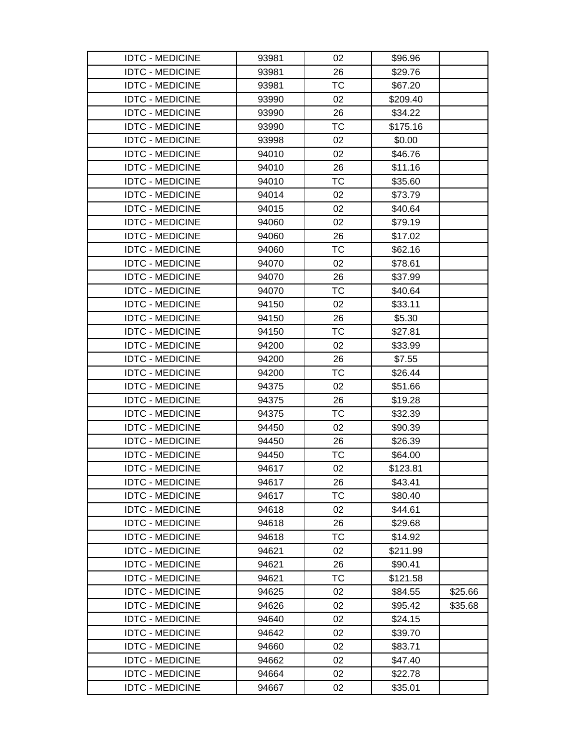| | | | | |
|---|---|---|---|---|
| IDTC - MEDICINE | 93981 | 02 | $96.96 | |
| IDTC - MEDICINE | 93981 | 26 | $29.76 | |
| IDTC - MEDICINE | 93981 | TC | $67.20 | |
| IDTC - MEDICINE | 93990 | 02 | $209.40 | |
| IDTC - MEDICINE | 93990 | 26 | $34.22 | |
| IDTC - MEDICINE | 93990 | TC | $175.16 | |
| IDTC - MEDICINE | 93998 | 02 | $0.00 | |
| IDTC - MEDICINE | 94010 | 02 | $46.76 | |
| IDTC - MEDICINE | 94010 | 26 | $11.16 | |
| IDTC - MEDICINE | 94010 | TC | $35.60 | |
| IDTC - MEDICINE | 94014 | 02 | $73.79 | |
| IDTC - MEDICINE | 94015 | 02 | $40.64 | |
| IDTC - MEDICINE | 94060 | 02 | $79.19 | |
| IDTC - MEDICINE | 94060 | 26 | $17.02 | |
| IDTC - MEDICINE | 94060 | TC | $62.16 | |
| IDTC - MEDICINE | 94070 | 02 | $78.61 | |
| IDTC - MEDICINE | 94070 | 26 | $37.99 | |
| IDTC - MEDICINE | 94070 | TC | $40.64 | |
| IDTC - MEDICINE | 94150 | 02 | $33.11 | |
| IDTC - MEDICINE | 94150 | 26 | $5.30 | |
| IDTC - MEDICINE | 94150 | TC | $27.81 | |
| IDTC - MEDICINE | 94200 | 02 | $33.99 | |
| IDTC - MEDICINE | 94200 | 26 | $7.55 | |
| IDTC - MEDICINE | 94200 | TC | $26.44 | |
| IDTC - MEDICINE | 94375 | 02 | $51.66 | |
| IDTC - MEDICINE | 94375 | 26 | $19.28 | |
| IDTC - MEDICINE | 94375 | TC | $32.39 | |
| IDTC - MEDICINE | 94450 | 02 | $90.39 | |
| IDTC - MEDICINE | 94450 | 26 | $26.39 | |
| IDTC - MEDICINE | 94450 | TC | $64.00 | |
| IDTC - MEDICINE | 94617 | 02 | $123.81 | |
| IDTC - MEDICINE | 94617 | 26 | $43.41 | |
| IDTC - MEDICINE | 94617 | TC | $80.40 | |
| IDTC - MEDICINE | 94618 | 02 | $44.61 | |
| IDTC - MEDICINE | 94618 | 26 | $29.68 | |
| IDTC - MEDICINE | 94618 | TC | $14.92 | |
| IDTC - MEDICINE | 94621 | 02 | $211.99 | |
| IDTC - MEDICINE | 94621 | 26 | $90.41 | |
| IDTC - MEDICINE | 94621 | TC | $121.58 | |
| IDTC - MEDICINE | 94625 | 02 | $84.55 | $25.66 |
| IDTC - MEDICINE | 94626 | 02 | $95.42 | $35.68 |
| IDTC - MEDICINE | 94640 | 02 | $24.15 | |
| IDTC - MEDICINE | 94642 | 02 | $39.70 | |
| IDTC - MEDICINE | 94660 | 02 | $83.71 | |
| IDTC - MEDICINE | 94662 | 02 | $47.40 | |
| IDTC - MEDICINE | 94664 | 02 | $22.78 | |
| IDTC - MEDICINE | 94667 | 02 | $35.01 | |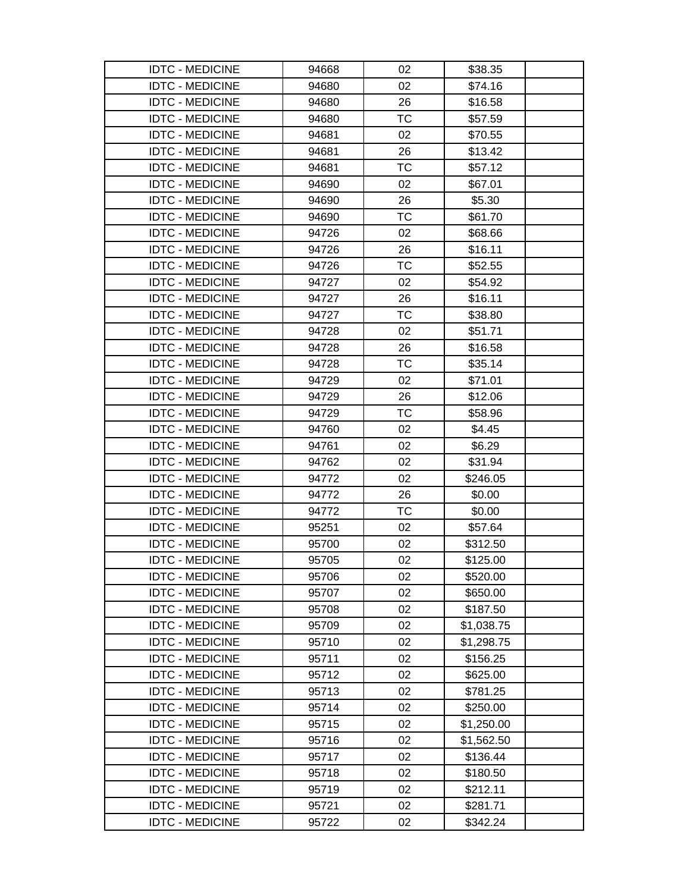| | | | | |
|---|---|---|---|---|
| IDTC - MEDICINE | 94668 | 02 | $38.35 | |
| IDTC - MEDICINE | 94680 | 02 | $74.16 | |
| IDTC - MEDICINE | 94680 | 26 | $16.58 | |
| IDTC - MEDICINE | 94680 | TC | $57.59 | |
| IDTC - MEDICINE | 94681 | 02 | $70.55 | |
| IDTC - MEDICINE | 94681 | 26 | $13.42 | |
| IDTC - MEDICINE | 94681 | TC | $57.12 | |
| IDTC - MEDICINE | 94690 | 02 | $67.01 | |
| IDTC - MEDICINE | 94690 | 26 | $5.30 | |
| IDTC - MEDICINE | 94690 | TC | $61.70 | |
| IDTC - MEDICINE | 94726 | 02 | $68.66 | |
| IDTC - MEDICINE | 94726 | 26 | $16.11 | |
| IDTC - MEDICINE | 94726 | TC | $52.55 | |
| IDTC - MEDICINE | 94727 | 02 | $54.92 | |
| IDTC - MEDICINE | 94727 | 26 | $16.11 | |
| IDTC - MEDICINE | 94727 | TC | $38.80 | |
| IDTC - MEDICINE | 94728 | 02 | $51.71 | |
| IDTC - MEDICINE | 94728 | 26 | $16.58 | |
| IDTC - MEDICINE | 94728 | TC | $35.14 | |
| IDTC - MEDICINE | 94729 | 02 | $71.01 | |
| IDTC - MEDICINE | 94729 | 26 | $12.06 | |
| IDTC - MEDICINE | 94729 | TC | $58.96 | |
| IDTC - MEDICINE | 94760 | 02 | $4.45 | |
| IDTC - MEDICINE | 94761 | 02 | $6.29 | |
| IDTC - MEDICINE | 94762 | 02 | $31.94 | |
| IDTC - MEDICINE | 94772 | 02 | $246.05 | |
| IDTC - MEDICINE | 94772 | 26 | $0.00 | |
| IDTC - MEDICINE | 94772 | TC | $0.00 | |
| IDTC - MEDICINE | 95251 | 02 | $57.64 | |
| IDTC - MEDICINE | 95700 | 02 | $312.50 | |
| IDTC - MEDICINE | 95705 | 02 | $125.00 | |
| IDTC - MEDICINE | 95706 | 02 | $520.00 | |
| IDTC - MEDICINE | 95707 | 02 | $650.00 | |
| IDTC - MEDICINE | 95708 | 02 | $187.50 | |
| IDTC - MEDICINE | 95709 | 02 | $1,038.75 | |
| IDTC - MEDICINE | 95710 | 02 | $1,298.75 | |
| IDTC - MEDICINE | 95711 | 02 | $156.25 | |
| IDTC - MEDICINE | 95712 | 02 | $625.00 | |
| IDTC - MEDICINE | 95713 | 02 | $781.25 | |
| IDTC - MEDICINE | 95714 | 02 | $250.00 | |
| IDTC - MEDICINE | 95715 | 02 | $1,250.00 | |
| IDTC - MEDICINE | 95716 | 02 | $1,562.50 | |
| IDTC - MEDICINE | 95717 | 02 | $136.44 | |
| IDTC - MEDICINE | 95718 | 02 | $180.50 | |
| IDTC - MEDICINE | 95719 | 02 | $212.11 | |
| IDTC - MEDICINE | 95721 | 02 | $281.71 | |
| IDTC - MEDICINE | 95722 | 02 | $342.24 | |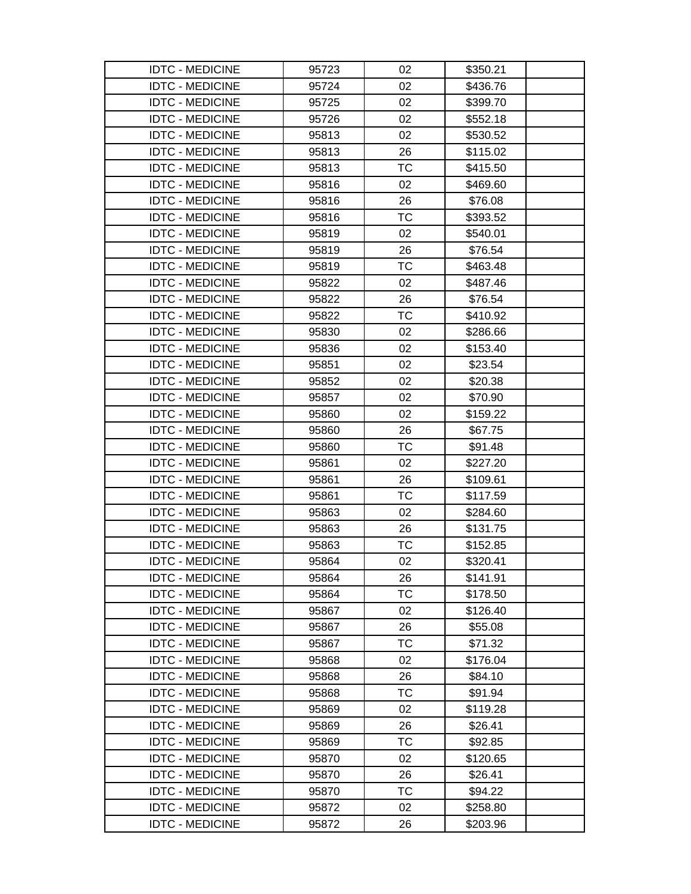| | | | | |
|---|---|---|---|---|
| IDTC - MEDICINE | 95723 | 02 | $350.21 | |
| IDTC - MEDICINE | 95724 | 02 | $436.76 | |
| IDTC - MEDICINE | 95725 | 02 | $399.70 | |
| IDTC - MEDICINE | 95726 | 02 | $552.18 | |
| IDTC - MEDICINE | 95813 | 02 | $530.52 | |
| IDTC - MEDICINE | 95813 | 26 | $115.02 | |
| IDTC - MEDICINE | 95813 | TC | $415.50 | |
| IDTC - MEDICINE | 95816 | 02 | $469.60 | |
| IDTC - MEDICINE | 95816 | 26 | $76.08 | |
| IDTC - MEDICINE | 95816 | TC | $393.52 | |
| IDTC - MEDICINE | 95819 | 02 | $540.01 | |
| IDTC - MEDICINE | 95819 | 26 | $76.54 | |
| IDTC - MEDICINE | 95819 | TC | $463.48 | |
| IDTC - MEDICINE | 95822 | 02 | $487.46 | |
| IDTC - MEDICINE | 95822 | 26 | $76.54 | |
| IDTC - MEDICINE | 95822 | TC | $410.92 | |
| IDTC - MEDICINE | 95830 | 02 | $286.66 | |
| IDTC - MEDICINE | 95836 | 02 | $153.40 | |
| IDTC - MEDICINE | 95851 | 02 | $23.54 | |
| IDTC - MEDICINE | 95852 | 02 | $20.38 | |
| IDTC - MEDICINE | 95857 | 02 | $70.90 | |
| IDTC - MEDICINE | 95860 | 02 | $159.22 | |
| IDTC - MEDICINE | 95860 | 26 | $67.75 | |
| IDTC - MEDICINE | 95860 | TC | $91.48 | |
| IDTC - MEDICINE | 95861 | 02 | $227.20 | |
| IDTC - MEDICINE | 95861 | 26 | $109.61 | |
| IDTC - MEDICINE | 95861 | TC | $117.59 | |
| IDTC - MEDICINE | 95863 | 02 | $284.60 | |
| IDTC - MEDICINE | 95863 | 26 | $131.75 | |
| IDTC - MEDICINE | 95863 | TC | $152.85 | |
| IDTC - MEDICINE | 95864 | 02 | $320.41 | |
| IDTC - MEDICINE | 95864 | 26 | $141.91 | |
| IDTC - MEDICINE | 95864 | TC | $178.50 | |
| IDTC - MEDICINE | 95867 | 02 | $126.40 | |
| IDTC - MEDICINE | 95867 | 26 | $55.08 | |
| IDTC - MEDICINE | 95867 | TC | $71.32 | |
| IDTC - MEDICINE | 95868 | 02 | $176.04 | |
| IDTC - MEDICINE | 95868 | 26 | $84.10 | |
| IDTC - MEDICINE | 95868 | TC | $91.94 | |
| IDTC - MEDICINE | 95869 | 02 | $119.28 | |
| IDTC - MEDICINE | 95869 | 26 | $26.41 | |
| IDTC - MEDICINE | 95869 | TC | $92.85 | |
| IDTC - MEDICINE | 95870 | 02 | $120.65 | |
| IDTC - MEDICINE | 95870 | 26 | $26.41 | |
| IDTC - MEDICINE | 95870 | TC | $94.22 | |
| IDTC - MEDICINE | 95872 | 02 | $258.80 | |
| IDTC - MEDICINE | 95872 | 26 | $203.96 | |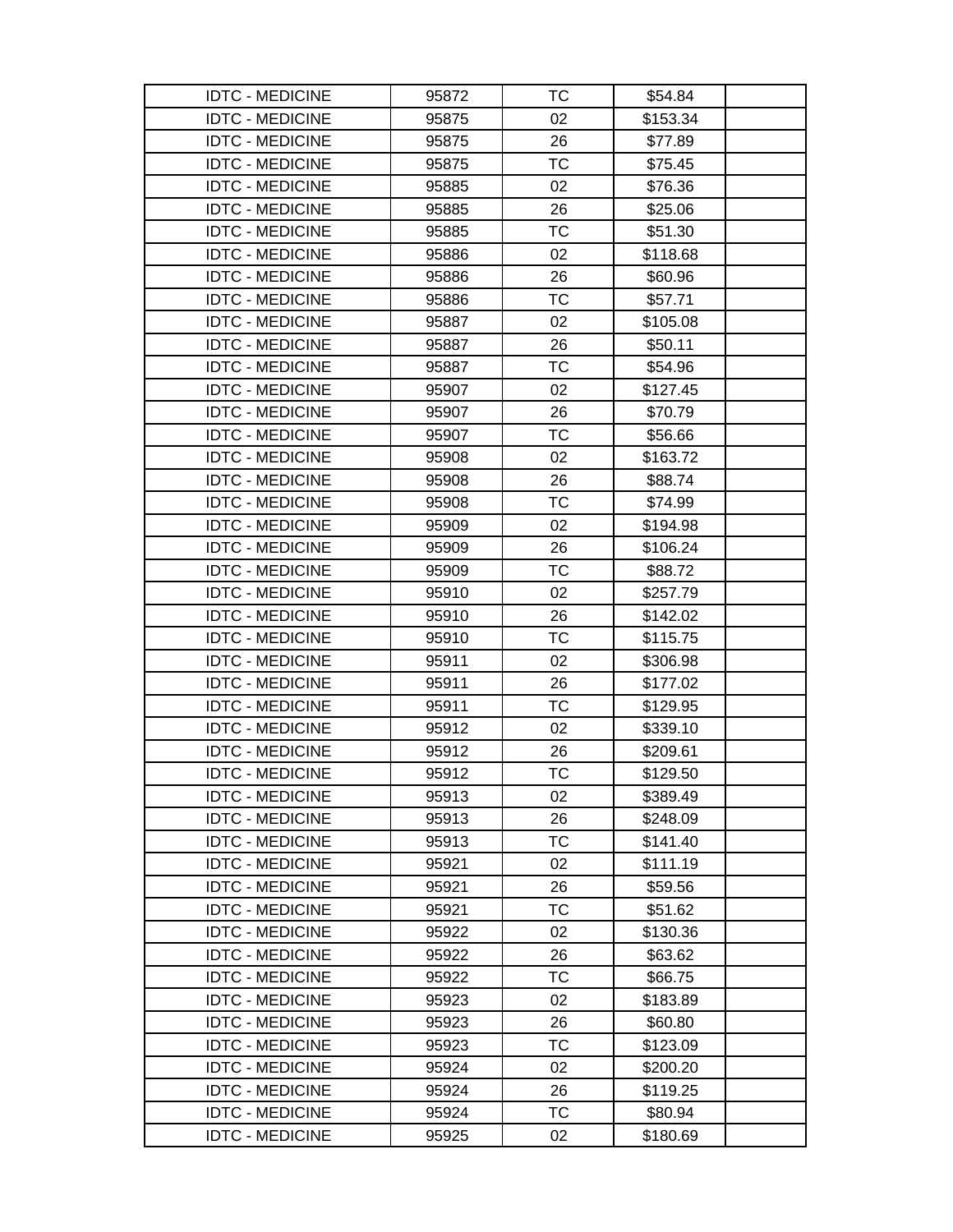| IDTC - MEDICINE | 95872 | TC | $54.84 | |
|---|---|---|---|---|
| IDTC - MEDICINE | 95875 | 02 | $153.34 | |
| IDTC - MEDICINE | 95875 | 26 | $77.89 | |
| IDTC - MEDICINE | 95875 | TC | $75.45 | |
| IDTC - MEDICINE | 95885 | 02 | $76.36 | |
| IDTC - MEDICINE | 95885 | 26 | $25.06 | |
| IDTC - MEDICINE | 95885 | TC | $51.30 | |
| IDTC - MEDICINE | 95886 | 02 | $118.68 | |
| IDTC - MEDICINE | 95886 | 26 | $60.96 | |
| IDTC - MEDICINE | 95886 | TC | $57.71 | |
| IDTC - MEDICINE | 95887 | 02 | $105.08 | |
| IDTC - MEDICINE | 95887 | 26 | $50.11 | |
| IDTC - MEDICINE | 95887 | TC | $54.96 | |
| IDTC - MEDICINE | 95907 | 02 | $127.45 | |
| IDTC - MEDICINE | 95907 | 26 | $70.79 | |
| IDTC - MEDICINE | 95907 | TC | $56.66 | |
| IDTC - MEDICINE | 95908 | 02 | $163.72 | |
| IDTC - MEDICINE | 95908 | 26 | $88.74 | |
| IDTC - MEDICINE | 95908 | TC | $74.99 | |
| IDTC - MEDICINE | 95909 | 02 | $194.98 | |
| IDTC - MEDICINE | 95909 | 26 | $106.24 | |
| IDTC - MEDICINE | 95909 | TC | $88.72 | |
| IDTC - MEDICINE | 95910 | 02 | $257.79 | |
| IDTC - MEDICINE | 95910 | 26 | $142.02 | |
| IDTC - MEDICINE | 95910 | TC | $115.75 | |
| IDTC - MEDICINE | 95911 | 02 | $306.98 | |
| IDTC - MEDICINE | 95911 | 26 | $177.02 | |
| IDTC - MEDICINE | 95911 | TC | $129.95 | |
| IDTC - MEDICINE | 95912 | 02 | $339.10 | |
| IDTC - MEDICINE | 95912 | 26 | $209.61 | |
| IDTC - MEDICINE | 95912 | TC | $129.50 | |
| IDTC - MEDICINE | 95913 | 02 | $389.49 | |
| IDTC - MEDICINE | 95913 | 26 | $248.09 | |
| IDTC - MEDICINE | 95913 | TC | $141.40 | |
| IDTC - MEDICINE | 95921 | 02 | $111.19 | |
| IDTC - MEDICINE | 95921 | 26 | $59.56 | |
| IDTC - MEDICINE | 95921 | TC | $51.62 | |
| IDTC - MEDICINE | 95922 | 02 | $130.36 | |
| IDTC - MEDICINE | 95922 | 26 | $63.62 | |
| IDTC - MEDICINE | 95922 | TC | $66.75 | |
| IDTC - MEDICINE | 95923 | 02 | $183.89 | |
| IDTC - MEDICINE | 95923 | 26 | $60.80 | |
| IDTC - MEDICINE | 95923 | TC | $123.09 | |
| IDTC - MEDICINE | 95924 | 02 | $200.20 | |
| IDTC - MEDICINE | 95924 | 26 | $119.25 | |
| IDTC - MEDICINE | 95924 | TC | $80.94 | |
| IDTC - MEDICINE | 95925 | 02 | $180.69 | |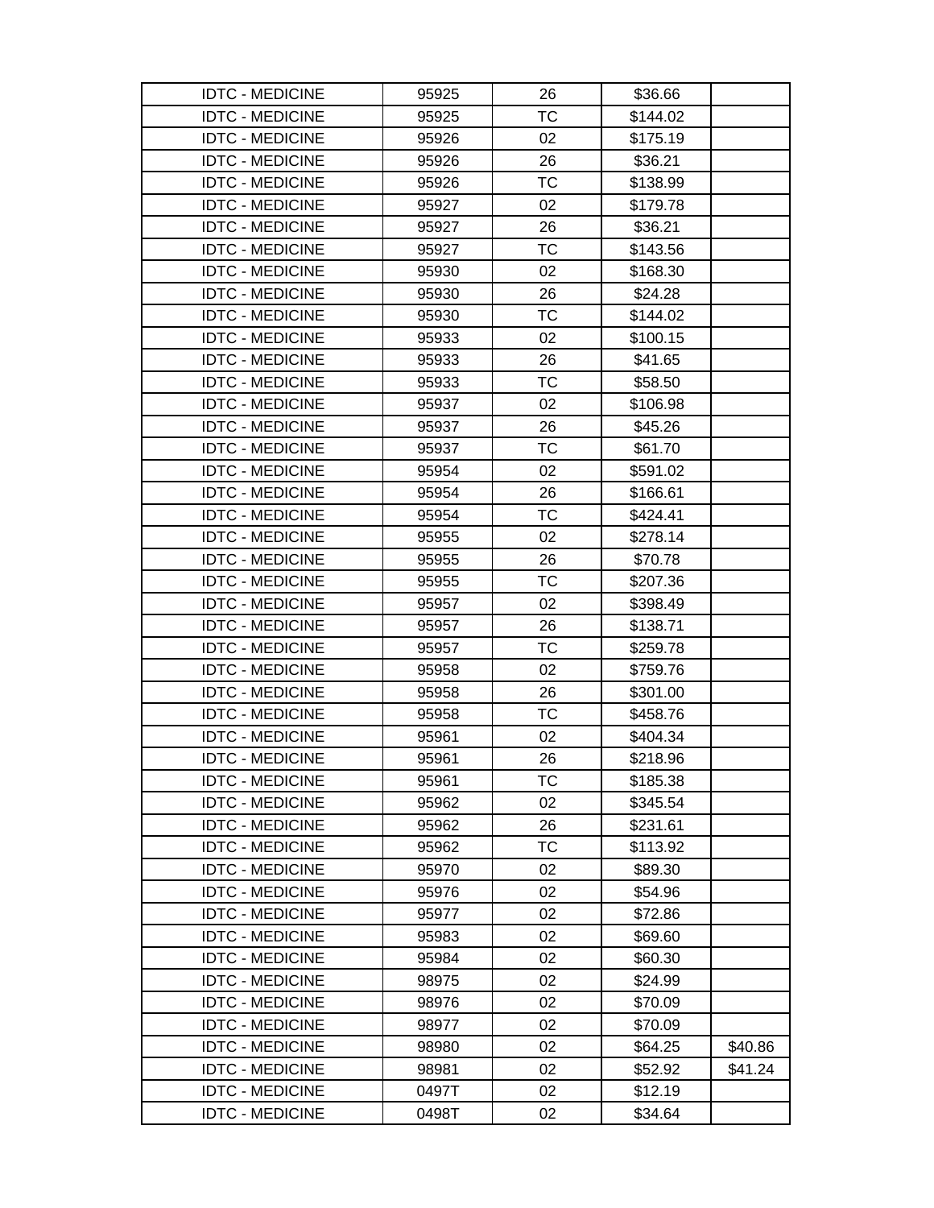| | | | | |
|---|---|---|---|---|
| IDTC - MEDICINE | 95925 | 26 | $36.66 | |
| IDTC - MEDICINE | 95925 | TC | $144.02 | |
| IDTC - MEDICINE | 95926 | 02 | $175.19 | |
| IDTC - MEDICINE | 95926 | 26 | $36.21 | |
| IDTC - MEDICINE | 95926 | TC | $138.99 | |
| IDTC - MEDICINE | 95927 | 02 | $179.78 | |
| IDTC - MEDICINE | 95927 | 26 | $36.21 | |
| IDTC - MEDICINE | 95927 | TC | $143.56 | |
| IDTC - MEDICINE | 95930 | 02 | $168.30 | |
| IDTC - MEDICINE | 95930 | 26 | $24.28 | |
| IDTC - MEDICINE | 95930 | TC | $144.02 | |
| IDTC - MEDICINE | 95933 | 02 | $100.15 | |
| IDTC - MEDICINE | 95933 | 26 | $41.65 | |
| IDTC - MEDICINE | 95933 | TC | $58.50 | |
| IDTC - MEDICINE | 95937 | 02 | $106.98 | |
| IDTC - MEDICINE | 95937 | 26 | $45.26 | |
| IDTC - MEDICINE | 95937 | TC | $61.70 | |
| IDTC - MEDICINE | 95954 | 02 | $591.02 | |
| IDTC - MEDICINE | 95954 | 26 | $166.61 | |
| IDTC - MEDICINE | 95954 | TC | $424.41 | |
| IDTC - MEDICINE | 95955 | 02 | $278.14 | |
| IDTC - MEDICINE | 95955 | 26 | $70.78 | |
| IDTC - MEDICINE | 95955 | TC | $207.36 | |
| IDTC - MEDICINE | 95957 | 02 | $398.49 | |
| IDTC - MEDICINE | 95957 | 26 | $138.71 | |
| IDTC - MEDICINE | 95957 | TC | $259.78 | |
| IDTC - MEDICINE | 95958 | 02 | $759.76 | |
| IDTC - MEDICINE | 95958 | 26 | $301.00 | |
| IDTC - MEDICINE | 95958 | TC | $458.76 | |
| IDTC - MEDICINE | 95961 | 02 | $404.34 | |
| IDTC - MEDICINE | 95961 | 26 | $218.96 | |
| IDTC - MEDICINE | 95961 | TC | $185.38 | |
| IDTC - MEDICINE | 95962 | 02 | $345.54 | |
| IDTC - MEDICINE | 95962 | 26 | $231.61 | |
| IDTC - MEDICINE | 95962 | TC | $113.92 | |
| IDTC - MEDICINE | 95970 | 02 | $89.30 | |
| IDTC - MEDICINE | 95976 | 02 | $54.96 | |
| IDTC - MEDICINE | 95977 | 02 | $72.86 | |
| IDTC - MEDICINE | 95983 | 02 | $69.60 | |
| IDTC - MEDICINE | 95984 | 02 | $60.30 | |
| IDTC - MEDICINE | 98975 | 02 | $24.99 | |
| IDTC - MEDICINE | 98976 | 02 | $70.09 | |
| IDTC - MEDICINE | 98977 | 02 | $70.09 | |
| IDTC - MEDICINE | 98980 | 02 | $64.25 | $40.86 |
| IDTC - MEDICINE | 98981 | 02 | $52.92 | $41.24 |
| IDTC - MEDICINE | 0497T | 02 | $12.19 | |
| IDTC - MEDICINE | 0498T | 02 | $34.64 | |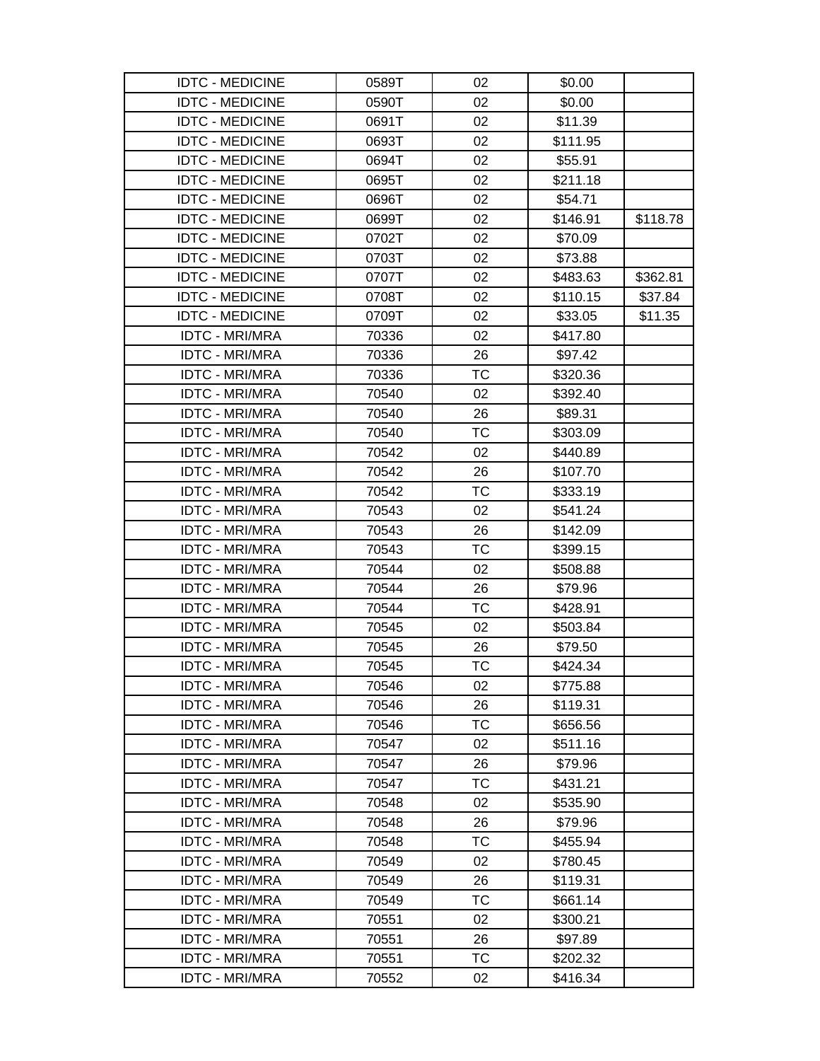| | | | | |
|---|---|---|---|---|
| IDTC - MEDICINE | 0589T | 02 | $0.00 | |
| IDTC - MEDICINE | 0590T | 02 | $0.00 | |
| IDTC - MEDICINE | 0691T | 02 | $11.39 | |
| IDTC - MEDICINE | 0693T | 02 | $111.95 | |
| IDTC - MEDICINE | 0694T | 02 | $55.91 | |
| IDTC - MEDICINE | 0695T | 02 | $211.18 | |
| IDTC - MEDICINE | 0696T | 02 | $54.71 | |
| IDTC - MEDICINE | 0699T | 02 | $146.91 | $118.78 |
| IDTC - MEDICINE | 0702T | 02 | $70.09 | |
| IDTC - MEDICINE | 0703T | 02 | $73.88 | |
| IDTC - MEDICINE | 0707T | 02 | $483.63 | $362.81 |
| IDTC - MEDICINE | 0708T | 02 | $110.15 | $37.84 |
| IDTC - MEDICINE | 0709T | 02 | $33.05 | $11.35 |
| IDTC - MRI/MRA | 70336 | 02 | $417.80 | |
| IDTC - MRI/MRA | 70336 | 26 | $97.42 | |
| IDTC - MRI/MRA | 70336 | TC | $320.36 | |
| IDTC - MRI/MRA | 70540 | 02 | $392.40 | |
| IDTC - MRI/MRA | 70540 | 26 | $89.31 | |
| IDTC - MRI/MRA | 70540 | TC | $303.09 | |
| IDTC - MRI/MRA | 70542 | 02 | $440.89 | |
| IDTC - MRI/MRA | 70542 | 26 | $107.70 | |
| IDTC - MRI/MRA | 70542 | TC | $333.19 | |
| IDTC - MRI/MRA | 70543 | 02 | $541.24 | |
| IDTC - MRI/MRA | 70543 | 26 | $142.09 | |
| IDTC - MRI/MRA | 70543 | TC | $399.15 | |
| IDTC - MRI/MRA | 70544 | 02 | $508.88 | |
| IDTC - MRI/MRA | 70544 | 26 | $79.96 | |
| IDTC - MRI/MRA | 70544 | TC | $428.91 | |
| IDTC - MRI/MRA | 70545 | 02 | $503.84 | |
| IDTC - MRI/MRA | 70545 | 26 | $79.50 | |
| IDTC - MRI/MRA | 70545 | TC | $424.34 | |
| IDTC - MRI/MRA | 70546 | 02 | $775.88 | |
| IDTC - MRI/MRA | 70546 | 26 | $119.31 | |
| IDTC - MRI/MRA | 70546 | TC | $656.56 | |
| IDTC - MRI/MRA | 70547 | 02 | $511.16 | |
| IDTC - MRI/MRA | 70547 | 26 | $79.96 | |
| IDTC - MRI/MRA | 70547 | TC | $431.21 | |
| IDTC - MRI/MRA | 70548 | 02 | $535.90 | |
| IDTC - MRI/MRA | 70548 | 26 | $79.96 | |
| IDTC - MRI/MRA | 70548 | TC | $455.94 | |
| IDTC - MRI/MRA | 70549 | 02 | $780.45 | |
| IDTC - MRI/MRA | 70549 | 26 | $119.31 | |
| IDTC - MRI/MRA | 70549 | TC | $661.14 | |
| IDTC - MRI/MRA | 70551 | 02 | $300.21 | |
| IDTC - MRI/MRA | 70551 | 26 | $97.89 | |
| IDTC - MRI/MRA | 70551 | TC | $202.32 | |
| IDTC - MRI/MRA | 70552 | 02 | $416.34 | |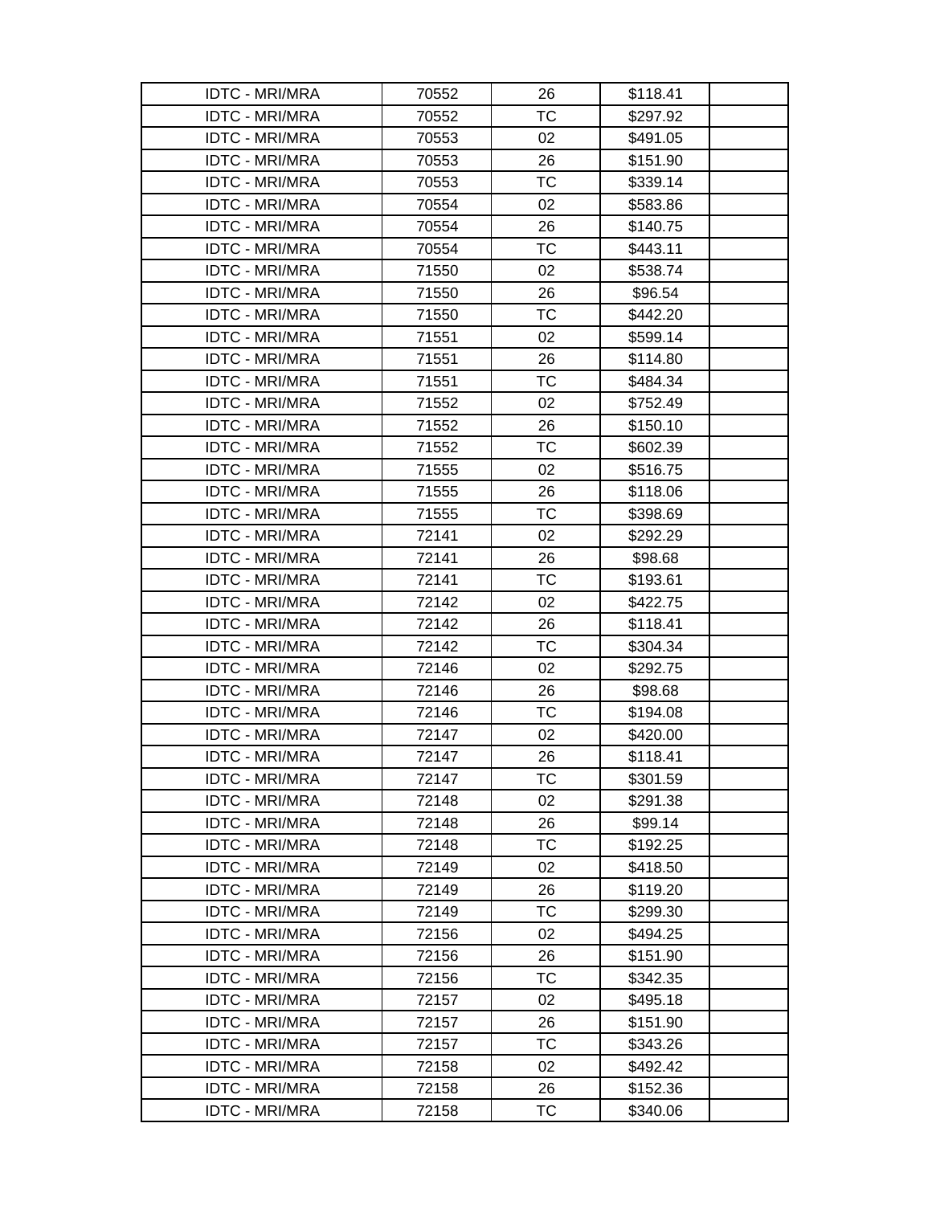| IDTC - MRI/MRA | 70552 | 26 | $118.41 | |
|---|---|---|---|---|
| IDTC - MRI/MRA | 70552 | TC | $297.92 | |
| IDTC - MRI/MRA | 70553 | 02 | $491.05 | |
| IDTC - MRI/MRA | 70553 | 26 | $151.90 | |
| IDTC - MRI/MRA | 70553 | TC | $339.14 | |
| IDTC - MRI/MRA | 70554 | 02 | $583.86 | |
| IDTC - MRI/MRA | 70554 | 26 | $140.75 | |
| IDTC - MRI/MRA | 70554 | TC | $443.11 | |
| IDTC - MRI/MRA | 71550 | 02 | $538.74 | |
| IDTC - MRI/MRA | 71550 | 26 | $96.54 | |
| IDTC - MRI/MRA | 71550 | TC | $442.20 | |
| IDTC - MRI/MRA | 71551 | 02 | $599.14 | |
| IDTC - MRI/MRA | 71551 | 26 | $114.80 | |
| IDTC - MRI/MRA | 71551 | TC | $484.34 | |
| IDTC - MRI/MRA | 71552 | 02 | $752.49 | |
| IDTC - MRI/MRA | 71552 | 26 | $150.10 | |
| IDTC - MRI/MRA | 71552 | TC | $602.39 | |
| IDTC - MRI/MRA | 71555 | 02 | $516.75 | |
| IDTC - MRI/MRA | 71555 | 26 | $118.06 | |
| IDTC - MRI/MRA | 71555 | TC | $398.69 | |
| IDTC - MRI/MRA | 72141 | 02 | $292.29 | |
| IDTC - MRI/MRA | 72141 | 26 | $98.68 | |
| IDTC - MRI/MRA | 72141 | TC | $193.61 | |
| IDTC - MRI/MRA | 72142 | 02 | $422.75 | |
| IDTC - MRI/MRA | 72142 | 26 | $118.41 | |
| IDTC - MRI/MRA | 72142 | TC | $304.34 | |
| IDTC - MRI/MRA | 72146 | 02 | $292.75 | |
| IDTC - MRI/MRA | 72146 | 26 | $98.68 | |
| IDTC - MRI/MRA | 72146 | TC | $194.08 | |
| IDTC - MRI/MRA | 72147 | 02 | $420.00 | |
| IDTC - MRI/MRA | 72147 | 26 | $118.41 | |
| IDTC - MRI/MRA | 72147 | TC | $301.59 | |
| IDTC - MRI/MRA | 72148 | 02 | $291.38 | |
| IDTC - MRI/MRA | 72148 | 26 | $99.14 | |
| IDTC - MRI/MRA | 72148 | TC | $192.25 | |
| IDTC - MRI/MRA | 72149 | 02 | $418.50 | |
| IDTC - MRI/MRA | 72149 | 26 | $119.20 | |
| IDTC - MRI/MRA | 72149 | TC | $299.30 | |
| IDTC - MRI/MRA | 72156 | 02 | $494.25 | |
| IDTC - MRI/MRA | 72156 | 26 | $151.90 | |
| IDTC - MRI/MRA | 72156 | TC | $342.35 | |
| IDTC - MRI/MRA | 72157 | 02 | $495.18 | |
| IDTC - MRI/MRA | 72157 | 26 | $151.90 | |
| IDTC - MRI/MRA | 72157 | TC | $343.26 | |
| IDTC - MRI/MRA | 72158 | 02 | $492.42 | |
| IDTC - MRI/MRA | 72158 | 26 | $152.36 | |
| IDTC - MRI/MRA | 72158 | TC | $340.06 | |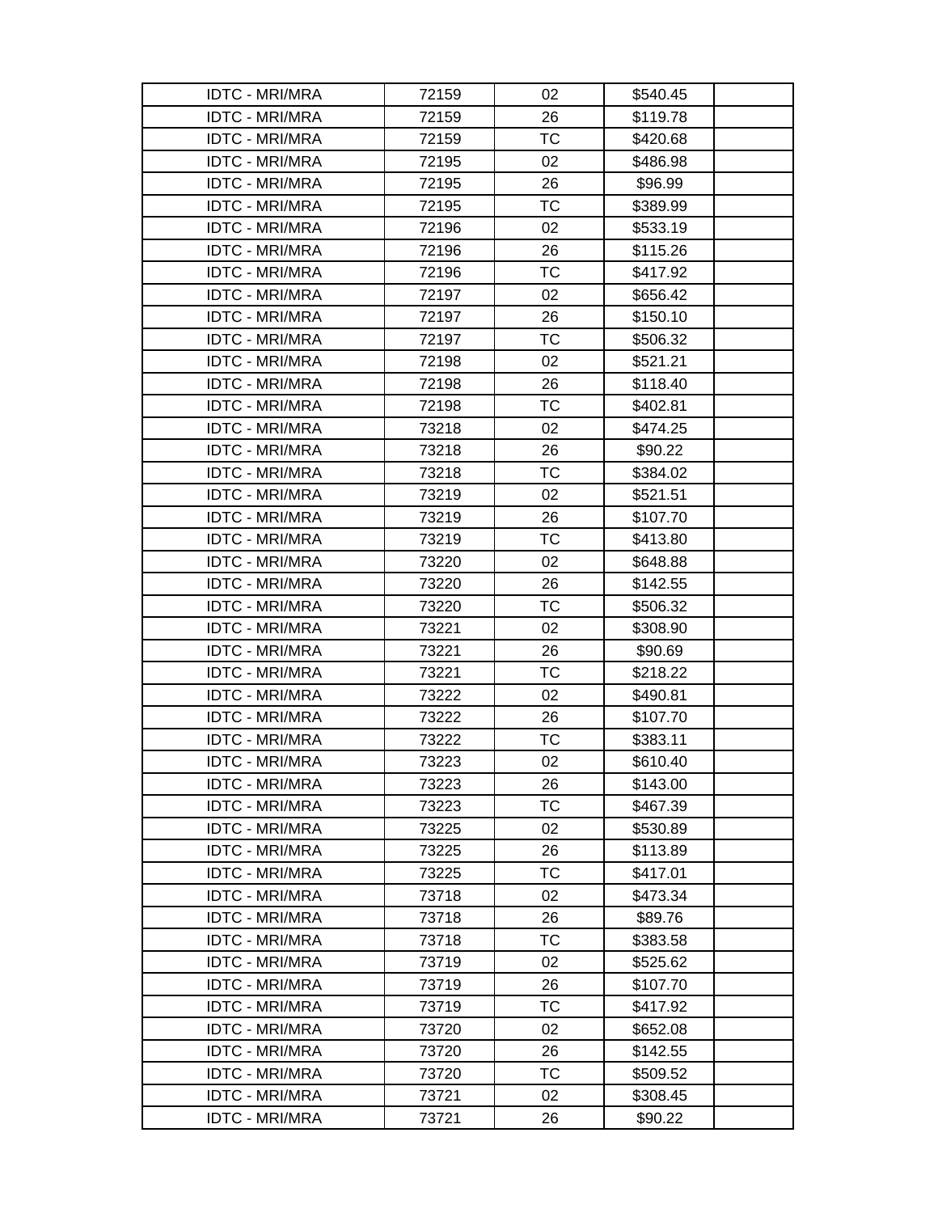| | | | | |
|---|---|---|---|---|
| IDTC - MRI/MRA | 72159 | 02 | $540.45 | |
| IDTC - MRI/MRA | 72159 | 26 | $119.78 | |
| IDTC - MRI/MRA | 72159 | TC | $420.68 | |
| IDTC - MRI/MRA | 72195 | 02 | $486.98 | |
| IDTC - MRI/MRA | 72195 | 26 | $96.99 | |
| IDTC - MRI/MRA | 72195 | TC | $389.99 | |
| IDTC - MRI/MRA | 72196 | 02 | $533.19 | |
| IDTC - MRI/MRA | 72196 | 26 | $115.26 | |
| IDTC - MRI/MRA | 72196 | TC | $417.92 | |
| IDTC - MRI/MRA | 72197 | 02 | $656.42 | |
| IDTC - MRI/MRA | 72197 | 26 | $150.10 | |
| IDTC - MRI/MRA | 72197 | TC | $506.32 | |
| IDTC - MRI/MRA | 72198 | 02 | $521.21 | |
| IDTC - MRI/MRA | 72198 | 26 | $118.40 | |
| IDTC - MRI/MRA | 72198 | TC | $402.81 | |
| IDTC - MRI/MRA | 73218 | 02 | $474.25 | |
| IDTC - MRI/MRA | 73218 | 26 | $90.22 | |
| IDTC - MRI/MRA | 73218 | TC | $384.02 | |
| IDTC - MRI/MRA | 73219 | 02 | $521.51 | |
| IDTC - MRI/MRA | 73219 | 26 | $107.70 | |
| IDTC - MRI/MRA | 73219 | TC | $413.80 | |
| IDTC - MRI/MRA | 73220 | 02 | $648.88 | |
| IDTC - MRI/MRA | 73220 | 26 | $142.55 | |
| IDTC - MRI/MRA | 73220 | TC | $506.32 | |
| IDTC - MRI/MRA | 73221 | 02 | $308.90 | |
| IDTC - MRI/MRA | 73221 | 26 | $90.69 | |
| IDTC - MRI/MRA | 73221 | TC | $218.22 | |
| IDTC - MRI/MRA | 73222 | 02 | $490.81 | |
| IDTC - MRI/MRA | 73222 | 26 | $107.70 | |
| IDTC - MRI/MRA | 73222 | TC | $383.11 | |
| IDTC - MRI/MRA | 73223 | 02 | $610.40 | |
| IDTC - MRI/MRA | 73223 | 26 | $143.00 | |
| IDTC - MRI/MRA | 73223 | TC | $467.39 | |
| IDTC - MRI/MRA | 73225 | 02 | $530.89 | |
| IDTC - MRI/MRA | 73225 | 26 | $113.89 | |
| IDTC - MRI/MRA | 73225 | TC | $417.01 | |
| IDTC - MRI/MRA | 73718 | 02 | $473.34 | |
| IDTC - MRI/MRA | 73718 | 26 | $89.76 | |
| IDTC - MRI/MRA | 73718 | TC | $383.58 | |
| IDTC - MRI/MRA | 73719 | 02 | $525.62 | |
| IDTC - MRI/MRA | 73719 | 26 | $107.70 | |
| IDTC - MRI/MRA | 73719 | TC | $417.92 | |
| IDTC - MRI/MRA | 73720 | 02 | $652.08 | |
| IDTC - MRI/MRA | 73720 | 26 | $142.55 | |
| IDTC - MRI/MRA | 73720 | TC | $509.52 | |
| IDTC - MRI/MRA | 73721 | 02 | $308.45 | |
| IDTC - MRI/MRA | 73721 | 26 | $90.22 | |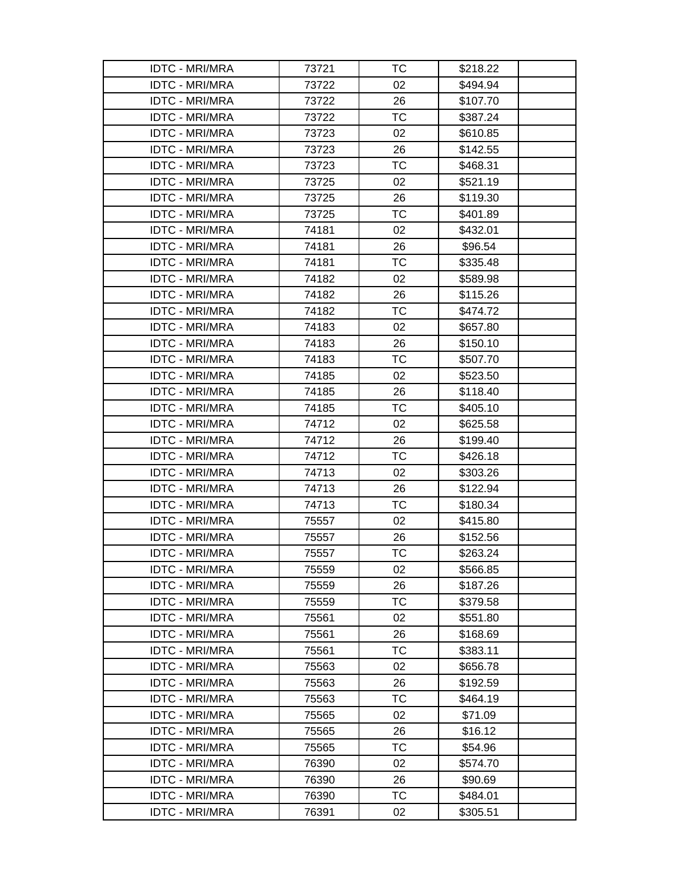| | | | | |
|---|---|---|---|---|
| IDTC - MRI/MRA | 73721 | TC | $218.22 | |
| IDTC - MRI/MRA | 73722 | 02 | $494.94 | |
| IDTC - MRI/MRA | 73722 | 26 | $107.70 | |
| IDTC - MRI/MRA | 73722 | TC | $387.24 | |
| IDTC - MRI/MRA | 73723 | 02 | $610.85 | |
| IDTC - MRI/MRA | 73723 | 26 | $142.55 | |
| IDTC - MRI/MRA | 73723 | TC | $468.31 | |
| IDTC - MRI/MRA | 73725 | 02 | $521.19 | |
| IDTC - MRI/MRA | 73725 | 26 | $119.30 | |
| IDTC - MRI/MRA | 73725 | TC | $401.89 | |
| IDTC - MRI/MRA | 74181 | 02 | $432.01 | |
| IDTC - MRI/MRA | 74181 | 26 | $96.54 | |
| IDTC - MRI/MRA | 74181 | TC | $335.48 | |
| IDTC - MRI/MRA | 74182 | 02 | $589.98 | |
| IDTC - MRI/MRA | 74182 | 26 | $115.26 | |
| IDTC - MRI/MRA | 74182 | TC | $474.72 | |
| IDTC - MRI/MRA | 74183 | 02 | $657.80 | |
| IDTC - MRI/MRA | 74183 | 26 | $150.10 | |
| IDTC - MRI/MRA | 74183 | TC | $507.70 | |
| IDTC - MRI/MRA | 74185 | 02 | $523.50 | |
| IDTC - MRI/MRA | 74185 | 26 | $118.40 | |
| IDTC - MRI/MRA | 74185 | TC | $405.10 | |
| IDTC - MRI/MRA | 74712 | 02 | $625.58 | |
| IDTC - MRI/MRA | 74712 | 26 | $199.40 | |
| IDTC - MRI/MRA | 74712 | TC | $426.18 | |
| IDTC - MRI/MRA | 74713 | 02 | $303.26 | |
| IDTC - MRI/MRA | 74713 | 26 | $122.94 | |
| IDTC - MRI/MRA | 74713 | TC | $180.34 | |
| IDTC - MRI/MRA | 75557 | 02 | $415.80 | |
| IDTC - MRI/MRA | 75557 | 26 | $152.56 | |
| IDTC - MRI/MRA | 75557 | TC | $263.24 | |
| IDTC - MRI/MRA | 75559 | 02 | $566.85 | |
| IDTC - MRI/MRA | 75559 | 26 | $187.26 | |
| IDTC - MRI/MRA | 75559 | TC | $379.58 | |
| IDTC - MRI/MRA | 75561 | 02 | $551.80 | |
| IDTC - MRI/MRA | 75561 | 26 | $168.69 | |
| IDTC - MRI/MRA | 75561 | TC | $383.11 | |
| IDTC - MRI/MRA | 75563 | 02 | $656.78 | |
| IDTC - MRI/MRA | 75563 | 26 | $192.59 | |
| IDTC - MRI/MRA | 75563 | TC | $464.19 | |
| IDTC - MRI/MRA | 75565 | 02 | $71.09 | |
| IDTC - MRI/MRA | 75565 | 26 | $16.12 | |
| IDTC - MRI/MRA | 75565 | TC | $54.96 | |
| IDTC - MRI/MRA | 76390 | 02 | $574.70 | |
| IDTC - MRI/MRA | 76390 | 26 | $90.69 | |
| IDTC - MRI/MRA | 76390 | TC | $484.01 | |
| IDTC - MRI/MRA | 76391 | 02 | $305.51 | |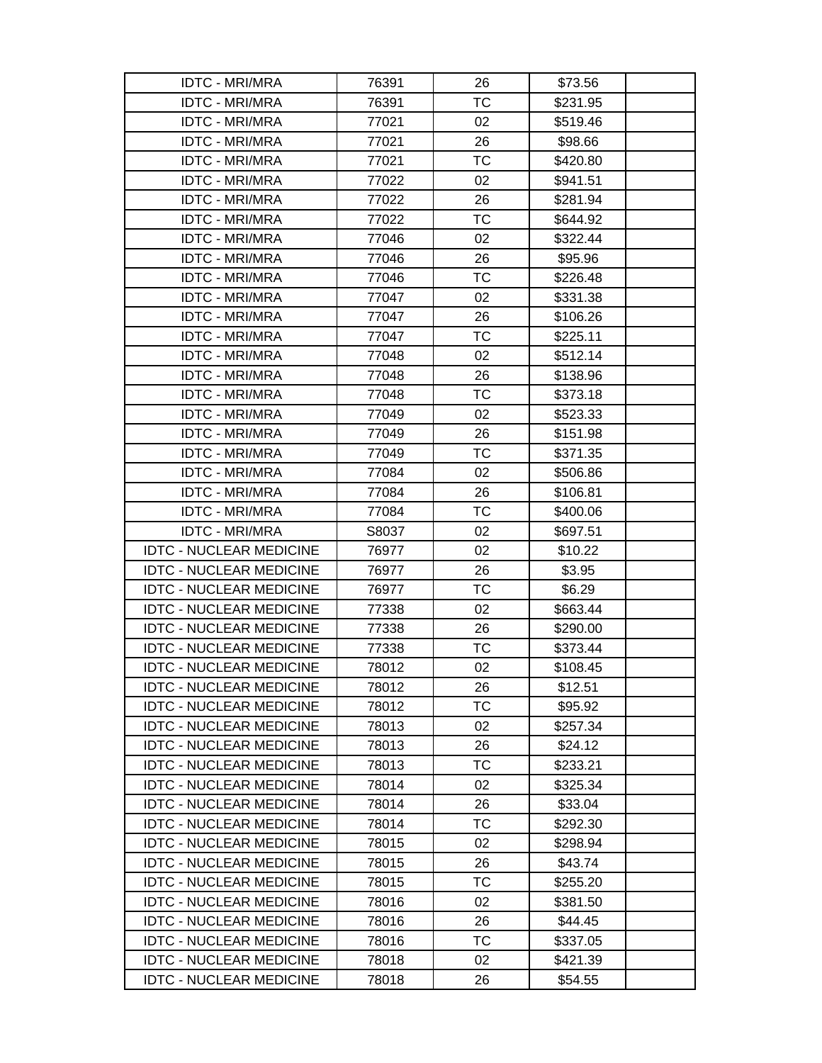| | | | | |
|---|---|---|---|---|
| IDTC - MRI/MRA | 76391 | 26 | $73.56 | |
| IDTC - MRI/MRA | 76391 | TC | $231.95 | |
| IDTC - MRI/MRA | 77021 | 02 | $519.46 | |
| IDTC - MRI/MRA | 77021 | 26 | $98.66 | |
| IDTC - MRI/MRA | 77021 | TC | $420.80 | |
| IDTC - MRI/MRA | 77022 | 02 | $941.51 | |
| IDTC - MRI/MRA | 77022 | 26 | $281.94 | |
| IDTC - MRI/MRA | 77022 | TC | $644.92 | |
| IDTC - MRI/MRA | 77046 | 02 | $322.44 | |
| IDTC - MRI/MRA | 77046 | 26 | $95.96 | |
| IDTC - MRI/MRA | 77046 | TC | $226.48 | |
| IDTC - MRI/MRA | 77047 | 02 | $331.38 | |
| IDTC - MRI/MRA | 77047 | 26 | $106.26 | |
| IDTC - MRI/MRA | 77047 | TC | $225.11 | |
| IDTC - MRI/MRA | 77048 | 02 | $512.14 | |
| IDTC - MRI/MRA | 77048 | 26 | $138.96 | |
| IDTC - MRI/MRA | 77048 | TC | $373.18 | |
| IDTC - MRI/MRA | 77049 | 02 | $523.33 | |
| IDTC - MRI/MRA | 77049 | 26 | $151.98 | |
| IDTC - MRI/MRA | 77049 | TC | $371.35 | |
| IDTC - MRI/MRA | 77084 | 02 | $506.86 | |
| IDTC - MRI/MRA | 77084 | 26 | $106.81 | |
| IDTC - MRI/MRA | 77084 | TC | $400.06 | |
| IDTC - MRI/MRA | S8037 | 02 | $697.51 | |
| IDTC - NUCLEAR MEDICINE | 76977 | 02 | $10.22 | |
| IDTC - NUCLEAR MEDICINE | 76977 | 26 | $3.95 | |
| IDTC - NUCLEAR MEDICINE | 76977 | TC | $6.29 | |
| IDTC - NUCLEAR MEDICINE | 77338 | 02 | $663.44 | |
| IDTC - NUCLEAR MEDICINE | 77338 | 26 | $290.00 | |
| IDTC - NUCLEAR MEDICINE | 77338 | TC | $373.44 | |
| IDTC - NUCLEAR MEDICINE | 78012 | 02 | $108.45 | |
| IDTC - NUCLEAR MEDICINE | 78012 | 26 | $12.51 | |
| IDTC - NUCLEAR MEDICINE | 78012 | TC | $95.92 | |
| IDTC - NUCLEAR MEDICINE | 78013 | 02 | $257.34 | |
| IDTC - NUCLEAR MEDICINE | 78013 | 26 | $24.12 | |
| IDTC - NUCLEAR MEDICINE | 78013 | TC | $233.21 | |
| IDTC - NUCLEAR MEDICINE | 78014 | 02 | $325.34 | |
| IDTC - NUCLEAR MEDICINE | 78014 | 26 | $33.04 | |
| IDTC - NUCLEAR MEDICINE | 78014 | TC | $292.30 | |
| IDTC - NUCLEAR MEDICINE | 78015 | 02 | $298.94 | |
| IDTC - NUCLEAR MEDICINE | 78015 | 26 | $43.74 | |
| IDTC - NUCLEAR MEDICINE | 78015 | TC | $255.20 | |
| IDTC - NUCLEAR MEDICINE | 78016 | 02 | $381.50 | |
| IDTC - NUCLEAR MEDICINE | 78016 | 26 | $44.45 | |
| IDTC - NUCLEAR MEDICINE | 78016 | TC | $337.05 | |
| IDTC - NUCLEAR MEDICINE | 78018 | 02 | $421.39 | |
| IDTC - NUCLEAR MEDICINE | 78018 | 26 | $54.55 | |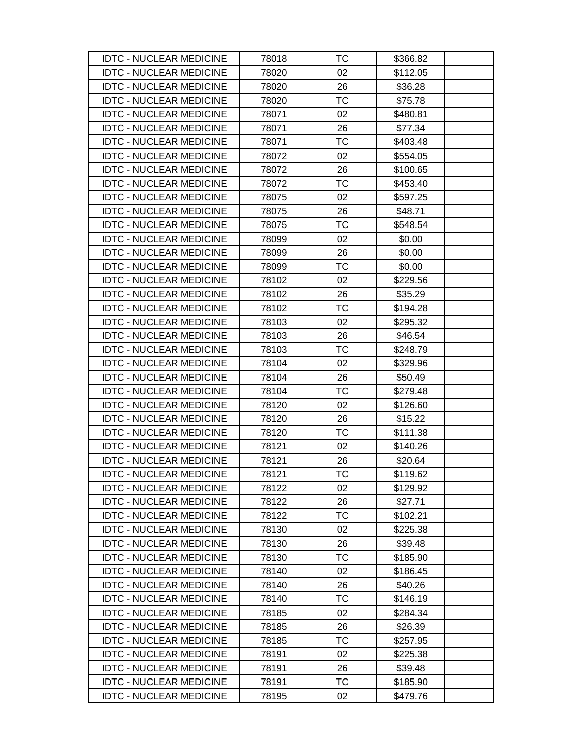| | | | | |
|---|---|---|---|---|
| IDTC - NUCLEAR MEDICINE | 78018 | TC | $366.82 | |
| IDTC - NUCLEAR MEDICINE | 78020 | 02 | $112.05 | |
| IDTC - NUCLEAR MEDICINE | 78020 | 26 | $36.28 | |
| IDTC - NUCLEAR MEDICINE | 78020 | TC | $75.78 | |
| IDTC - NUCLEAR MEDICINE | 78071 | 02 | $480.81 | |
| IDTC - NUCLEAR MEDICINE | 78071 | 26 | $77.34 | |
| IDTC - NUCLEAR MEDICINE | 78071 | TC | $403.48 | |
| IDTC - NUCLEAR MEDICINE | 78072 | 02 | $554.05 | |
| IDTC - NUCLEAR MEDICINE | 78072 | 26 | $100.65 | |
| IDTC - NUCLEAR MEDICINE | 78072 | TC | $453.40 | |
| IDTC - NUCLEAR MEDICINE | 78075 | 02 | $597.25 | |
| IDTC - NUCLEAR MEDICINE | 78075 | 26 | $48.71 | |
| IDTC - NUCLEAR MEDICINE | 78075 | TC | $548.54 | |
| IDTC - NUCLEAR MEDICINE | 78099 | 02 | $0.00 | |
| IDTC - NUCLEAR MEDICINE | 78099 | 26 | $0.00 | |
| IDTC - NUCLEAR MEDICINE | 78099 | TC | $0.00 | |
| IDTC - NUCLEAR MEDICINE | 78102 | 02 | $229.56 | |
| IDTC - NUCLEAR MEDICINE | 78102 | 26 | $35.29 | |
| IDTC - NUCLEAR MEDICINE | 78102 | TC | $194.28 | |
| IDTC - NUCLEAR MEDICINE | 78103 | 02 | $295.32 | |
| IDTC - NUCLEAR MEDICINE | 78103 | 26 | $46.54 | |
| IDTC - NUCLEAR MEDICINE | 78103 | TC | $248.79 | |
| IDTC - NUCLEAR MEDICINE | 78104 | 02 | $329.96 | |
| IDTC - NUCLEAR MEDICINE | 78104 | 26 | $50.49 | |
| IDTC - NUCLEAR MEDICINE | 78104 | TC | $279.48 | |
| IDTC - NUCLEAR MEDICINE | 78120 | 02 | $126.60 | |
| IDTC - NUCLEAR MEDICINE | 78120 | 26 | $15.22 | |
| IDTC - NUCLEAR MEDICINE | 78120 | TC | $111.38 | |
| IDTC - NUCLEAR MEDICINE | 78121 | 02 | $140.26 | |
| IDTC - NUCLEAR MEDICINE | 78121 | 26 | $20.64 | |
| IDTC - NUCLEAR MEDICINE | 78121 | TC | $119.62 | |
| IDTC - NUCLEAR MEDICINE | 78122 | 02 | $129.92 | |
| IDTC - NUCLEAR MEDICINE | 78122 | 26 | $27.71 | |
| IDTC - NUCLEAR MEDICINE | 78122 | TC | $102.21 | |
| IDTC - NUCLEAR MEDICINE | 78130 | 02 | $225.38 | |
| IDTC - NUCLEAR MEDICINE | 78130 | 26 | $39.48 | |
| IDTC - NUCLEAR MEDICINE | 78130 | TC | $185.90 | |
| IDTC - NUCLEAR MEDICINE | 78140 | 02 | $186.45 | |
| IDTC - NUCLEAR MEDICINE | 78140 | 26 | $40.26 | |
| IDTC - NUCLEAR MEDICINE | 78140 | TC | $146.19 | |
| IDTC - NUCLEAR MEDICINE | 78185 | 02 | $284.34 | |
| IDTC - NUCLEAR MEDICINE | 78185 | 26 | $26.39 | |
| IDTC - NUCLEAR MEDICINE | 78185 | TC | $257.95 | |
| IDTC - NUCLEAR MEDICINE | 78191 | 02 | $225.38 | |
| IDTC - NUCLEAR MEDICINE | 78191 | 26 | $39.48 | |
| IDTC - NUCLEAR MEDICINE | 78191 | TC | $185.90 | |
| IDTC - NUCLEAR MEDICINE | 78195 | 02 | $479.76 | |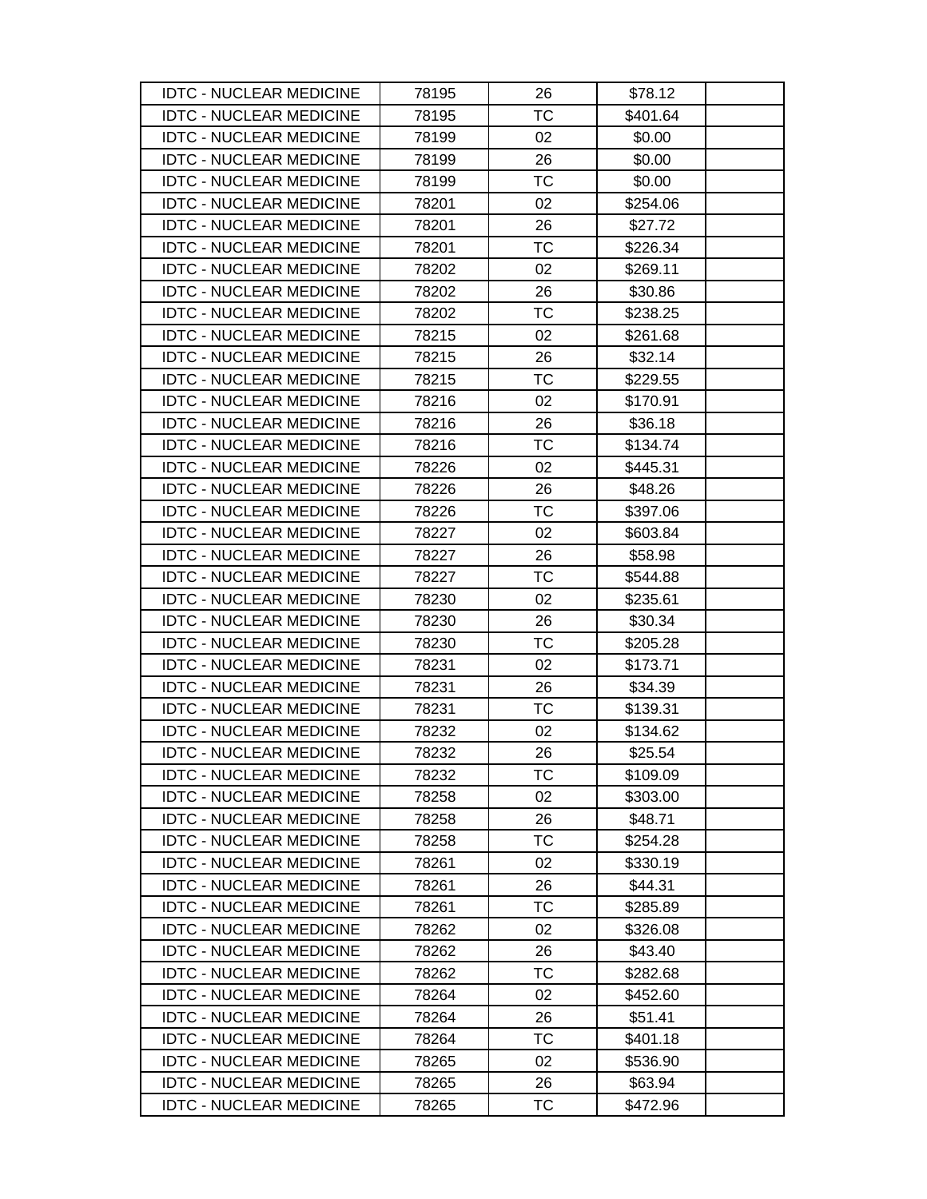| | | | | |
|---|---|---|---|---|
| IDTC - NUCLEAR MEDICINE | 78195 | 26 | $78.12 | |
| IDTC - NUCLEAR MEDICINE | 78195 | TC | $401.64 | |
| IDTC - NUCLEAR MEDICINE | 78199 | 02 | $0.00 | |
| IDTC - NUCLEAR MEDICINE | 78199 | 26 | $0.00 | |
| IDTC - NUCLEAR MEDICINE | 78199 | TC | $0.00 | |
| IDTC - NUCLEAR MEDICINE | 78201 | 02 | $254.06 | |
| IDTC - NUCLEAR MEDICINE | 78201 | 26 | $27.72 | |
| IDTC - NUCLEAR MEDICINE | 78201 | TC | $226.34 | |
| IDTC - NUCLEAR MEDICINE | 78202 | 02 | $269.11 | |
| IDTC - NUCLEAR MEDICINE | 78202 | 26 | $30.86 | |
| IDTC - NUCLEAR MEDICINE | 78202 | TC | $238.25 | |
| IDTC - NUCLEAR MEDICINE | 78215 | 02 | $261.68 | |
| IDTC - NUCLEAR MEDICINE | 78215 | 26 | $32.14 | |
| IDTC - NUCLEAR MEDICINE | 78215 | TC | $229.55 | |
| IDTC - NUCLEAR MEDICINE | 78216 | 02 | $170.91 | |
| IDTC - NUCLEAR MEDICINE | 78216 | 26 | $36.18 | |
| IDTC - NUCLEAR MEDICINE | 78216 | TC | $134.74 | |
| IDTC - NUCLEAR MEDICINE | 78226 | 02 | $445.31 | |
| IDTC - NUCLEAR MEDICINE | 78226 | 26 | $48.26 | |
| IDTC - NUCLEAR MEDICINE | 78226 | TC | $397.06 | |
| IDTC - NUCLEAR MEDICINE | 78227 | 02 | $603.84 | |
| IDTC - NUCLEAR MEDICINE | 78227 | 26 | $58.98 | |
| IDTC - NUCLEAR MEDICINE | 78227 | TC | $544.88 | |
| IDTC - NUCLEAR MEDICINE | 78230 | 02 | $235.61 | |
| IDTC - NUCLEAR MEDICINE | 78230 | 26 | $30.34 | |
| IDTC - NUCLEAR MEDICINE | 78230 | TC | $205.28 | |
| IDTC - NUCLEAR MEDICINE | 78231 | 02 | $173.71 | |
| IDTC - NUCLEAR MEDICINE | 78231 | 26 | $34.39 | |
| IDTC - NUCLEAR MEDICINE | 78231 | TC | $139.31 | |
| IDTC - NUCLEAR MEDICINE | 78232 | 02 | $134.62 | |
| IDTC - NUCLEAR MEDICINE | 78232 | 26 | $25.54 | |
| IDTC - NUCLEAR MEDICINE | 78232 | TC | $109.09 | |
| IDTC - NUCLEAR MEDICINE | 78258 | 02 | $303.00 | |
| IDTC - NUCLEAR MEDICINE | 78258 | 26 | $48.71 | |
| IDTC - NUCLEAR MEDICINE | 78258 | TC | $254.28 | |
| IDTC - NUCLEAR MEDICINE | 78261 | 02 | $330.19 | |
| IDTC - NUCLEAR MEDICINE | 78261 | 26 | $44.31 | |
| IDTC - NUCLEAR MEDICINE | 78261 | TC | $285.89 | |
| IDTC - NUCLEAR MEDICINE | 78262 | 02 | $326.08 | |
| IDTC - NUCLEAR MEDICINE | 78262 | 26 | $43.40 | |
| IDTC - NUCLEAR MEDICINE | 78262 | TC | $282.68 | |
| IDTC - NUCLEAR MEDICINE | 78264 | 02 | $452.60 | |
| IDTC - NUCLEAR MEDICINE | 78264 | 26 | $51.41 | |
| IDTC - NUCLEAR MEDICINE | 78264 | TC | $401.18 | |
| IDTC - NUCLEAR MEDICINE | 78265 | 02 | $536.90 | |
| IDTC - NUCLEAR MEDICINE | 78265 | 26 | $63.94 | |
| IDTC - NUCLEAR MEDICINE | 78265 | TC | $472.96 | |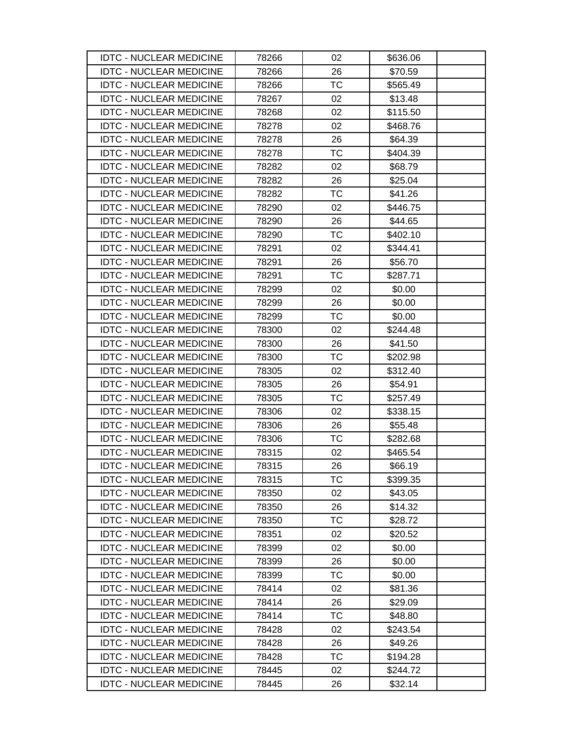| | | | | |
|---|---|---|---|---|
| IDTC - NUCLEAR MEDICINE | 78266 | 02 | $636.06 | |
| IDTC - NUCLEAR MEDICINE | 78266 | 26 | $70.59 | |
| IDTC - NUCLEAR MEDICINE | 78266 | TC | $565.49 | |
| IDTC - NUCLEAR MEDICINE | 78267 | 02 | $13.48 | |
| IDTC - NUCLEAR MEDICINE | 78268 | 02 | $115.50 | |
| IDTC - NUCLEAR MEDICINE | 78278 | 02 | $468.76 | |
| IDTC - NUCLEAR MEDICINE | 78278 | 26 | $64.39 | |
| IDTC - NUCLEAR MEDICINE | 78278 | TC | $404.39 | |
| IDTC - NUCLEAR MEDICINE | 78282 | 02 | $68.79 | |
| IDTC - NUCLEAR MEDICINE | 78282 | 26 | $25.04 | |
| IDTC - NUCLEAR MEDICINE | 78282 | TC | $41.26 | |
| IDTC - NUCLEAR MEDICINE | 78290 | 02 | $446.75 | |
| IDTC - NUCLEAR MEDICINE | 78290 | 26 | $44.65 | |
| IDTC - NUCLEAR MEDICINE | 78290 | TC | $402.10 | |
| IDTC - NUCLEAR MEDICINE | 78291 | 02 | $344.41 | |
| IDTC - NUCLEAR MEDICINE | 78291 | 26 | $56.70 | |
| IDTC - NUCLEAR MEDICINE | 78291 | TC | $287.71 | |
| IDTC - NUCLEAR MEDICINE | 78299 | 02 | $0.00 | |
| IDTC - NUCLEAR MEDICINE | 78299 | 26 | $0.00 | |
| IDTC - NUCLEAR MEDICINE | 78299 | TC | $0.00 | |
| IDTC - NUCLEAR MEDICINE | 78300 | 02 | $244.48 | |
| IDTC - NUCLEAR MEDICINE | 78300 | 26 | $41.50 | |
| IDTC - NUCLEAR MEDICINE | 78300 | TC | $202.98 | |
| IDTC - NUCLEAR MEDICINE | 78305 | 02 | $312.40 | |
| IDTC - NUCLEAR MEDICINE | 78305 | 26 | $54.91 | |
| IDTC - NUCLEAR MEDICINE | 78305 | TC | $257.49 | |
| IDTC - NUCLEAR MEDICINE | 78306 | 02 | $338.15 | |
| IDTC - NUCLEAR MEDICINE | 78306 | 26 | $55.48 | |
| IDTC - NUCLEAR MEDICINE | 78306 | TC | $282.68 | |
| IDTC - NUCLEAR MEDICINE | 78315 | 02 | $465.54 | |
| IDTC - NUCLEAR MEDICINE | 78315 | 26 | $66.19 | |
| IDTC - NUCLEAR MEDICINE | 78315 | TC | $399.35 | |
| IDTC - NUCLEAR MEDICINE | 78350 | 02 | $43.05 | |
| IDTC - NUCLEAR MEDICINE | 78350 | 26 | $14.32 | |
| IDTC - NUCLEAR MEDICINE | 78350 | TC | $28.72 | |
| IDTC - NUCLEAR MEDICINE | 78351 | 02 | $20.52 | |
| IDTC - NUCLEAR MEDICINE | 78399 | 02 | $0.00 | |
| IDTC - NUCLEAR MEDICINE | 78399 | 26 | $0.00 | |
| IDTC - NUCLEAR MEDICINE | 78399 | TC | $0.00 | |
| IDTC - NUCLEAR MEDICINE | 78414 | 02 | $81.36 | |
| IDTC - NUCLEAR MEDICINE | 78414 | 26 | $29.09 | |
| IDTC - NUCLEAR MEDICINE | 78414 | TC | $48.80 | |
| IDTC - NUCLEAR MEDICINE | 78428 | 02 | $243.54 | |
| IDTC - NUCLEAR MEDICINE | 78428 | 26 | $49.26 | |
| IDTC - NUCLEAR MEDICINE | 78428 | TC | $194.28 | |
| IDTC - NUCLEAR MEDICINE | 78445 | 02 | $244.72 | |
| IDTC - NUCLEAR MEDICINE | 78445 | 26 | $32.14 | |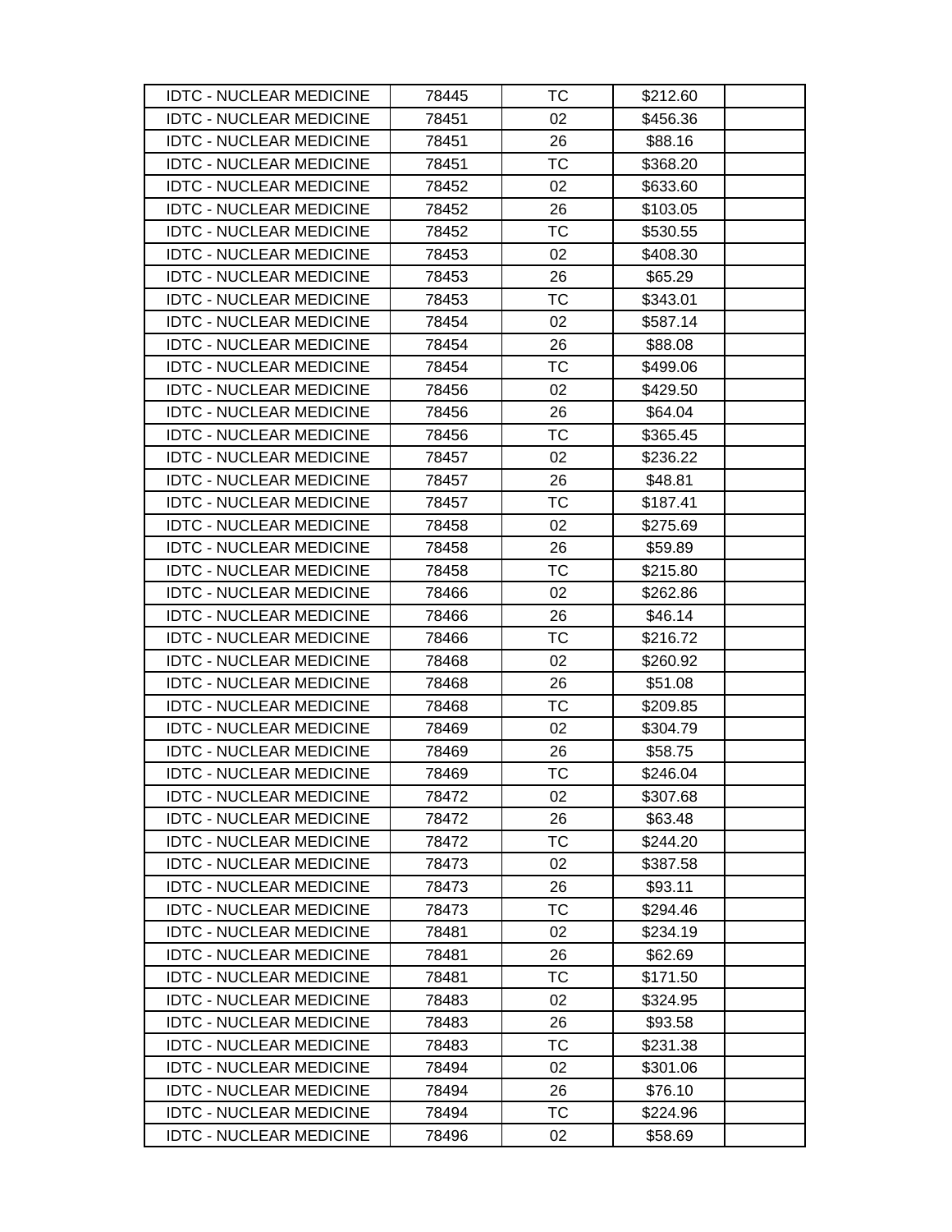| IDTC - NUCLEAR MEDICINE | 78445 | TC | $212.60 | |
|---|---|---|---|---|
| IDTC - NUCLEAR MEDICINE | 78451 | 02 | $456.36 | |
| IDTC - NUCLEAR MEDICINE | 78451 | 26 | $88.16 | |
| IDTC - NUCLEAR MEDICINE | 78451 | TC | $368.20 | |
| IDTC - NUCLEAR MEDICINE | 78452 | 02 | $633.60 | |
| IDTC - NUCLEAR MEDICINE | 78452 | 26 | $103.05 | |
| IDTC - NUCLEAR MEDICINE | 78452 | TC | $530.55 | |
| IDTC - NUCLEAR MEDICINE | 78453 | 02 | $408.30 | |
| IDTC - NUCLEAR MEDICINE | 78453 | 26 | $65.29 | |
| IDTC - NUCLEAR MEDICINE | 78453 | TC | $343.01 | |
| IDTC - NUCLEAR MEDICINE | 78454 | 02 | $587.14 | |
| IDTC - NUCLEAR MEDICINE | 78454 | 26 | $88.08 | |
| IDTC - NUCLEAR MEDICINE | 78454 | TC | $499.06 | |
| IDTC - NUCLEAR MEDICINE | 78456 | 02 | $429.50 | |
| IDTC - NUCLEAR MEDICINE | 78456 | 26 | $64.04 | |
| IDTC - NUCLEAR MEDICINE | 78456 | TC | $365.45 | |
| IDTC - NUCLEAR MEDICINE | 78457 | 02 | $236.22 | |
| IDTC - NUCLEAR MEDICINE | 78457 | 26 | $48.81 | |
| IDTC - NUCLEAR MEDICINE | 78457 | TC | $187.41 | |
| IDTC - NUCLEAR MEDICINE | 78458 | 02 | $275.69 | |
| IDTC - NUCLEAR MEDICINE | 78458 | 26 | $59.89 | |
| IDTC - NUCLEAR MEDICINE | 78458 | TC | $215.80 | |
| IDTC - NUCLEAR MEDICINE | 78466 | 02 | $262.86 | |
| IDTC - NUCLEAR MEDICINE | 78466 | 26 | $46.14 | |
| IDTC - NUCLEAR MEDICINE | 78466 | TC | $216.72 | |
| IDTC - NUCLEAR MEDICINE | 78468 | 02 | $260.92 | |
| IDTC - NUCLEAR MEDICINE | 78468 | 26 | $51.08 | |
| IDTC - NUCLEAR MEDICINE | 78468 | TC | $209.85 | |
| IDTC - NUCLEAR MEDICINE | 78469 | 02 | $304.79 | |
| IDTC - NUCLEAR MEDICINE | 78469 | 26 | $58.75 | |
| IDTC - NUCLEAR MEDICINE | 78469 | TC | $246.04 | |
| IDTC - NUCLEAR MEDICINE | 78472 | 02 | $307.68 | |
| IDTC - NUCLEAR MEDICINE | 78472 | 26 | $63.48 | |
| IDTC - NUCLEAR MEDICINE | 78472 | TC | $244.20 | |
| IDTC - NUCLEAR MEDICINE | 78473 | 02 | $387.58 | |
| IDTC - NUCLEAR MEDICINE | 78473 | 26 | $93.11 | |
| IDTC - NUCLEAR MEDICINE | 78473 | TC | $294.46 | |
| IDTC - NUCLEAR MEDICINE | 78481 | 02 | $234.19 | |
| IDTC - NUCLEAR MEDICINE | 78481 | 26 | $62.69 | |
| IDTC - NUCLEAR MEDICINE | 78481 | TC | $171.50 | |
| IDTC - NUCLEAR MEDICINE | 78483 | 02 | $324.95 | |
| IDTC - NUCLEAR MEDICINE | 78483 | 26 | $93.58 | |
| IDTC - NUCLEAR MEDICINE | 78483 | TC | $231.38 | |
| IDTC - NUCLEAR MEDICINE | 78494 | 02 | $301.06 | |
| IDTC - NUCLEAR MEDICINE | 78494 | 26 | $76.10 | |
| IDTC - NUCLEAR MEDICINE | 78494 | TC | $224.96 | |
| IDTC - NUCLEAR MEDICINE | 78496 | 02 | $58.69 | |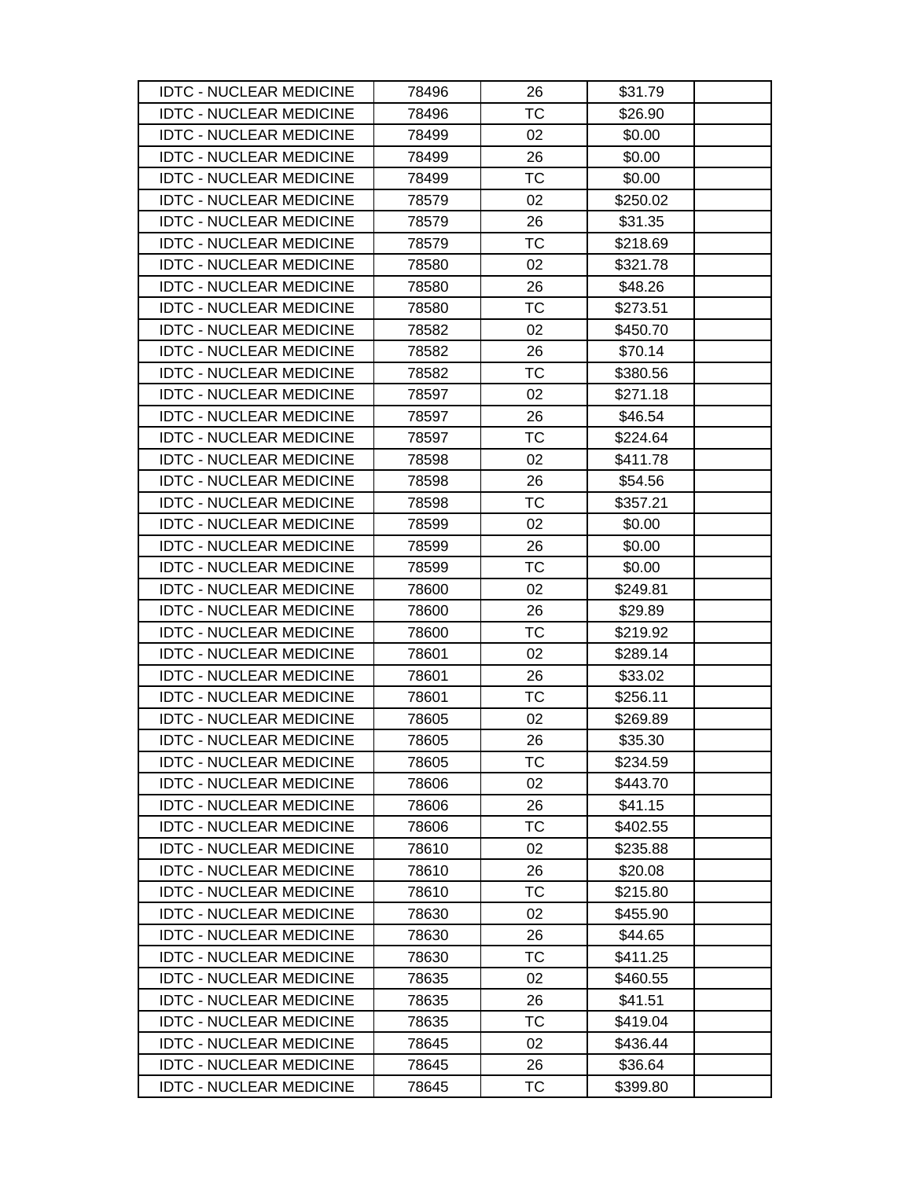| IDTC - NUCLEAR MEDICINE | 78496 | 26 | $31.79 | |
|---|---|---|---|---|
| IDTC - NUCLEAR MEDICINE | 78496 | TC | $26.90 | |
| IDTC - NUCLEAR MEDICINE | 78499 | 02 | $0.00 | |
| IDTC - NUCLEAR MEDICINE | 78499 | 26 | $0.00 | |
| IDTC - NUCLEAR MEDICINE | 78499 | TC | $0.00 | |
| IDTC - NUCLEAR MEDICINE | 78579 | 02 | $250.02 | |
| IDTC - NUCLEAR MEDICINE | 78579 | 26 | $31.35 | |
| IDTC - NUCLEAR MEDICINE | 78579 | TC | $218.69 | |
| IDTC - NUCLEAR MEDICINE | 78580 | 02 | $321.78 | |
| IDTC - NUCLEAR MEDICINE | 78580 | 26 | $48.26 | |
| IDTC - NUCLEAR MEDICINE | 78580 | TC | $273.51 | |
| IDTC - NUCLEAR MEDICINE | 78582 | 02 | $450.70 | |
| IDTC - NUCLEAR MEDICINE | 78582 | 26 | $70.14 | |
| IDTC - NUCLEAR MEDICINE | 78582 | TC | $380.56 | |
| IDTC - NUCLEAR MEDICINE | 78597 | 02 | $271.18 | |
| IDTC - NUCLEAR MEDICINE | 78597 | 26 | $46.54 | |
| IDTC - NUCLEAR MEDICINE | 78597 | TC | $224.64 | |
| IDTC - NUCLEAR MEDICINE | 78598 | 02 | $411.78 | |
| IDTC - NUCLEAR MEDICINE | 78598 | 26 | $54.56 | |
| IDTC - NUCLEAR MEDICINE | 78598 | TC | $357.21 | |
| IDTC - NUCLEAR MEDICINE | 78599 | 02 | $0.00 | |
| IDTC - NUCLEAR MEDICINE | 78599 | 26 | $0.00 | |
| IDTC - NUCLEAR MEDICINE | 78599 | TC | $0.00 | |
| IDTC - NUCLEAR MEDICINE | 78600 | 02 | $249.81 | |
| IDTC - NUCLEAR MEDICINE | 78600 | 26 | $29.89 | |
| IDTC - NUCLEAR MEDICINE | 78600 | TC | $219.92 | |
| IDTC - NUCLEAR MEDICINE | 78601 | 02 | $289.14 | |
| IDTC - NUCLEAR MEDICINE | 78601 | 26 | $33.02 | |
| IDTC - NUCLEAR MEDICINE | 78601 | TC | $256.11 | |
| IDTC - NUCLEAR MEDICINE | 78605 | 02 | $269.89 | |
| IDTC - NUCLEAR MEDICINE | 78605 | 26 | $35.30 | |
| IDTC - NUCLEAR MEDICINE | 78605 | TC | $234.59 | |
| IDTC - NUCLEAR MEDICINE | 78606 | 02 | $443.70 | |
| IDTC - NUCLEAR MEDICINE | 78606 | 26 | $41.15 | |
| IDTC - NUCLEAR MEDICINE | 78606 | TC | $402.55 | |
| IDTC - NUCLEAR MEDICINE | 78610 | 02 | $235.88 | |
| IDTC - NUCLEAR MEDICINE | 78610 | 26 | $20.08 | |
| IDTC - NUCLEAR MEDICINE | 78610 | TC | $215.80 | |
| IDTC - NUCLEAR MEDICINE | 78630 | 02 | $455.90 | |
| IDTC - NUCLEAR MEDICINE | 78630 | 26 | $44.65 | |
| IDTC - NUCLEAR MEDICINE | 78630 | TC | $411.25 | |
| IDTC - NUCLEAR MEDICINE | 78635 | 02 | $460.55 | |
| IDTC - NUCLEAR MEDICINE | 78635 | 26 | $41.51 | |
| IDTC - NUCLEAR MEDICINE | 78635 | TC | $419.04 | |
| IDTC - NUCLEAR MEDICINE | 78645 | 02 | $436.44 | |
| IDTC - NUCLEAR MEDICINE | 78645 | 26 | $36.64 | |
| IDTC - NUCLEAR MEDICINE | 78645 | TC | $399.80 | |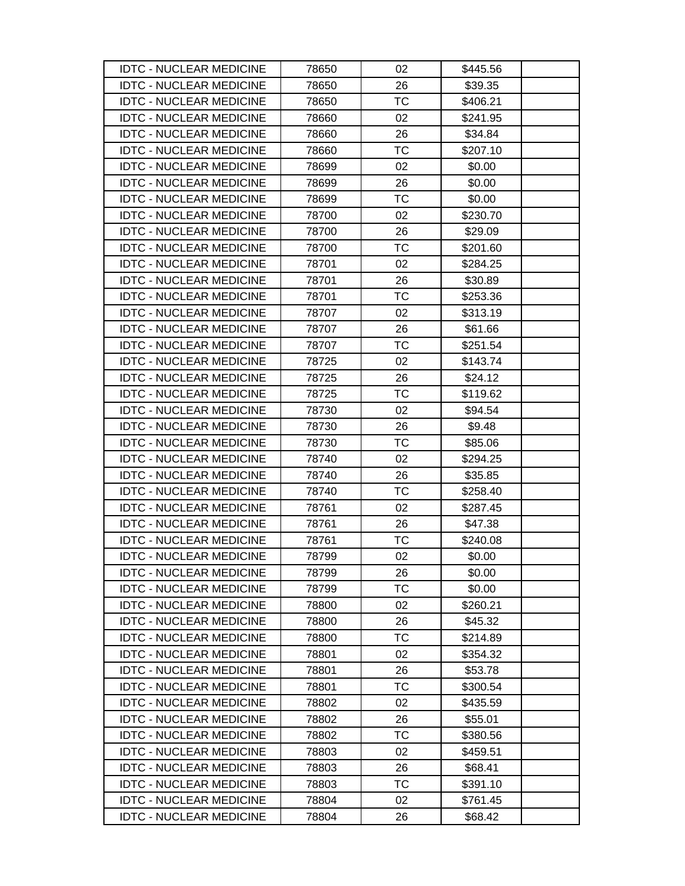| IDTC - NUCLEAR MEDICINE | 78650 | 02 | $445.56 | |
|---|---|---|---|---|
| IDTC - NUCLEAR MEDICINE | 78650 | 26 | $39.35 | |
| IDTC - NUCLEAR MEDICINE | 78650 | TC | $406.21 | |
| IDTC - NUCLEAR MEDICINE | 78660 | 02 | $241.95 | |
| IDTC - NUCLEAR MEDICINE | 78660 | 26 | $34.84 | |
| IDTC - NUCLEAR MEDICINE | 78660 | TC | $207.10 | |
| IDTC - NUCLEAR MEDICINE | 78699 | 02 | $0.00 | |
| IDTC - NUCLEAR MEDICINE | 78699 | 26 | $0.00 | |
| IDTC - NUCLEAR MEDICINE | 78699 | TC | $0.00 | |
| IDTC - NUCLEAR MEDICINE | 78700 | 02 | $230.70 | |
| IDTC - NUCLEAR MEDICINE | 78700 | 26 | $29.09 | |
| IDTC - NUCLEAR MEDICINE | 78700 | TC | $201.60 | |
| IDTC - NUCLEAR MEDICINE | 78701 | 02 | $284.25 | |
| IDTC - NUCLEAR MEDICINE | 78701 | 26 | $30.89 | |
| IDTC - NUCLEAR MEDICINE | 78701 | TC | $253.36 | |
| IDTC - NUCLEAR MEDICINE | 78707 | 02 | $313.19 | |
| IDTC - NUCLEAR MEDICINE | 78707 | 26 | $61.66 | |
| IDTC - NUCLEAR MEDICINE | 78707 | TC | $251.54 | |
| IDTC - NUCLEAR MEDICINE | 78725 | 02 | $143.74 | |
| IDTC - NUCLEAR MEDICINE | 78725 | 26 | $24.12 | |
| IDTC - NUCLEAR MEDICINE | 78725 | TC | $119.62 | |
| IDTC - NUCLEAR MEDICINE | 78730 | 02 | $94.54 | |
| IDTC - NUCLEAR MEDICINE | 78730 | 26 | $9.48 | |
| IDTC - NUCLEAR MEDICINE | 78730 | TC | $85.06 | |
| IDTC - NUCLEAR MEDICINE | 78740 | 02 | $294.25 | |
| IDTC - NUCLEAR MEDICINE | 78740 | 26 | $35.85 | |
| IDTC - NUCLEAR MEDICINE | 78740 | TC | $258.40 | |
| IDTC - NUCLEAR MEDICINE | 78761 | 02 | $287.45 | |
| IDTC - NUCLEAR MEDICINE | 78761 | 26 | $47.38 | |
| IDTC - NUCLEAR MEDICINE | 78761 | TC | $240.08 | |
| IDTC - NUCLEAR MEDICINE | 78799 | 02 | $0.00 | |
| IDTC - NUCLEAR MEDICINE | 78799 | 26 | $0.00 | |
| IDTC - NUCLEAR MEDICINE | 78799 | TC | $0.00 | |
| IDTC - NUCLEAR MEDICINE | 78800 | 02 | $260.21 | |
| IDTC - NUCLEAR MEDICINE | 78800 | 26 | $45.32 | |
| IDTC - NUCLEAR MEDICINE | 78800 | TC | $214.89 | |
| IDTC - NUCLEAR MEDICINE | 78801 | 02 | $354.32 | |
| IDTC - NUCLEAR MEDICINE | 78801 | 26 | $53.78 | |
| IDTC - NUCLEAR MEDICINE | 78801 | TC | $300.54 | |
| IDTC - NUCLEAR MEDICINE | 78802 | 02 | $435.59 | |
| IDTC - NUCLEAR MEDICINE | 78802 | 26 | $55.01 | |
| IDTC - NUCLEAR MEDICINE | 78802 | TC | $380.56 | |
| IDTC - NUCLEAR MEDICINE | 78803 | 02 | $459.51 | |
| IDTC - NUCLEAR MEDICINE | 78803 | 26 | $68.41 | |
| IDTC - NUCLEAR MEDICINE | 78803 | TC | $391.10 | |
| IDTC - NUCLEAR MEDICINE | 78804 | 02 | $761.45 | |
| IDTC - NUCLEAR MEDICINE | 78804 | 26 | $68.42 | |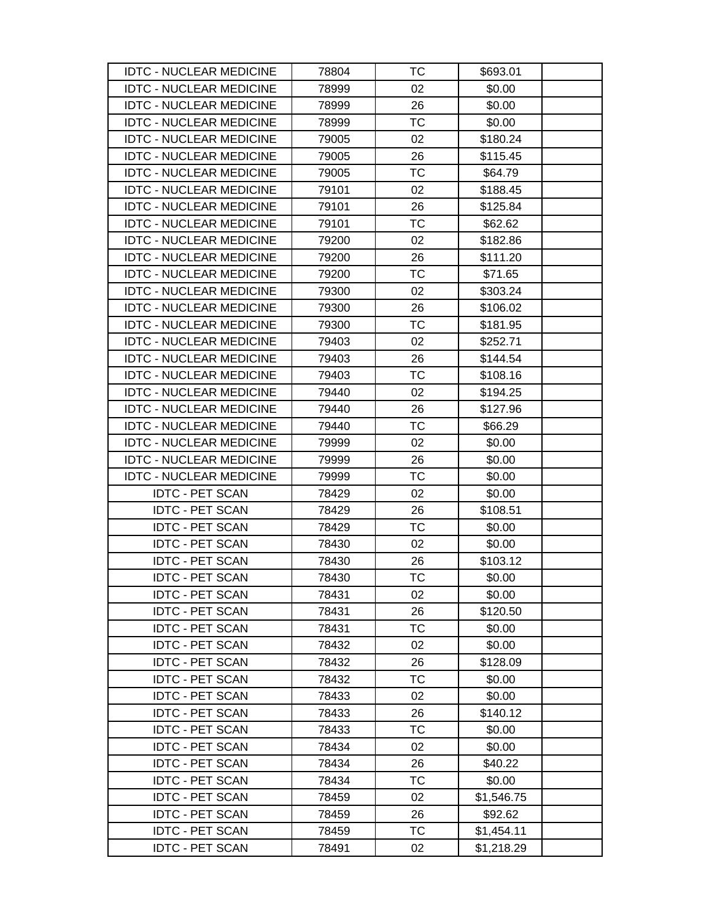| | | | | |
|---|---|---|---|---|
| IDTC - NUCLEAR MEDICINE | 78804 | TC | $693.01 | |
| IDTC - NUCLEAR MEDICINE | 78999 | 02 | $0.00 | |
| IDTC - NUCLEAR MEDICINE | 78999 | 26 | $0.00 | |
| IDTC - NUCLEAR MEDICINE | 78999 | TC | $0.00 | |
| IDTC - NUCLEAR MEDICINE | 79005 | 02 | $180.24 | |
| IDTC - NUCLEAR MEDICINE | 79005 | 26 | $115.45 | |
| IDTC - NUCLEAR MEDICINE | 79005 | TC | $64.79 | |
| IDTC - NUCLEAR MEDICINE | 79101 | 02 | $188.45 | |
| IDTC - NUCLEAR MEDICINE | 79101 | 26 | $125.84 | |
| IDTC - NUCLEAR MEDICINE | 79101 | TC | $62.62 | |
| IDTC - NUCLEAR MEDICINE | 79200 | 02 | $182.86 | |
| IDTC - NUCLEAR MEDICINE | 79200 | 26 | $111.20 | |
| IDTC - NUCLEAR MEDICINE | 79200 | TC | $71.65 | |
| IDTC - NUCLEAR MEDICINE | 79300 | 02 | $303.24 | |
| IDTC - NUCLEAR MEDICINE | 79300 | 26 | $106.02 | |
| IDTC - NUCLEAR MEDICINE | 79300 | TC | $181.95 | |
| IDTC - NUCLEAR MEDICINE | 79403 | 02 | $252.71 | |
| IDTC - NUCLEAR MEDICINE | 79403 | 26 | $144.54 | |
| IDTC - NUCLEAR MEDICINE | 79403 | TC | $108.16 | |
| IDTC - NUCLEAR MEDICINE | 79440 | 02 | $194.25 | |
| IDTC - NUCLEAR MEDICINE | 79440 | 26 | $127.96 | |
| IDTC - NUCLEAR MEDICINE | 79440 | TC | $66.29 | |
| IDTC - NUCLEAR MEDICINE | 79999 | 02 | $0.00 | |
| IDTC - NUCLEAR MEDICINE | 79999 | 26 | $0.00 | |
| IDTC - NUCLEAR MEDICINE | 79999 | TC | $0.00 | |
| IDTC - PET SCAN | 78429 | 02 | $0.00 | |
| IDTC - PET SCAN | 78429 | 26 | $108.51 | |
| IDTC - PET SCAN | 78429 | TC | $0.00 | |
| IDTC - PET SCAN | 78430 | 02 | $0.00 | |
| IDTC - PET SCAN | 78430 | 26 | $103.12 | |
| IDTC - PET SCAN | 78430 | TC | $0.00 | |
| IDTC - PET SCAN | 78431 | 02 | $0.00 | |
| IDTC - PET SCAN | 78431 | 26 | $120.50 | |
| IDTC - PET SCAN | 78431 | TC | $0.00 | |
| IDTC - PET SCAN | 78432 | 02 | $0.00 | |
| IDTC - PET SCAN | 78432 | 26 | $128.09 | |
| IDTC - PET SCAN | 78432 | TC | $0.00 | |
| IDTC - PET SCAN | 78433 | 02 | $0.00 | |
| IDTC - PET SCAN | 78433 | 26 | $140.12 | |
| IDTC - PET SCAN | 78433 | TC | $0.00 | |
| IDTC - PET SCAN | 78434 | 02 | $0.00 | |
| IDTC - PET SCAN | 78434 | 26 | $40.22 | |
| IDTC - PET SCAN | 78434 | TC | $0.00 | |
| IDTC - PET SCAN | 78459 | 02 | $1,546.75 | |
| IDTC - PET SCAN | 78459 | 26 | $92.62 | |
| IDTC - PET SCAN | 78459 | TC | $1,454.11 | |
| IDTC - PET SCAN | 78491 | 02 | $1,218.29 | |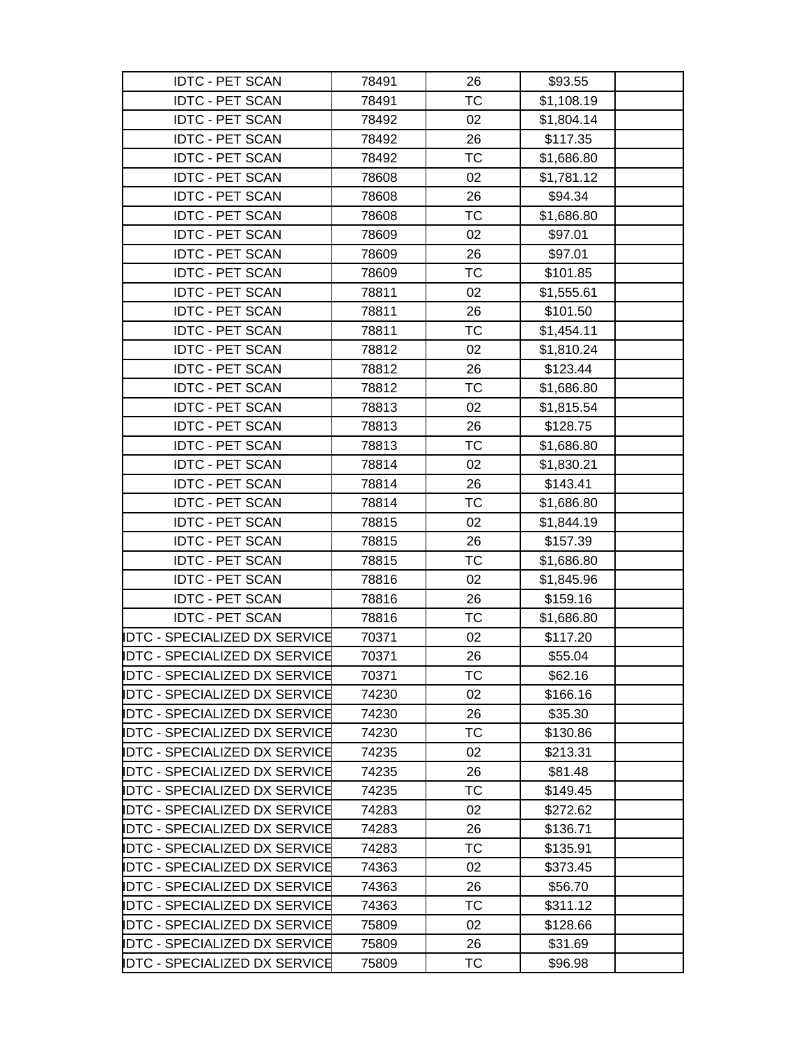| | | | | |
|---|---|---|---|---|
| IDTC - PET SCAN | 78491 | 26 | $93.55 | |
| IDTC - PET SCAN | 78491 | TC | $1,108.19 | |
| IDTC - PET SCAN | 78492 | 02 | $1,804.14 | |
| IDTC - PET SCAN | 78492 | 26 | $117.35 | |
| IDTC - PET SCAN | 78492 | TC | $1,686.80 | |
| IDTC - PET SCAN | 78608 | 02 | $1,781.12 | |
| IDTC - PET SCAN | 78608 | 26 | $94.34 | |
| IDTC - PET SCAN | 78608 | TC | $1,686.80 | |
| IDTC - PET SCAN | 78609 | 02 | $97.01 | |
| IDTC - PET SCAN | 78609 | 26 | $97.01 | |
| IDTC - PET SCAN | 78609 | TC | $101.85 | |
| IDTC - PET SCAN | 78811 | 02 | $1,555.61 | |
| IDTC - PET SCAN | 78811 | 26 | $101.50 | |
| IDTC - PET SCAN | 78811 | TC | $1,454.11 | |
| IDTC - PET SCAN | 78812 | 02 | $1,810.24 | |
| IDTC - PET SCAN | 78812 | 26 | $123.44 | |
| IDTC - PET SCAN | 78812 | TC | $1,686.80 | |
| IDTC - PET SCAN | 78813 | 02 | $1,815.54 | |
| IDTC - PET SCAN | 78813 | 26 | $128.75 | |
| IDTC - PET SCAN | 78813 | TC | $1,686.80 | |
| IDTC - PET SCAN | 78814 | 02 | $1,830.21 | |
| IDTC - PET SCAN | 78814 | 26 | $143.41 | |
| IDTC - PET SCAN | 78814 | TC | $1,686.80 | |
| IDTC - PET SCAN | 78815 | 02 | $1,844.19 | |
| IDTC - PET SCAN | 78815 | 26 | $157.39 | |
| IDTC - PET SCAN | 78815 | TC | $1,686.80 | |
| IDTC - PET SCAN | 78816 | 02 | $1,845.96 | |
| IDTC - PET SCAN | 78816 | 26 | $159.16 | |
| IDTC - PET SCAN | 78816 | TC | $1,686.80 | |
| IDTC - SPECIALIZED DX SERVICE | 70371 | 02 | $117.20 | |
| IDTC - SPECIALIZED DX SERVICE | 70371 | 26 | $55.04 | |
| IDTC - SPECIALIZED DX SERVICE | 70371 | TC | $62.16 | |
| IDTC - SPECIALIZED DX SERVICE | 74230 | 02 | $166.16 | |
| IDTC - SPECIALIZED DX SERVICE | 74230 | 26 | $35.30 | |
| IDTC - SPECIALIZED DX SERVICE | 74230 | TC | $130.86 | |
| IDTC - SPECIALIZED DX SERVICE | 74235 | 02 | $213.31 | |
| IDTC - SPECIALIZED DX SERVICE | 74235 | 26 | $81.48 | |
| IDTC - SPECIALIZED DX SERVICE | 74235 | TC | $149.45 | |
| IDTC - SPECIALIZED DX SERVICE | 74283 | 02 | $272.62 | |
| IDTC - SPECIALIZED DX SERVICE | 74283 | 26 | $136.71 | |
| IDTC - SPECIALIZED DX SERVICE | 74283 | TC | $135.91 | |
| IDTC - SPECIALIZED DX SERVICE | 74363 | 02 | $373.45 | |
| IDTC - SPECIALIZED DX SERVICE | 74363 | 26 | $56.70 | |
| IDTC - SPECIALIZED DX SERVICE | 74363 | TC | $311.12 | |
| IDTC - SPECIALIZED DX SERVICE | 75809 | 02 | $128.66 | |
| IDTC - SPECIALIZED DX SERVICE | 75809 | 26 | $31.69 | |
| IDTC - SPECIALIZED DX SERVICE | 75809 | TC | $96.98 | |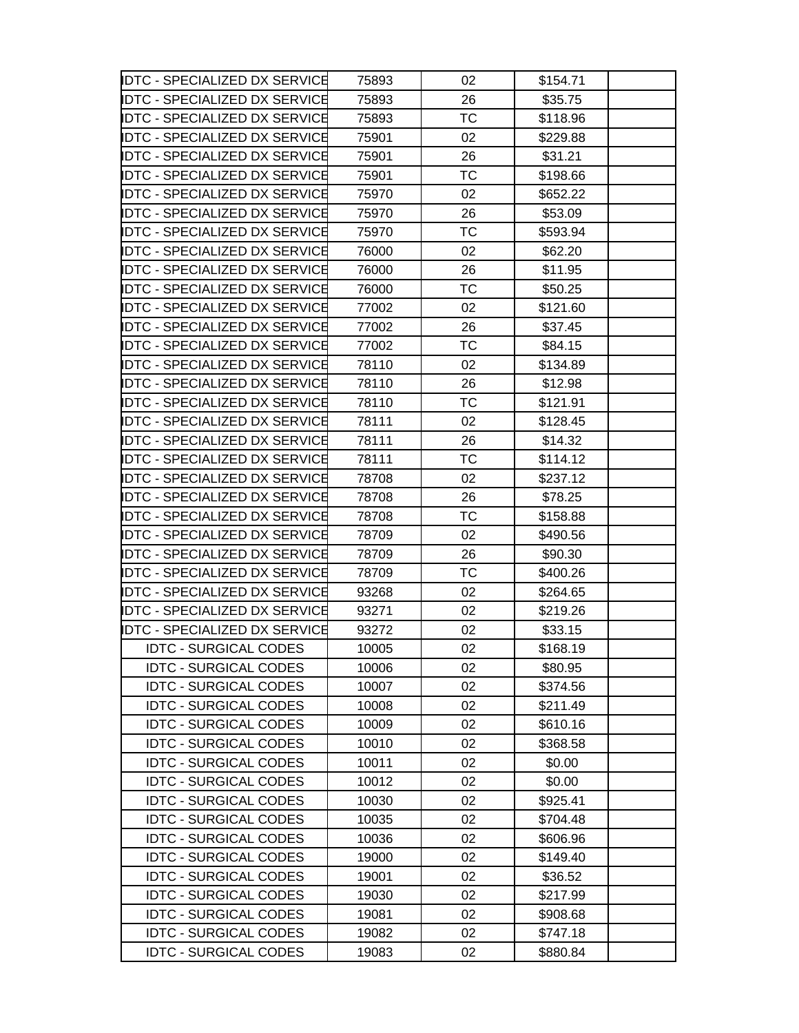| | | | | |
|---|---|---|---|---|
| IDTC - SPECIALIZED DX SERVICE | 75893 | 02 | $154.71 | |
| IDTC - SPECIALIZED DX SERVICE | 75893 | 26 | $35.75 | |
| IDTC - SPECIALIZED DX SERVICE | 75893 | TC | $118.96 | |
| IDTC - SPECIALIZED DX SERVICE | 75901 | 02 | $229.88 | |
| IDTC - SPECIALIZED DX SERVICE | 75901 | 26 | $31.21 | |
| IDTC - SPECIALIZED DX SERVICE | 75901 | TC | $198.66 | |
| IDTC - SPECIALIZED DX SERVICE | 75970 | 02 | $652.22 | |
| IDTC - SPECIALIZED DX SERVICE | 75970 | 26 | $53.09 | |
| IDTC - SPECIALIZED DX SERVICE | 75970 | TC | $593.94 | |
| IDTC - SPECIALIZED DX SERVICE | 76000 | 02 | $62.20 | |
| IDTC - SPECIALIZED DX SERVICE | 76000 | 26 | $11.95 | |
| IDTC - SPECIALIZED DX SERVICE | 76000 | TC | $50.25 | |
| IDTC - SPECIALIZED DX SERVICE | 77002 | 02 | $121.60 | |
| IDTC - SPECIALIZED DX SERVICE | 77002 | 26 | $37.45 | |
| IDTC - SPECIALIZED DX SERVICE | 77002 | TC | $84.15 | |
| IDTC - SPECIALIZED DX SERVICE | 78110 | 02 | $134.89 | |
| IDTC - SPECIALIZED DX SERVICE | 78110 | 26 | $12.98 | |
| IDTC - SPECIALIZED DX SERVICE | 78110 | TC | $121.91 | |
| IDTC - SPECIALIZED DX SERVICE | 78111 | 02 | $128.45 | |
| IDTC - SPECIALIZED DX SERVICE | 78111 | 26 | $14.32 | |
| IDTC - SPECIALIZED DX SERVICE | 78111 | TC | $114.12 | |
| IDTC - SPECIALIZED DX SERVICE | 78708 | 02 | $237.12 | |
| IDTC - SPECIALIZED DX SERVICE | 78708 | 26 | $78.25 | |
| IDTC - SPECIALIZED DX SERVICE | 78708 | TC | $158.88 | |
| IDTC - SPECIALIZED DX SERVICE | 78709 | 02 | $490.56 | |
| IDTC - SPECIALIZED DX SERVICE | 78709 | 26 | $90.30 | |
| IDTC - SPECIALIZED DX SERVICE | 78709 | TC | $400.26 | |
| IDTC - SPECIALIZED DX SERVICE | 93268 | 02 | $264.65 | |
| IDTC - SPECIALIZED DX SERVICE | 93271 | 02 | $219.26 | |
| IDTC - SPECIALIZED DX SERVICE | 93272 | 02 | $33.15 | |
| IDTC - SURGICAL CODES | 10005 | 02 | $168.19 | |
| IDTC - SURGICAL CODES | 10006 | 02 | $80.95 | |
| IDTC - SURGICAL CODES | 10007 | 02 | $374.56 | |
| IDTC - SURGICAL CODES | 10008 | 02 | $211.49 | |
| IDTC - SURGICAL CODES | 10009 | 02 | $610.16 | |
| IDTC - SURGICAL CODES | 10010 | 02 | $368.58 | |
| IDTC - SURGICAL CODES | 10011 | 02 | $0.00 | |
| IDTC - SURGICAL CODES | 10012 | 02 | $0.00 | |
| IDTC - SURGICAL CODES | 10030 | 02 | $925.41 | |
| IDTC - SURGICAL CODES | 10035 | 02 | $704.48 | |
| IDTC - SURGICAL CODES | 10036 | 02 | $606.96 | |
| IDTC - SURGICAL CODES | 19000 | 02 | $149.40 | |
| IDTC - SURGICAL CODES | 19001 | 02 | $36.52 | |
| IDTC - SURGICAL CODES | 19030 | 02 | $217.99 | |
| IDTC - SURGICAL CODES | 19081 | 02 | $908.68 | |
| IDTC - SURGICAL CODES | 19082 | 02 | $747.18 | |
| IDTC - SURGICAL CODES | 19083 | 02 | $880.84 | |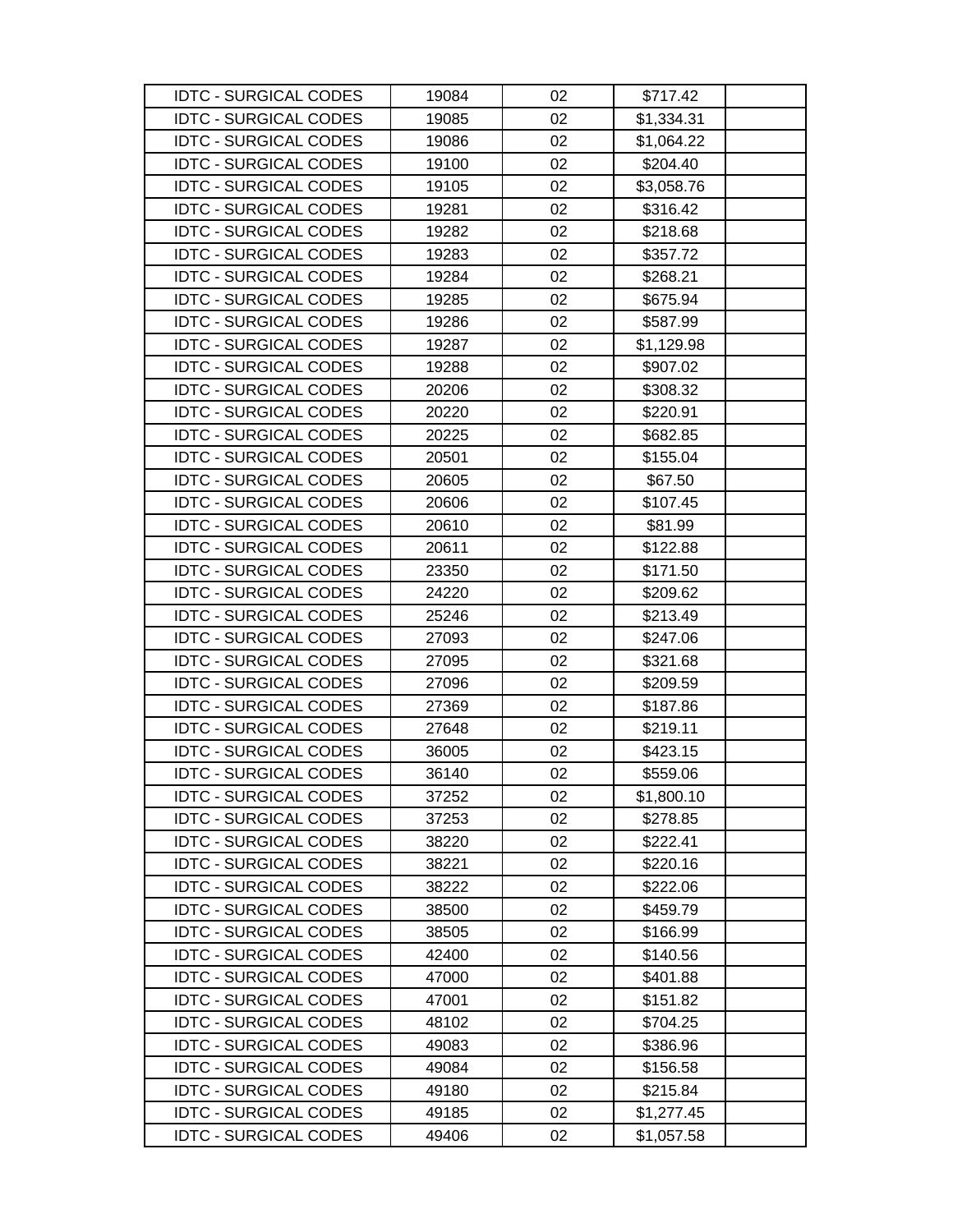| | | | | |
|---|---|---|---|---|
| IDTC - SURGICAL CODES | 19084 | 02 | $717.42 | |
| IDTC - SURGICAL CODES | 19085 | 02 | $1,334.31 | |
| IDTC - SURGICAL CODES | 19086 | 02 | $1,064.22 | |
| IDTC - SURGICAL CODES | 19100 | 02 | $204.40 | |
| IDTC - SURGICAL CODES | 19105 | 02 | $3,058.76 | |
| IDTC - SURGICAL CODES | 19281 | 02 | $316.42 | |
| IDTC - SURGICAL CODES | 19282 | 02 | $218.68 | |
| IDTC - SURGICAL CODES | 19283 | 02 | $357.72 | |
| IDTC - SURGICAL CODES | 19284 | 02 | $268.21 | |
| IDTC - SURGICAL CODES | 19285 | 02 | $675.94 | |
| IDTC - SURGICAL CODES | 19286 | 02 | $587.99 | |
| IDTC - SURGICAL CODES | 19287 | 02 | $1,129.98 | |
| IDTC - SURGICAL CODES | 19288 | 02 | $907.02 | |
| IDTC - SURGICAL CODES | 20206 | 02 | $308.32 | |
| IDTC - SURGICAL CODES | 20220 | 02 | $220.91 | |
| IDTC - SURGICAL CODES | 20225 | 02 | $682.85 | |
| IDTC - SURGICAL CODES | 20501 | 02 | $155.04 | |
| IDTC - SURGICAL CODES | 20605 | 02 | $67.50 | |
| IDTC - SURGICAL CODES | 20606 | 02 | $107.45 | |
| IDTC - SURGICAL CODES | 20610 | 02 | $81.99 | |
| IDTC - SURGICAL CODES | 20611 | 02 | $122.88 | |
| IDTC - SURGICAL CODES | 23350 | 02 | $171.50 | |
| IDTC - SURGICAL CODES | 24220 | 02 | $209.62 | |
| IDTC - SURGICAL CODES | 25246 | 02 | $213.49 | |
| IDTC - SURGICAL CODES | 27093 | 02 | $247.06 | |
| IDTC - SURGICAL CODES | 27095 | 02 | $321.68 | |
| IDTC - SURGICAL CODES | 27096 | 02 | $209.59 | |
| IDTC - SURGICAL CODES | 27369 | 02 | $187.86 | |
| IDTC - SURGICAL CODES | 27648 | 02 | $219.11 | |
| IDTC - SURGICAL CODES | 36005 | 02 | $423.15 | |
| IDTC - SURGICAL CODES | 36140 | 02 | $559.06 | |
| IDTC - SURGICAL CODES | 37252 | 02 | $1,800.10 | |
| IDTC - SURGICAL CODES | 37253 | 02 | $278.85 | |
| IDTC - SURGICAL CODES | 38220 | 02 | $222.41 | |
| IDTC - SURGICAL CODES | 38221 | 02 | $220.16 | |
| IDTC - SURGICAL CODES | 38222 | 02 | $222.06 | |
| IDTC - SURGICAL CODES | 38500 | 02 | $459.79 | |
| IDTC - SURGICAL CODES | 38505 | 02 | $166.99 | |
| IDTC - SURGICAL CODES | 42400 | 02 | $140.56 | |
| IDTC - SURGICAL CODES | 47000 | 02 | $401.88 | |
| IDTC - SURGICAL CODES | 47001 | 02 | $151.82 | |
| IDTC - SURGICAL CODES | 48102 | 02 | $704.25 | |
| IDTC - SURGICAL CODES | 49083 | 02 | $386.96 | |
| IDTC - SURGICAL CODES | 49084 | 02 | $156.58 | |
| IDTC - SURGICAL CODES | 49180 | 02 | $215.84 | |
| IDTC - SURGICAL CODES | 49185 | 02 | $1,277.45 | |
| IDTC - SURGICAL CODES | 49406 | 02 | $1,057.58 | |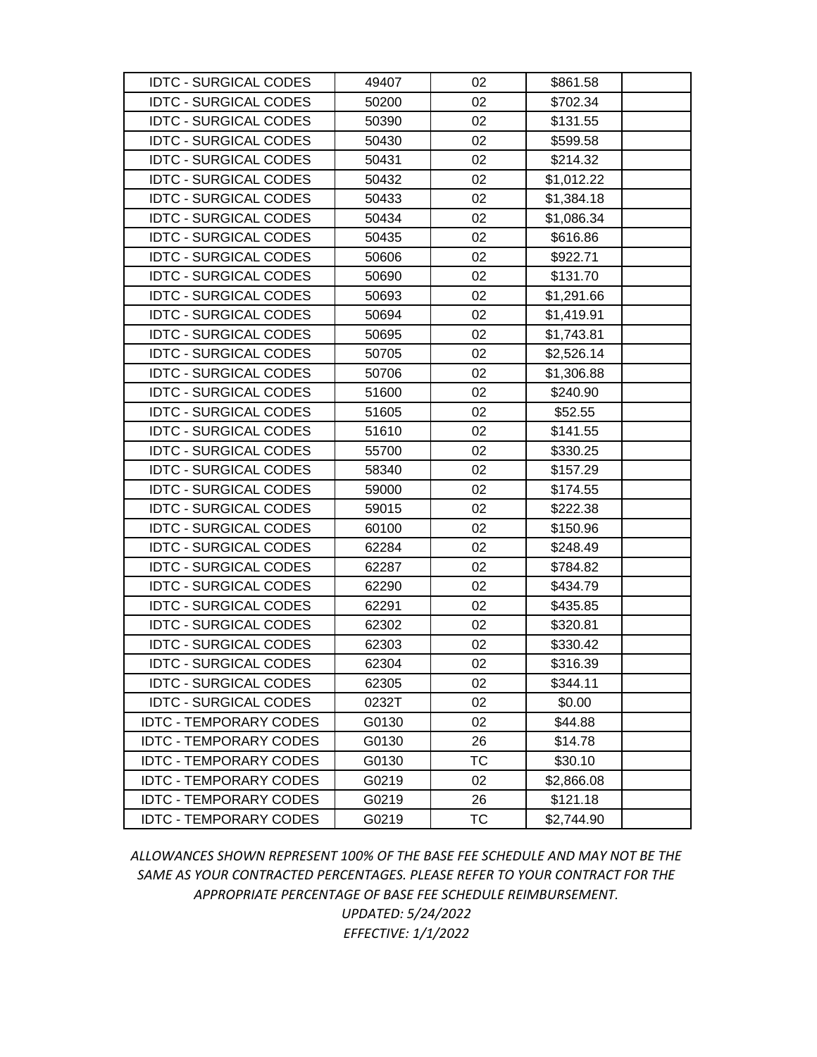| | | | | |
|---|---|---|---|---|
| IDTC - SURGICAL CODES | 49407 | 02 | $861.58 | |
| IDTC - SURGICAL CODES | 50200 | 02 | $702.34 | |
| IDTC - SURGICAL CODES | 50390 | 02 | $131.55 | |
| IDTC - SURGICAL CODES | 50430 | 02 | $599.58 | |
| IDTC - SURGICAL CODES | 50431 | 02 | $214.32 | |
| IDTC - SURGICAL CODES | 50432 | 02 | $1,012.22 | |
| IDTC - SURGICAL CODES | 50433 | 02 | $1,384.18 | |
| IDTC - SURGICAL CODES | 50434 | 02 | $1,086.34 | |
| IDTC - SURGICAL CODES | 50435 | 02 | $616.86 | |
| IDTC - SURGICAL CODES | 50606 | 02 | $922.71 | |
| IDTC - SURGICAL CODES | 50690 | 02 | $131.70 | |
| IDTC - SURGICAL CODES | 50693 | 02 | $1,291.66 | |
| IDTC - SURGICAL CODES | 50694 | 02 | $1,419.91 | |
| IDTC - SURGICAL CODES | 50695 | 02 | $1,743.81 | |
| IDTC - SURGICAL CODES | 50705 | 02 | $2,526.14 | |
| IDTC - SURGICAL CODES | 50706 | 02 | $1,306.88 | |
| IDTC - SURGICAL CODES | 51600 | 02 | $240.90 | |
| IDTC - SURGICAL CODES | 51605 | 02 | $52.55 | |
| IDTC - SURGICAL CODES | 51610 | 02 | $141.55 | |
| IDTC - SURGICAL CODES | 55700 | 02 | $330.25 | |
| IDTC - SURGICAL CODES | 58340 | 02 | $157.29 | |
| IDTC - SURGICAL CODES | 59000 | 02 | $174.55 | |
| IDTC - SURGICAL CODES | 59015 | 02 | $222.38 | |
| IDTC - SURGICAL CODES | 60100 | 02 | $150.96 | |
| IDTC - SURGICAL CODES | 62284 | 02 | $248.49 | |
| IDTC - SURGICAL CODES | 62287 | 02 | $784.82 | |
| IDTC - SURGICAL CODES | 62290 | 02 | $434.79 | |
| IDTC - SURGICAL CODES | 62291 | 02 | $435.85 | |
| IDTC - SURGICAL CODES | 62302 | 02 | $320.81 | |
| IDTC - SURGICAL CODES | 62303 | 02 | $330.42 | |
| IDTC - SURGICAL CODES | 62304 | 02 | $316.39 | |
| IDTC - SURGICAL CODES | 62305 | 02 | $344.11 | |
| IDTC - SURGICAL CODES | 0232T | 02 | $0.00 | |
| IDTC - TEMPORARY CODES | G0130 | 02 | $44.88 | |
| IDTC - TEMPORARY CODES | G0130 | 26 | $14.78 | |
| IDTC - TEMPORARY CODES | G0130 | TC | $30.10 | |
| IDTC - TEMPORARY CODES | G0219 | 02 | $2,866.08 | |
| IDTC - TEMPORARY CODES | G0219 | 26 | $121.18 | |
| IDTC - TEMPORARY CODES | G0219 | TC | $2,744.90 | |

*ALLOWANCES SHOWN REPRESENT 100% OF THE BASE FEE SCHEDULE AND MAY NOT BE THE SAME AS YOUR CONTRACTED PERCENTAGES. PLEASE REFER TO YOUR CONTRACT FOR THE APPROPRIATE PERCENTAGE OF BASE FEE SCHEDULE REIMBURSEMENT.*

*UPDATED: 5/24/2022*

*EFFECTIVE: 1/1/2022*